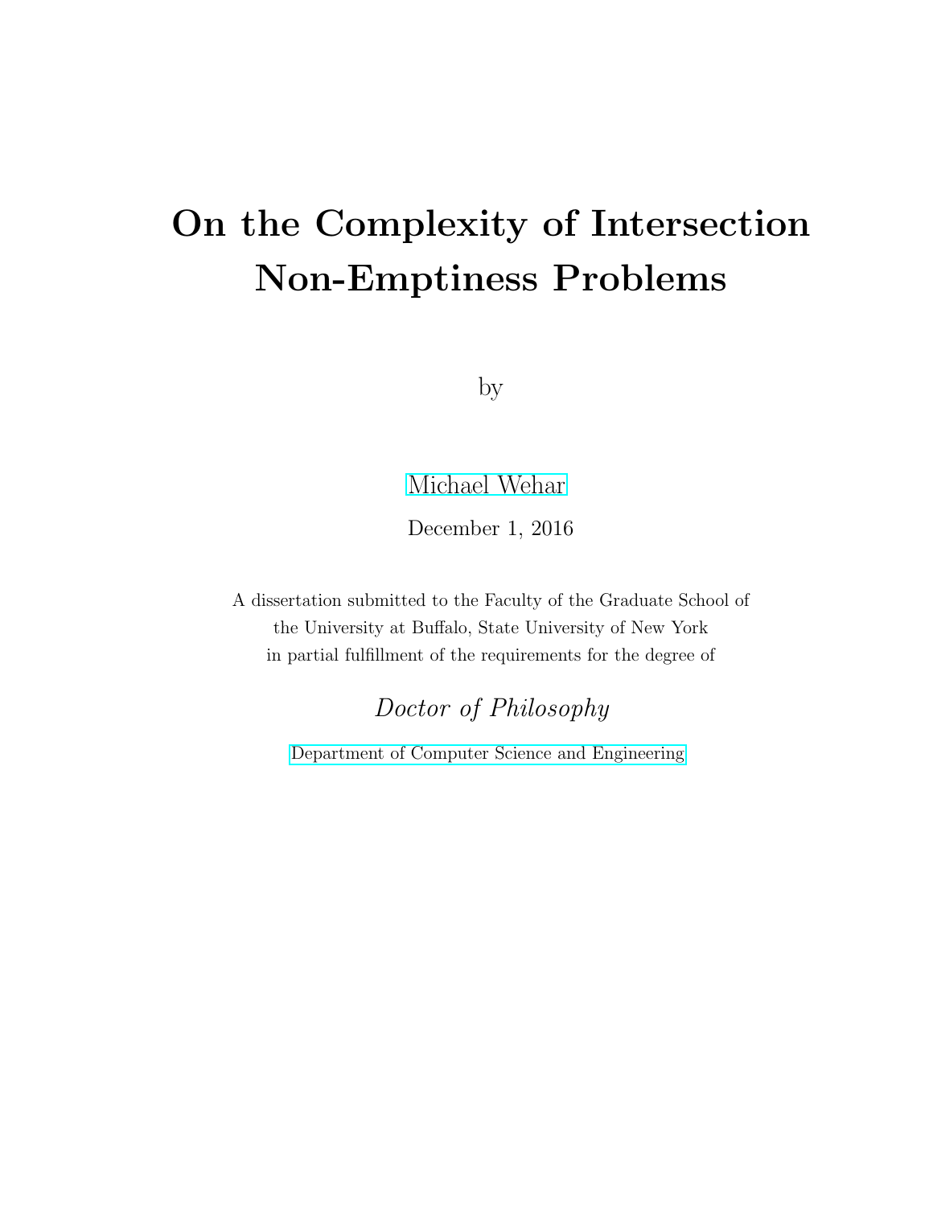# On the Complexity of Intersection Non-Emptiness Problems

by

Michael Wehar

December 1, 2016

A dissertation submitted to the Faculty of the Graduate School of
the University at Buffalo, State University of New York
in partial fulfillment of the requirements for the degree of

*Doctor of Philosophy*

Department of Computer Science and Engineering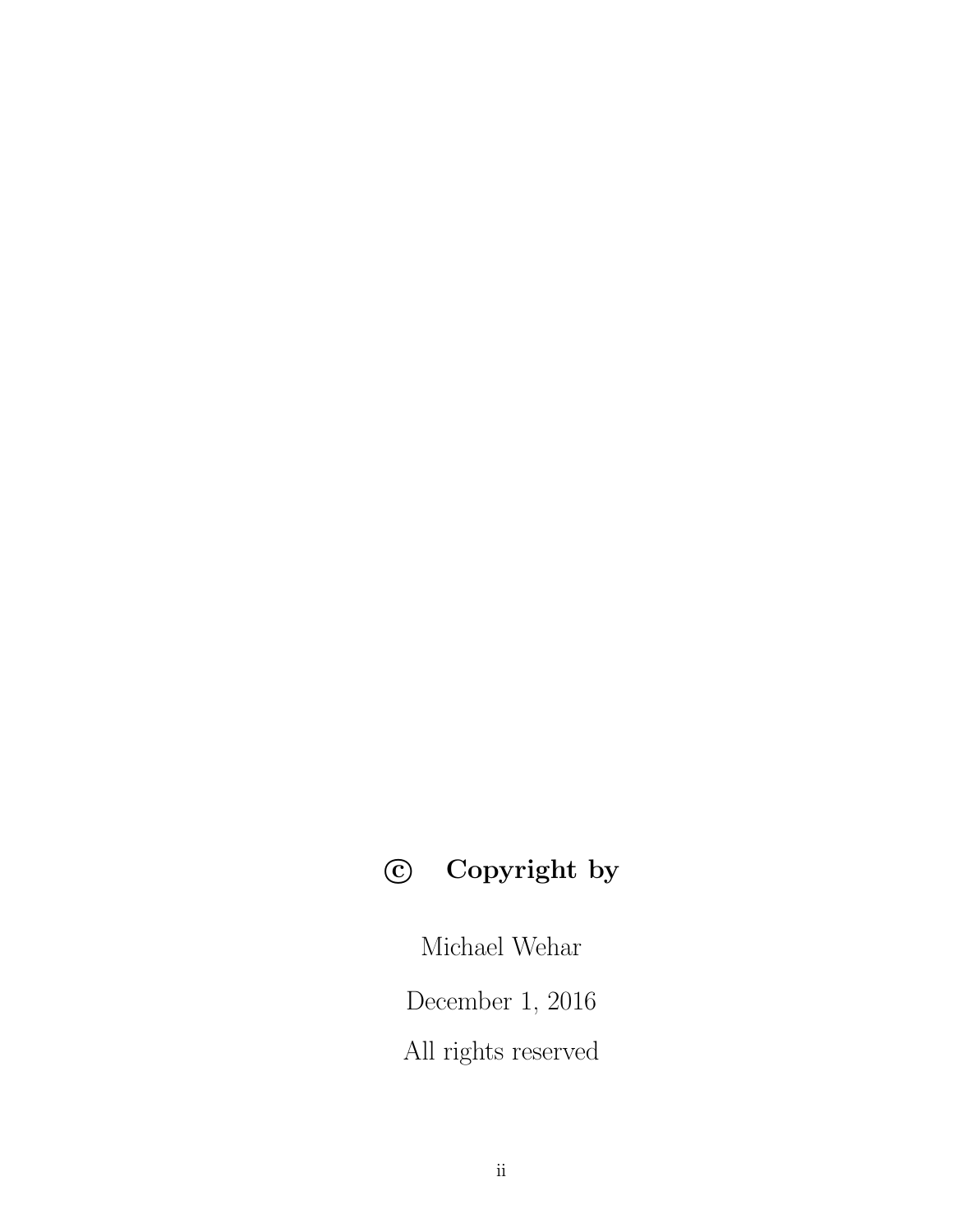**© Copyright by**

Michael Wehar

December 1, 2016

All rights reserved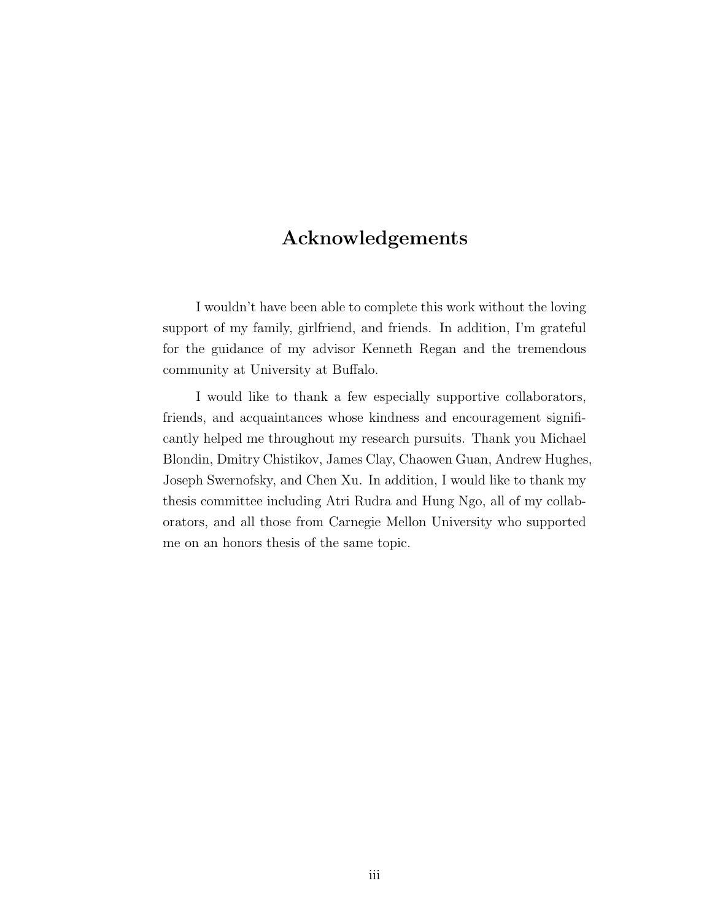# Acknowledgements

I wouldn't have been able to complete this work without the loving support of my family, girlfriend, and friends. In addition, I'm grateful for the guidance of my advisor Kenneth Regan and the tremendous community at University at Buffalo.

I would like to thank a few especially supportive collaborators, friends, and acquaintances whose kindness and encouragement significantly helped me throughout my research pursuits. Thank you Michael Blondin, Dmitry Chistikov, James Clay, Chaowen Guan, Andrew Hughes, Joseph Swernofsky, and Chen Xu. In addition, I would like to thank my thesis committee including Atri Rudra and Hung Ngo, all of my collaborators, and all those from Carnegie Mellon University who supported me on an honors thesis of the same topic.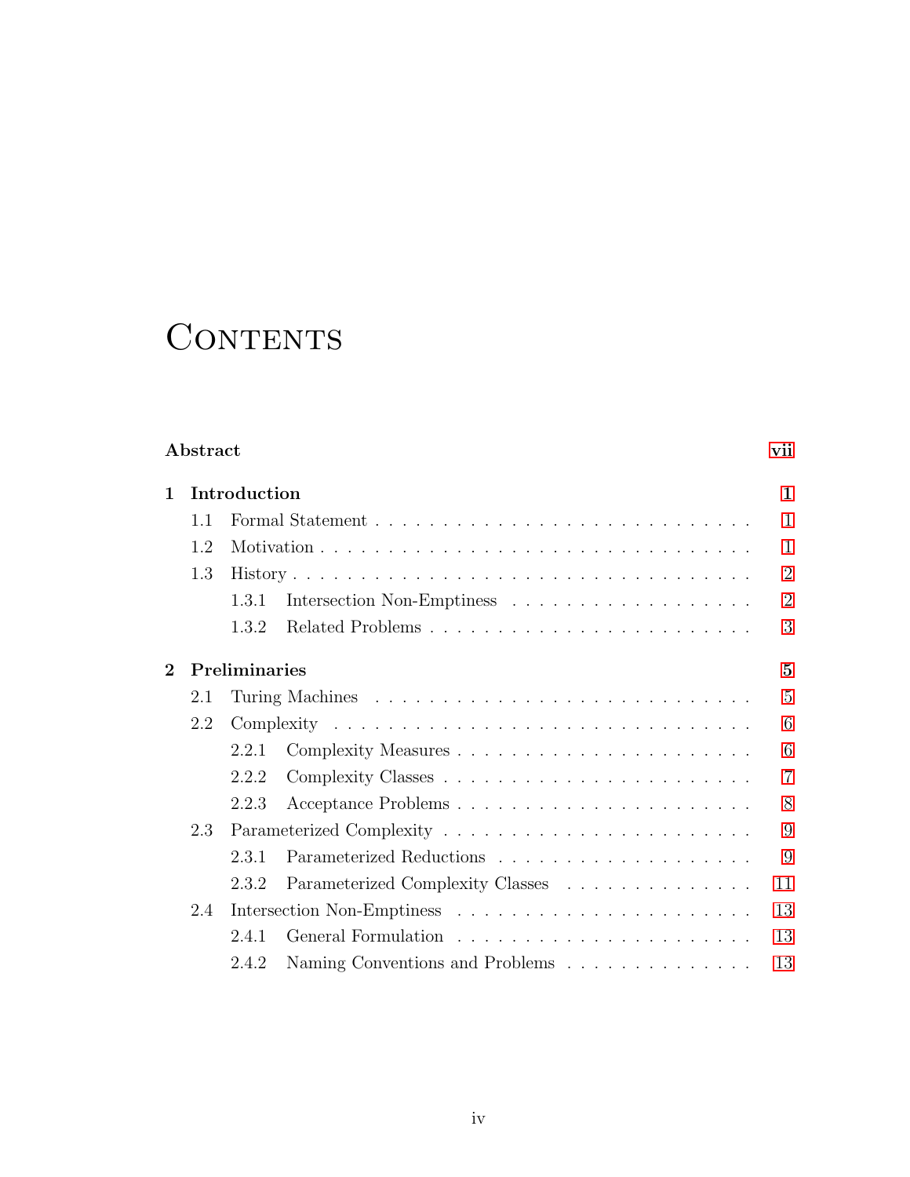# Contents

**Abstract** vii

**1 Introduction** 1

- 1.1 Formal Statement . . . . . . . . . . . . . . . . . . . . . . . . . . . . 1
- 1.2 Motivation . . . . . . . . . . . . . . . . . . . . . . . . . . . . . . . 1
- 1.3 History . . . . . . . . . . . . . . . . . . . . . . . . . . . . . . . . . 2
  - 1.3.1 Intersection Non-Emptiness . . . . . . . . . . . . . . . . . . 2
  - 1.3.2 Related Problems . . . . . . . . . . . . . . . . . . . . . . . . 3

**2 Preliminaries** 5

- 2.1 Turing Machines . . . . . . . . . . . . . . . . . . . . . . . . . . . . 5
- 2.2 Complexity . . . . . . . . . . . . . . . . . . . . . . . . . . . . . . . 6
  - 2.2.1 Complexity Measures . . . . . . . . . . . . . . . . . . . . . . 6
  - 2.2.2 Complexity Classes . . . . . . . . . . . . . . . . . . . . . . . 7
  - 2.2.3 Acceptance Problems . . . . . . . . . . . . . . . . . . . . . . 8
- 2.3 Parameterized Complexity . . . . . . . . . . . . . . . . . . . . . . . 9
  - 2.3.1 Parameterized Reductions . . . . . . . . . . . . . . . . . . . 9
  - 2.3.2 Parameterized Complexity Classes . . . . . . . . . . . . . . 11
- 2.4 Intersection Non-Emptiness . . . . . . . . . . . . . . . . . . . . . . 13
  - 2.4.1 General Formulation . . . . . . . . . . . . . . . . . . . . . . 13
  - 2.4.2 Naming Conventions and Problems . . . . . . . . . . . . . . 13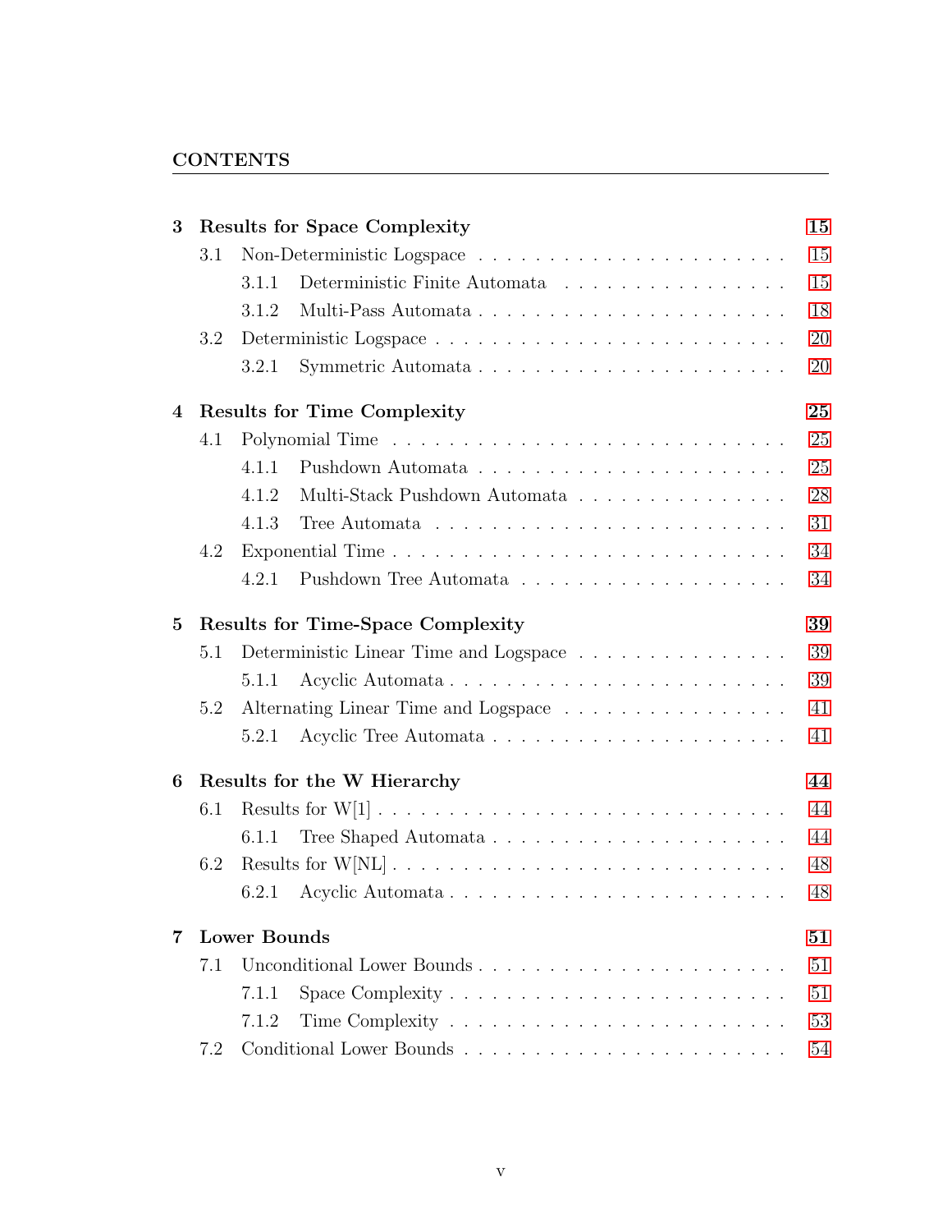**3 Results for Space Complexity** — 15

- 3.1 Non-Deterministic Logspace — 15
  - 3.1.1 Deterministic Finite Automata — 15
  - 3.1.2 Multi-Pass Automata — 18
- 3.2 Deterministic Logspace — 20
  - 3.2.1 Symmetric Automata — 20

**4 Results for Time Complexity** — 25

- 4.1 Polynomial Time — 25
  - 4.1.1 Pushdown Automata — 25
  - 4.1.2 Multi-Stack Pushdown Automata — 28
  - 4.1.3 Tree Automata — 31
- 4.2 Exponential Time — 34
  - 4.2.1 Pushdown Tree Automata — 34

**5 Results for Time-Space Complexity** — 39

- 5.1 Deterministic Linear Time and Logspace — 39
  - 5.1.1 Acyclic Automata — 39
- 5.2 Alternating Linear Time and Logspace — 41
  - 5.2.1 Acyclic Tree Automata — 41

**6 Results for the W Hierarchy** — 44

- 6.1 Results for W[1] — 44
  - 6.1.1 Tree Shaped Automata — 44
- 6.2 Results for W[NL] — 48
  - 6.2.1 Acyclic Automata — 48

**7 Lower Bounds** — 51

- 7.1 Unconditional Lower Bounds — 51
  - 7.1.1 Space Complexity — 51
  - 7.1.2 Time Complexity — 53
- 7.2 Conditional Lower Bounds — 54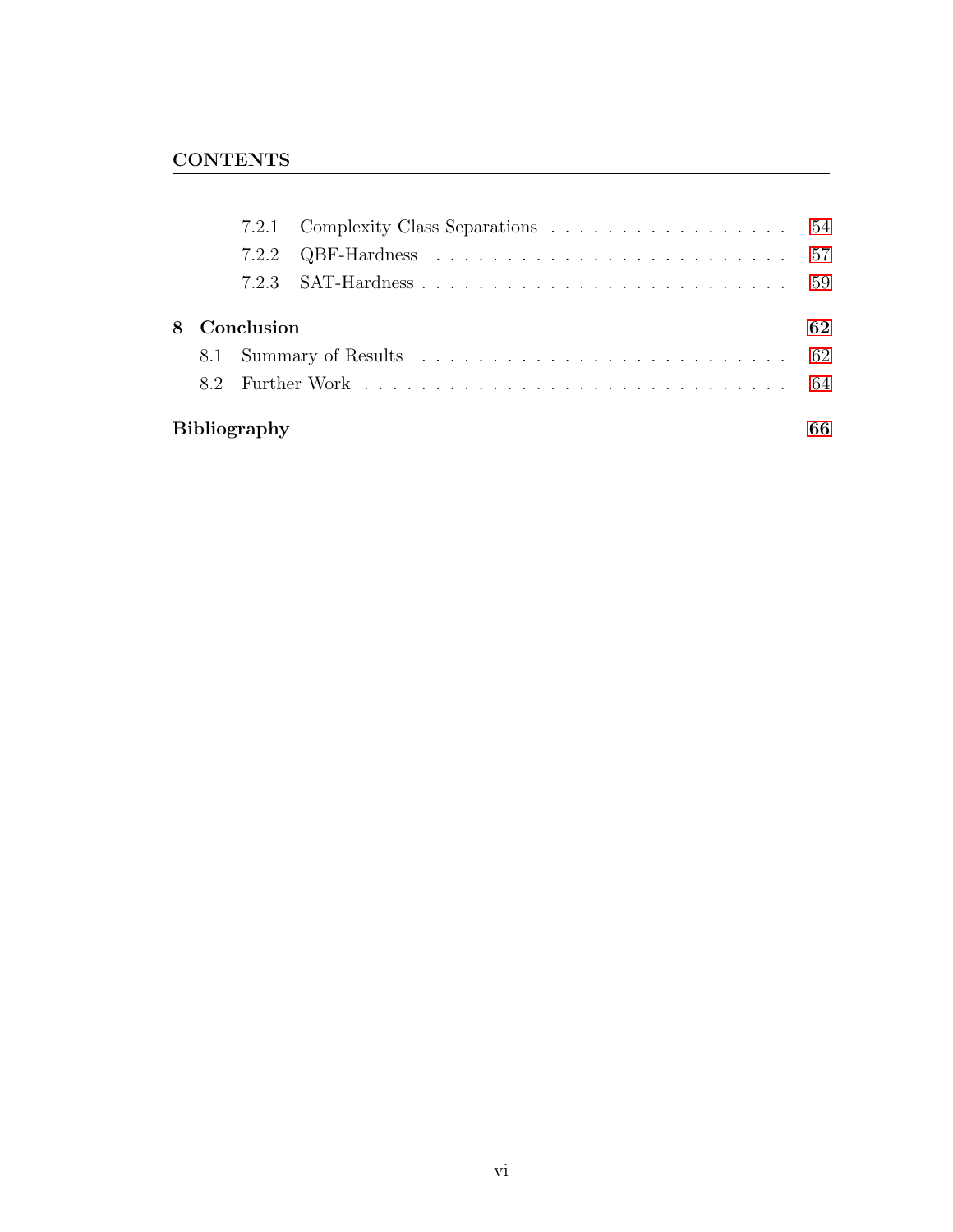7.2.1 Complexity Class Separations . . . . . . . . . . . . . . . . . . 54

7.2.2 QBF-Hardness . . . . . . . . . . . . . . . . . . . . . . . . . 57

7.2.3 SAT-Hardness . . . . . . . . . . . . . . . . . . . . . . . . . 59

**8 Conclusion** **62**

8.1 Summary of Results . . . . . . . . . . . . . . . . . . . . . . . . . 62

8.2 Further Work . . . . . . . . . . . . . . . . . . . . . . . . . . . . 64

**Bibliography** **66**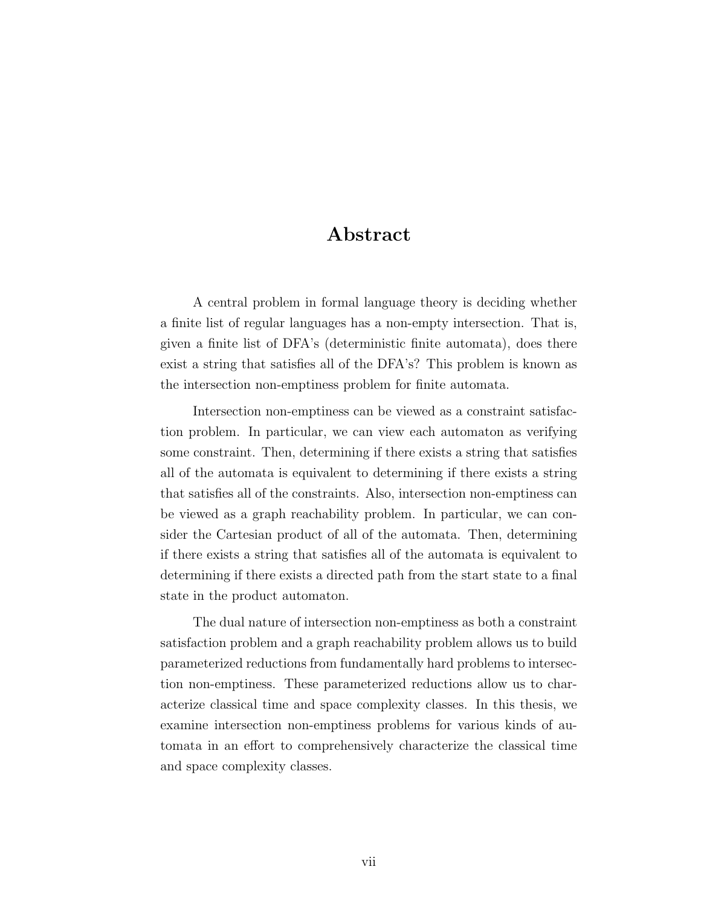# Abstract

A central problem in formal language theory is deciding whether a finite list of regular languages has a non-empty intersection. That is, given a finite list of DFA's (deterministic finite automata), does there exist a string that satisfies all of the DFA's? This problem is known as the intersection non-emptiness problem for finite automata.

Intersection non-emptiness can be viewed as a constraint satisfaction problem. In particular, we can view each automaton as verifying some constraint. Then, determining if there exists a string that satisfies all of the automata is equivalent to determining if there exists a string that satisfies all of the constraints. Also, intersection non-emptiness can be viewed as a graph reachability problem. In particular, we can consider the Cartesian product of all of the automata. Then, determining if there exists a string that satisfies all of the automata is equivalent to determining if there exists a directed path from the start state to a final state in the product automaton.

The dual nature of intersection non-emptiness as both a constraint satisfaction problem and a graph reachability problem allows us to build parameterized reductions from fundamentally hard problems to intersection non-emptiness. These parameterized reductions allow us to characterize classical time and space complexity classes. In this thesis, we examine intersection non-emptiness problems for various kinds of automata in an effort to comprehensively characterize the classical time and space complexity classes.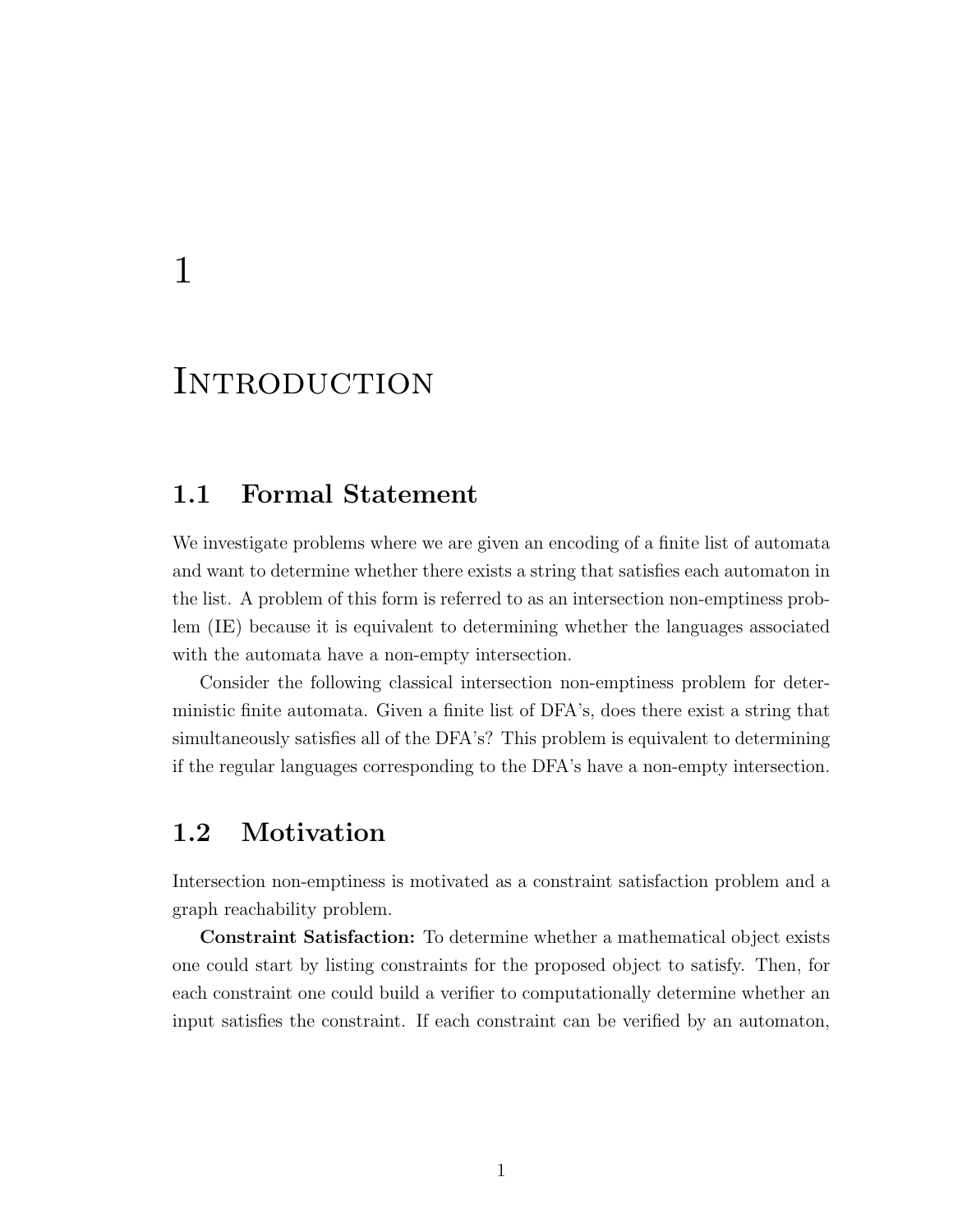# 1

# Introduction

## 1.1 Formal Statement

We investigate problems where we are given an encoding of a finite list of automata and want to determine whether there exists a string that satisfies each automaton in the list. A problem of this form is referred to as an intersection non-emptiness problem (IE) because it is equivalent to determining whether the languages associated with the automata have a non-empty intersection.

Consider the following classical intersection non-emptiness problem for deterministic finite automata. Given a finite list of DFA's, does there exist a string that simultaneously satisfies all of the DFA's? This problem is equivalent to determining if the regular languages corresponding to the DFA's have a non-empty intersection.

## 1.2 Motivation

Intersection non-emptiness is motivated as a constraint satisfaction problem and a graph reachability problem.

**Constraint Satisfaction:** To determine whether a mathematical object exists one could start by listing constraints for the proposed object to satisfy. Then, for each constraint one could build a verifier to computationally determine whether an input satisfies the constraint. If each constraint can be verified by an automaton,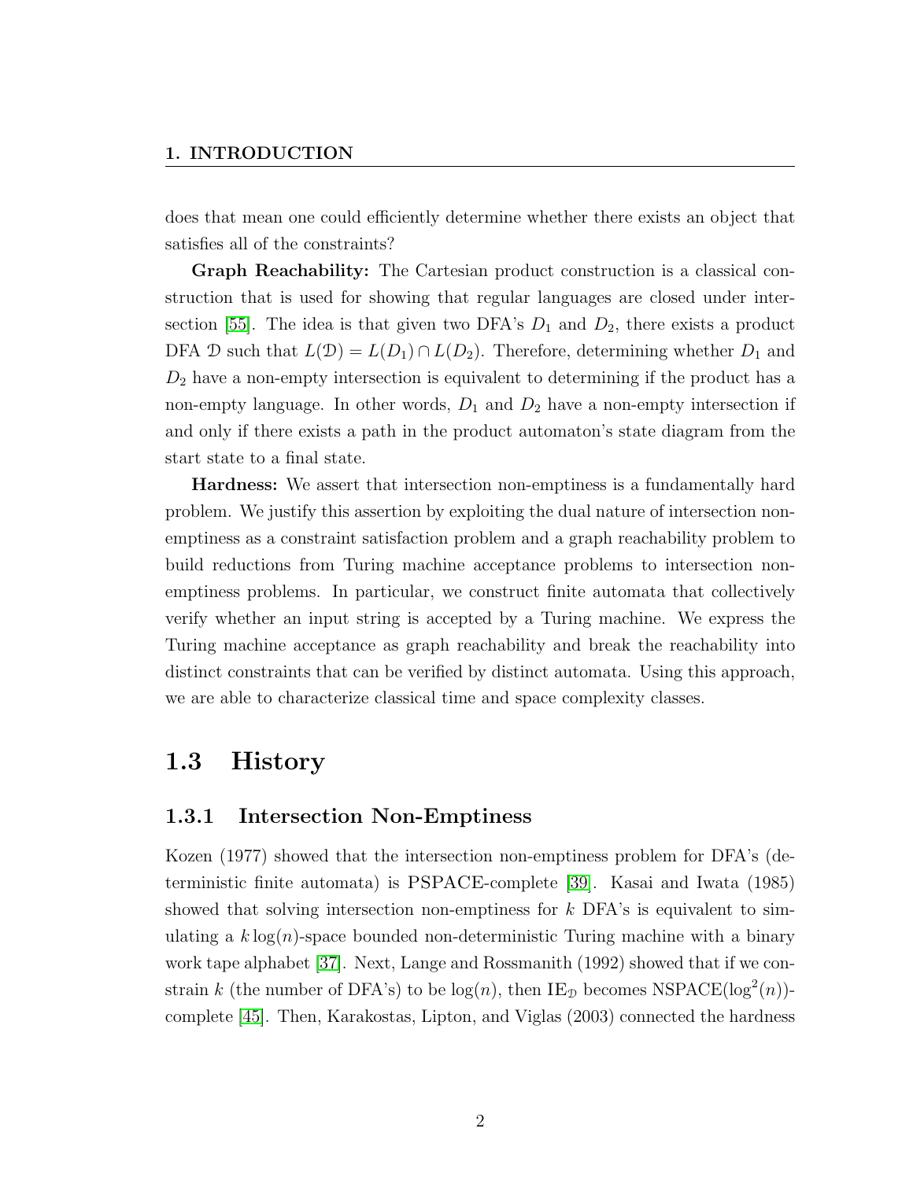does that mean one could efficiently determine whether there exists an object that satisfies all of the constraints?

**Graph Reachability:** The Cartesian product construction is a classical construction that is used for showing that regular languages are closed under intersection [55]. The idea is that given two DFA's $D_1$ and $D_2$, there exists a product DFA $\mathcal{D}$ such that $L(\mathcal{D}) = L(D_1) \cap L(D_2)$. Therefore, determining whether $D_1$ and $D_2$ have a non-empty intersection is equivalent to determining if the product has a non-empty language. In other words, $D_1$ and $D_2$ have a non-empty intersection if and only if there exists a path in the product automaton's state diagram from the start state to a final state.

**Hardness:** We assert that intersection non-emptiness is a fundamentally hard problem. We justify this assertion by exploiting the dual nature of intersection non-emptiness as a constraint satisfaction problem and a graph reachability problem to build reductions from Turing machine acceptance problems to intersection non-emptiness problems. In particular, we construct finite automata that collectively verify whether an input string is accepted by a Turing machine. We express the Turing machine acceptance as graph reachability and break the reachability into distinct constraints that can be verified by distinct automata. Using this approach, we are able to characterize classical time and space complexity classes.

## 1.3 History

### 1.3.1 Intersection Non-Emptiness

Kozen (1977) showed that the intersection non-emptiness problem for DFA's (deterministic finite automata) is PSPACE-complete [39]. Kasai and Iwata (1985) showed that solving intersection non-emptiness for $k$ DFA's is equivalent to simulating a $k\log(n)$-space bounded non-deterministic Turing machine with a binary work tape alphabet [37]. Next, Lange and Rossmanith (1992) showed that if we constrain $k$ (the number of DFA's) to be $\log(n)$, then $\text{IE}_{\mathcal{D}}$ becomes $\text{NSPACE}(\log^2(n))$-complete [45]. Then, Karakostas, Lipton, and Viglas (2003) connected the hardness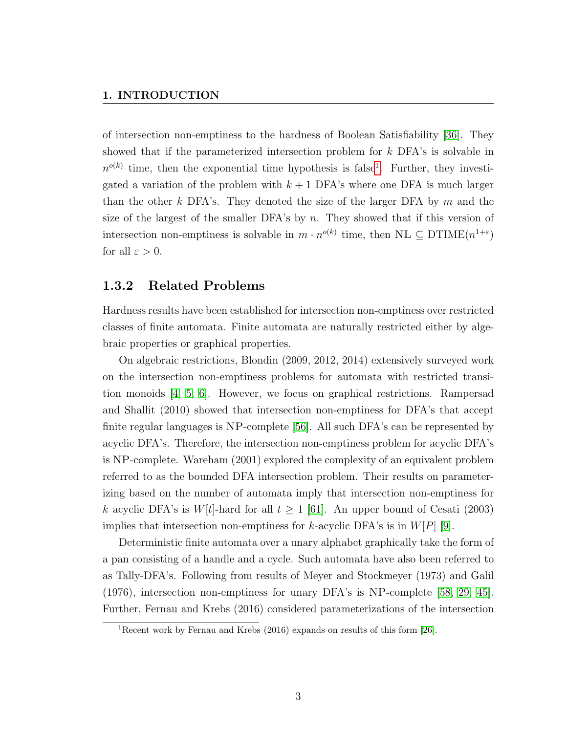of intersection non-emptiness to the hardness of Boolean Satisfiability [36]. They showed that if the parameterized intersection problem for $k$ DFA's is solvable in $n^{o(k)}$ time, then the exponential time hypothesis is false[1]. Further, they investigated a variation of the problem with $k+1$ DFA's where one DFA is much larger than the other $k$ DFA's. They denoted the size of the larger DFA by $m$ and the size of the largest of the smaller DFA's by $n$. They showed that if this version of intersection non-emptiness is solvable in $m \cdot n^{o(k)}$ time, then $\text{NL} \subseteq \text{DTIME}(n^{1+\varepsilon})$ for all $\varepsilon > 0$.

### 1.3.2 Related Problems

Hardness results have been established for intersection non-emptiness over restricted classes of finite automata. Finite automata are naturally restricted either by algebraic properties or graphical properties.

On algebraic restrictions, Blondin (2009, 2012, 2014) extensively surveyed work on the intersection non-emptiness problems for automata with restricted transition monoids [4, 5, 6]. However, we focus on graphical restrictions. Rampersad and Shallit (2010) showed that intersection non-emptiness for DFA's that accept finite regular languages is NP-complete [56]. All such DFA's can be represented by acyclic DFA's. Therefore, the intersection non-emptiness problem for acyclic DFA's is NP-complete. Wareham (2001) explored the complexity of an equivalent problem referred to as the bounded DFA intersection problem. Their results on parameterizing based on the number of automata imply that intersection non-emptiness for $k$ acyclic DFA's is $W[t]$-hard for all $t \geq 1$ [61]. An upper bound of Cesati (2003) implies that intersection non-emptiness for $k$-acyclic DFA's is in $W[P]$ [9].

Deterministic finite automata over a unary alphabet graphically take the form of a pan consisting of a handle and a cycle. Such automata have also been referred to as Tally-DFA's. Following from results of Meyer and Stockmeyer (1973) and Galil (1976), intersection non-emptiness for unary DFA's is NP-complete [58, 29, 45]. Further, Fernau and Krebs (2016) considered parameterizations of the intersection

[1] Recent work by Fernau and Krebs (2016) expands on results of this form [26].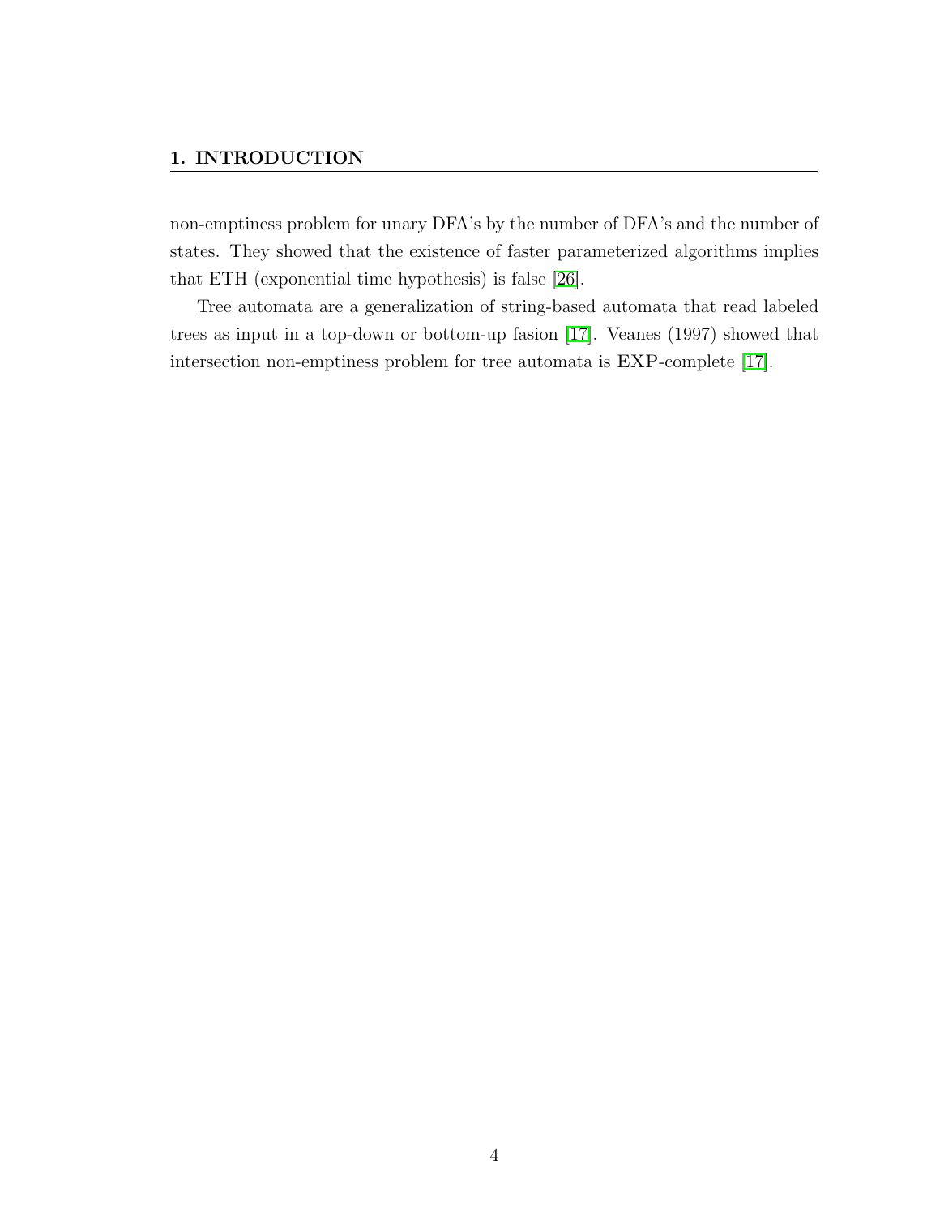non-emptiness problem for unary DFA's by the number of DFA's and the number of states. They showed that the existence of faster parameterized algorithms implies that ETH (exponential time hypothesis) is false [26].

Tree automata are a generalization of string-based automata that read labeled trees as input in a top-down or bottom-up fasion [17]. Veanes (1997) showed that intersection non-emptiness problem for tree automata is EXP-complete [17].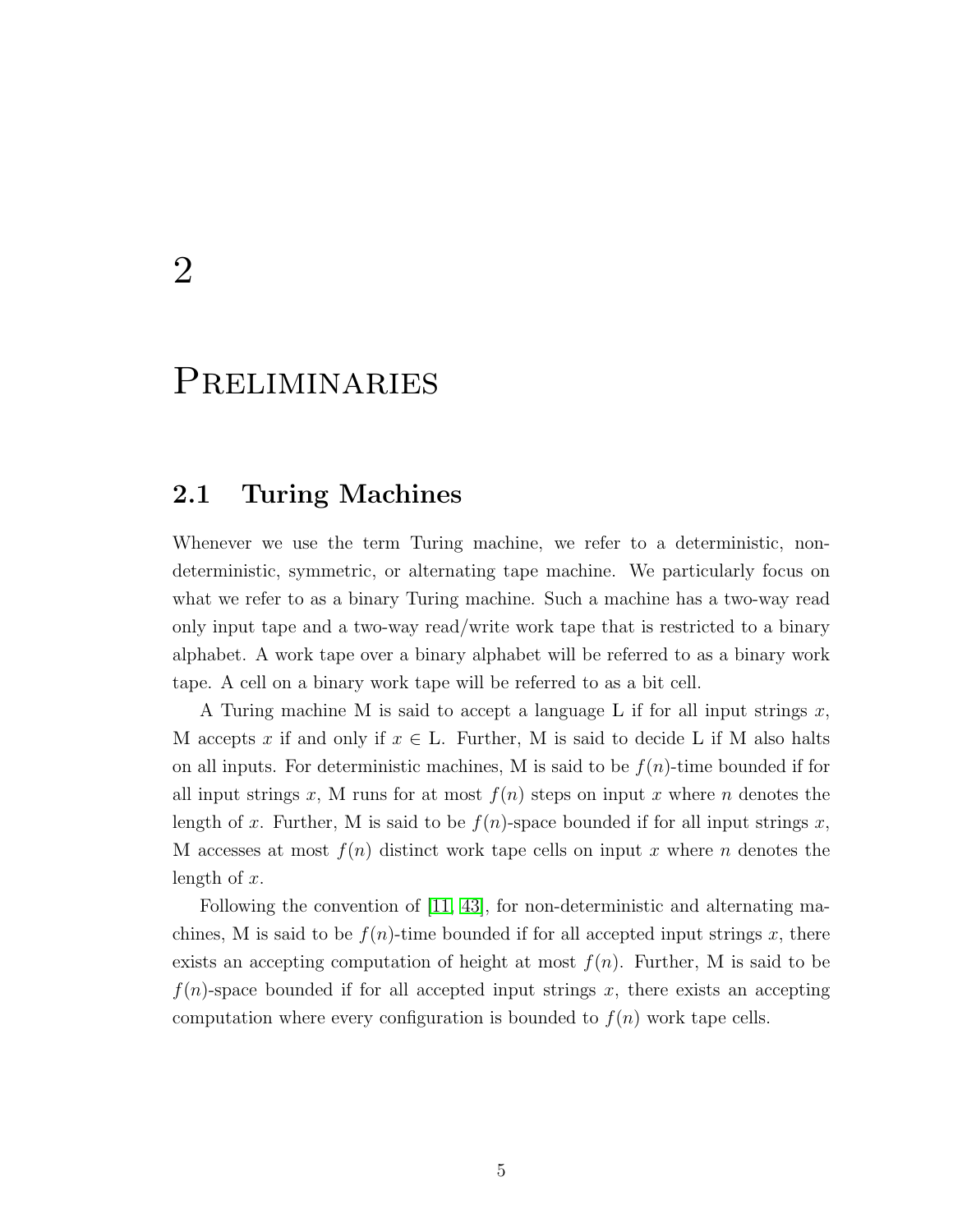# 2

# Preliminaries

## 2.1 Turing Machines

Whenever we use the term Turing machine, we refer to a deterministic, non-deterministic, symmetric, or alternating tape machine. We particularly focus on what we refer to as a binary Turing machine. Such a machine has a two-way read only input tape and a two-way read/write work tape that is restricted to a binary alphabet. A work tape over a binary alphabet will be referred to as a binary work tape. A cell on a binary work tape will be referred to as a bit cell.

A Turing machine M is said to accept a language L if for all input strings $x$, M accepts $x$ if and only if $x \in$ L. Further, M is said to decide L if M also halts on all inputs. For deterministic machines, M is said to be $f(n)$-time bounded if for all input strings $x$, M runs for at most $f(n)$ steps on input $x$ where $n$ denotes the length of $x$. Further, M is said to be $f(n)$-space bounded if for all input strings $x$, M accesses at most $f(n)$ distinct work tape cells on input $x$ where $n$ denotes the length of $x$.

Following the convention of [11, 43], for non-deterministic and alternating machines, M is said to be $f(n)$-time bounded if for all accepted input strings $x$, there exists an accepting computation of height at most $f(n)$. Further, M is said to be $f(n)$-space bounded if for all accepted input strings $x$, there exists an accepting computation where every configuration is bounded to $f(n)$ work tape cells.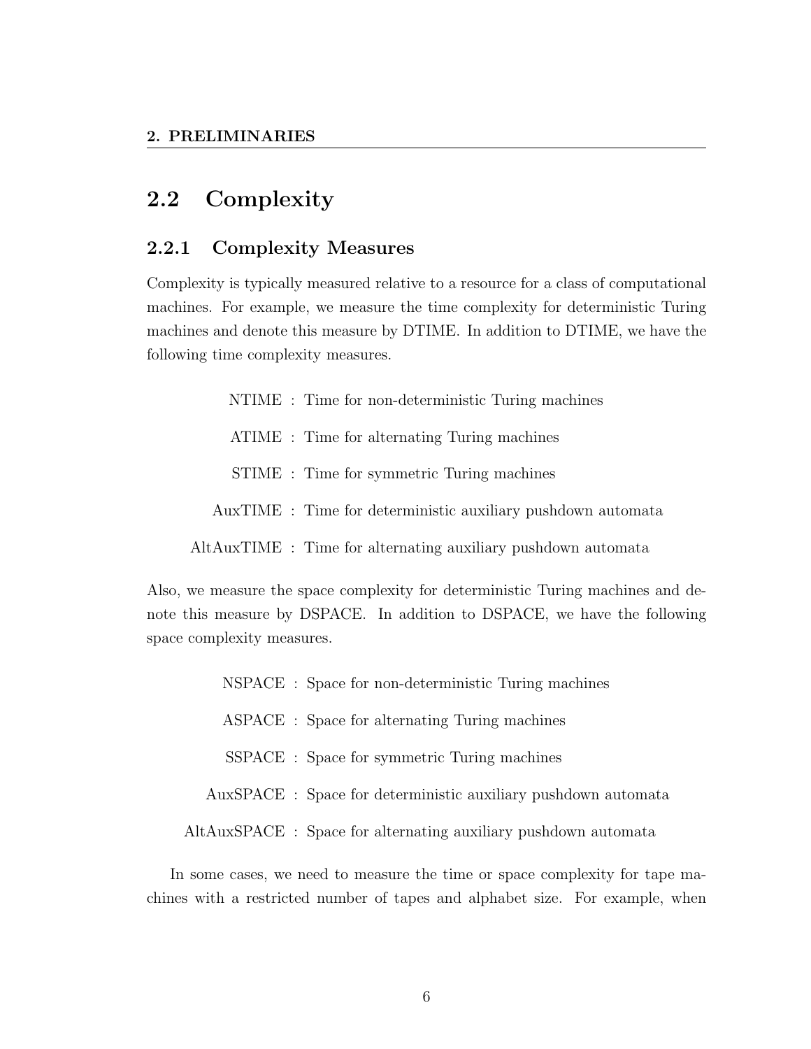## 2.2 Complexity

### 2.2.1 Complexity Measures

Complexity is typically measured relative to a resource for a class of computational machines. For example, we measure the time complexity for deterministic Turing machines and denote this measure by DTIME. In addition to DTIME, we have the following time complexity measures.

NTIME : Time for non-deterministic Turing machines

ATIME : Time for alternating Turing machines

STIME : Time for symmetric Turing machines

AuxTIME : Time for deterministic auxiliary pushdown automata

AltAuxTIME : Time for alternating auxiliary pushdown automata

Also, we measure the space complexity for deterministic Turing machines and denote this measure by DSPACE. In addition to DSPACE, we have the following space complexity measures.

NSPACE : Space for non-deterministic Turing machines

ASPACE : Space for alternating Turing machines

SSPACE : Space for symmetric Turing machines

AuxSPACE : Space for deterministic auxiliary pushdown automata

AltAuxSPACE : Space for alternating auxiliary pushdown automata

In some cases, we need to measure the time or space complexity for tape machines with a restricted number of tapes and alphabet size. For example, when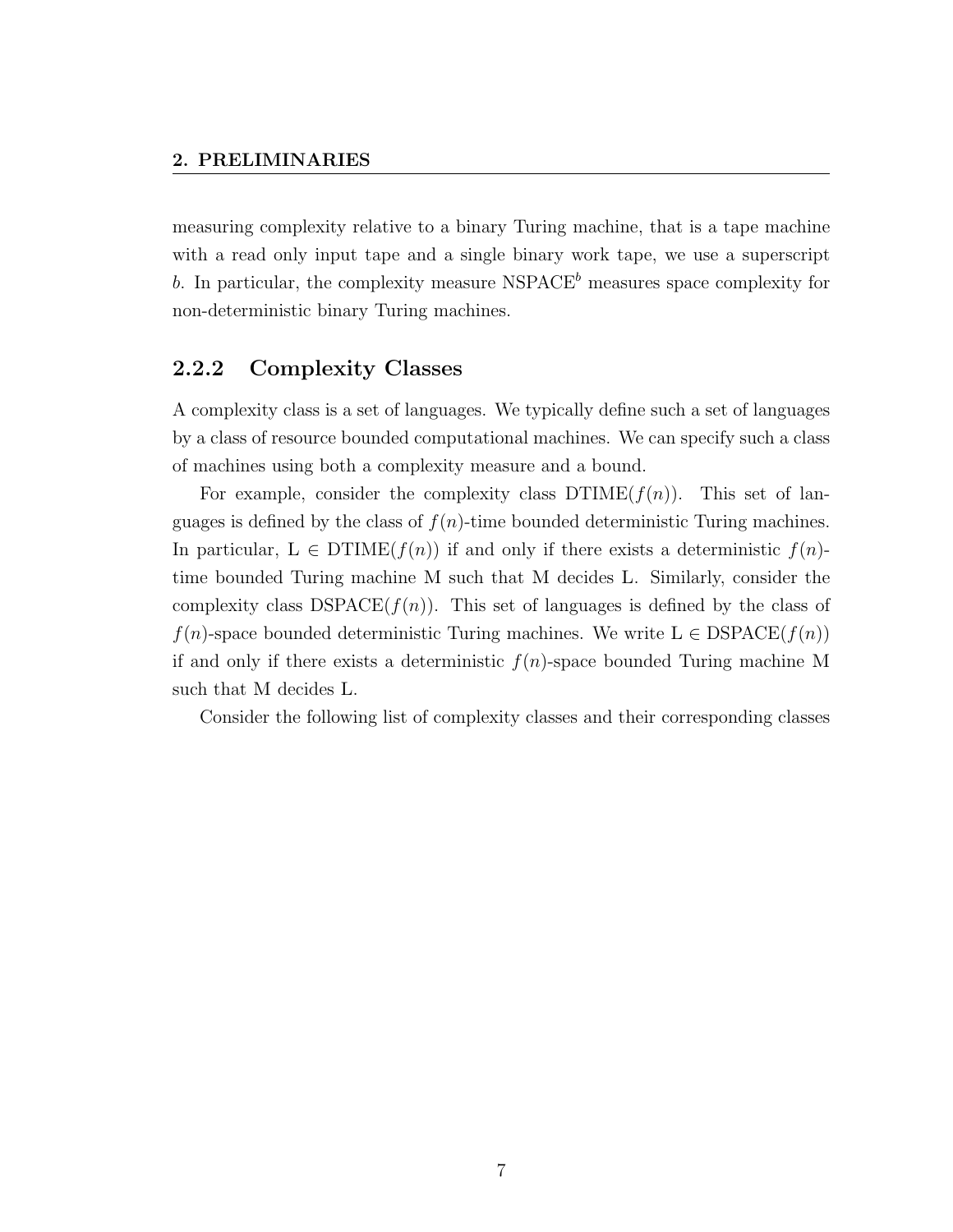measuring complexity relative to a binary Turing machine, that is a tape machine with a read only input tape and a single binary work tape, we use a superscript $b$. In particular, the complexity measure $\text{NSPACE}^b$ measures space complexity for non-deterministic binary Turing machines.

### 2.2.2 Complexity Classes

A complexity class is a set of languages. We typically define such a set of languages by a class of resource bounded computational machines. We can specify such a class of machines using both a complexity measure and a bound.

For example, consider the complexity class $\text{DTIME}(f(n))$. This set of languages is defined by the class of $f(n)$-time bounded deterministic Turing machines. In particular, $\text{L} \in \text{DTIME}(f(n))$ if and only if there exists a deterministic $f(n)$-time bounded Turing machine M such that M decides L. Similarly, consider the complexity class $\text{DSPACE}(f(n))$. This set of languages is defined by the class of $f(n)$-space bounded deterministic Turing machines. We write $\text{L} \in \text{DSPACE}(f(n))$ if and only if there exists a deterministic $f(n)$-space bounded Turing machine M such that M decides L.

Consider the following list of complexity classes and their corresponding classes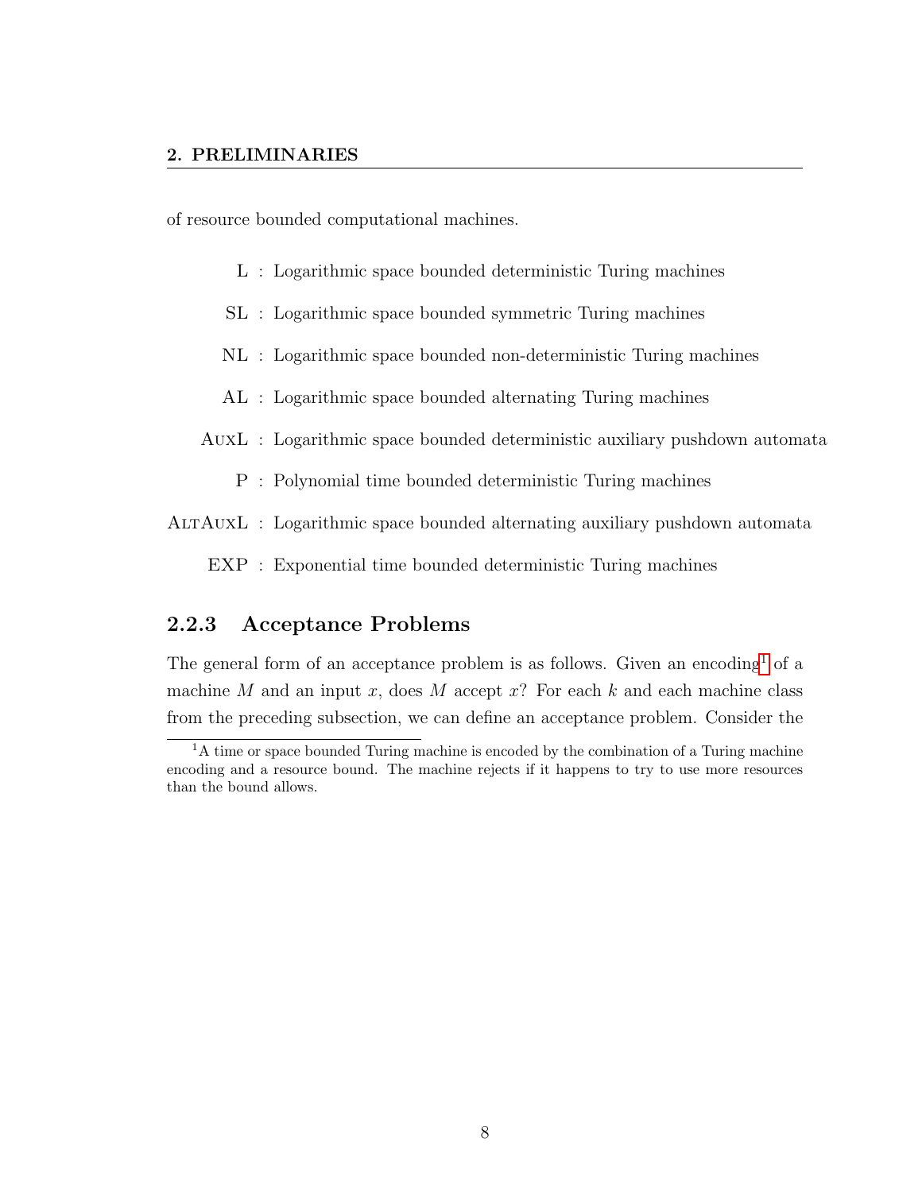of resource bounded computational machines.

- L : Logarithmic space bounded deterministic Turing machines
- SL : Logarithmic space bounded symmetric Turing machines
- NL : Logarithmic space bounded non-deterministic Turing machines
- AL : Logarithmic space bounded alternating Turing machines
- AuxL : Logarithmic space bounded deterministic auxiliary pushdown automata
- P : Polynomial time bounded deterministic Turing machines
- AltAuxL : Logarithmic space bounded alternating auxiliary pushdown automata
- EXP : Exponential time bounded deterministic Turing machines

### 2.2.3 Acceptance Problems

The general form of an acceptance problem is as follows. Given an encoding[1] of a machine $M$ and an input $x$, does $M$ accept $x$? For each $k$ and each machine class from the preceding subsection, we can define an acceptance problem. Consider the

[1] A time or space bounded Turing machine is encoded by the combination of a Turing machine encoding and a resource bound. The machine rejects if it happens to try to use more resources than the bound allows.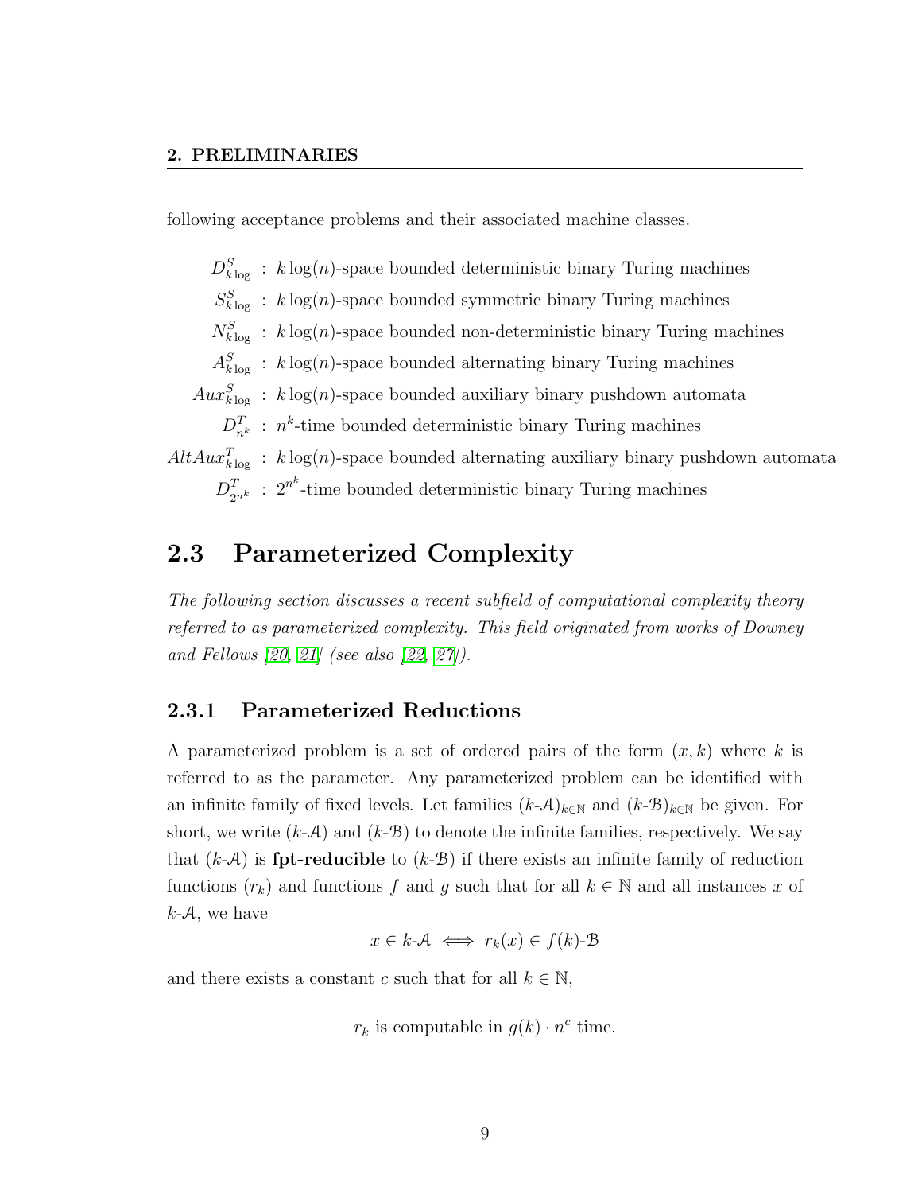following acceptance problems and their associated machine classes.

$$
\begin{aligned}
D^S_{k\log} &: k\log(n)\text{-space bounded deterministic binary Turing machines}\\
S^S_{k\log} &: k\log(n)\text{-space bounded symmetric binary Turing machines}\\
N^S_{k\log} &: k\log(n)\text{-space bounded non-deterministic binary Turing machines}\\
A^S_{k\log} &: k\log(n)\text{-space bounded alternating binary Turing machines}\\
Aux^S_{k\log} &: k\log(n)\text{-space bounded auxiliary binary pushdown automata}\\
D^T_{n^k} &: n^k\text{-time bounded deterministic binary Turing machines}\\
AltAux^T_{k\log} &: k\log(n)\text{-space bounded alternating auxiliary binary pushdown automata}\\
D^T_{2^{n^k}} &: 2^{n^k}\text{-time bounded deterministic binary Turing machines}
\end{aligned}
$$

## 2.3 Parameterized Complexity

*The following section discusses a recent subfield of computational complexity theory referred to as parameterized complexity. This field originated from works of Downey and Fellows [20, 21] (see also [22, 27]).*

### 2.3.1 Parameterized Reductions

A parameterized problem is a set of ordered pairs of the form $(x, k)$ where $k$ is referred to as the parameter. Any parameterized problem can be identified with an infinite family of fixed levels. Let families $(k\text{-}\mathcal{A})_{k\in\mathbb{N}}$ and $(k\text{-}\mathcal{B})_{k\in\mathbb{N}}$ be given. For short, we write $(k\text{-}\mathcal{A})$ and $(k\text{-}\mathcal{B})$ to denote the infinite families, respectively. We say that $(k\text{-}\mathcal{A})$ is **fpt-reducible** to $(k\text{-}\mathcal{B})$ if there exists an infinite family of reduction functions $(r_k)$ and functions $f$ and $g$ such that for all $k \in \mathbb{N}$ and all instances $x$ of $k\text{-}\mathcal{A}$, we have

$$x \in k\text{-}\mathcal{A} \iff r_k(x) \in f(k)\text{-}\mathcal{B}$$

and there exists a constant $c$ such that for all $k \in \mathbb{N}$,

$$r_k \text{ is computable in } g(k) \cdot n^c \text{ time.}$$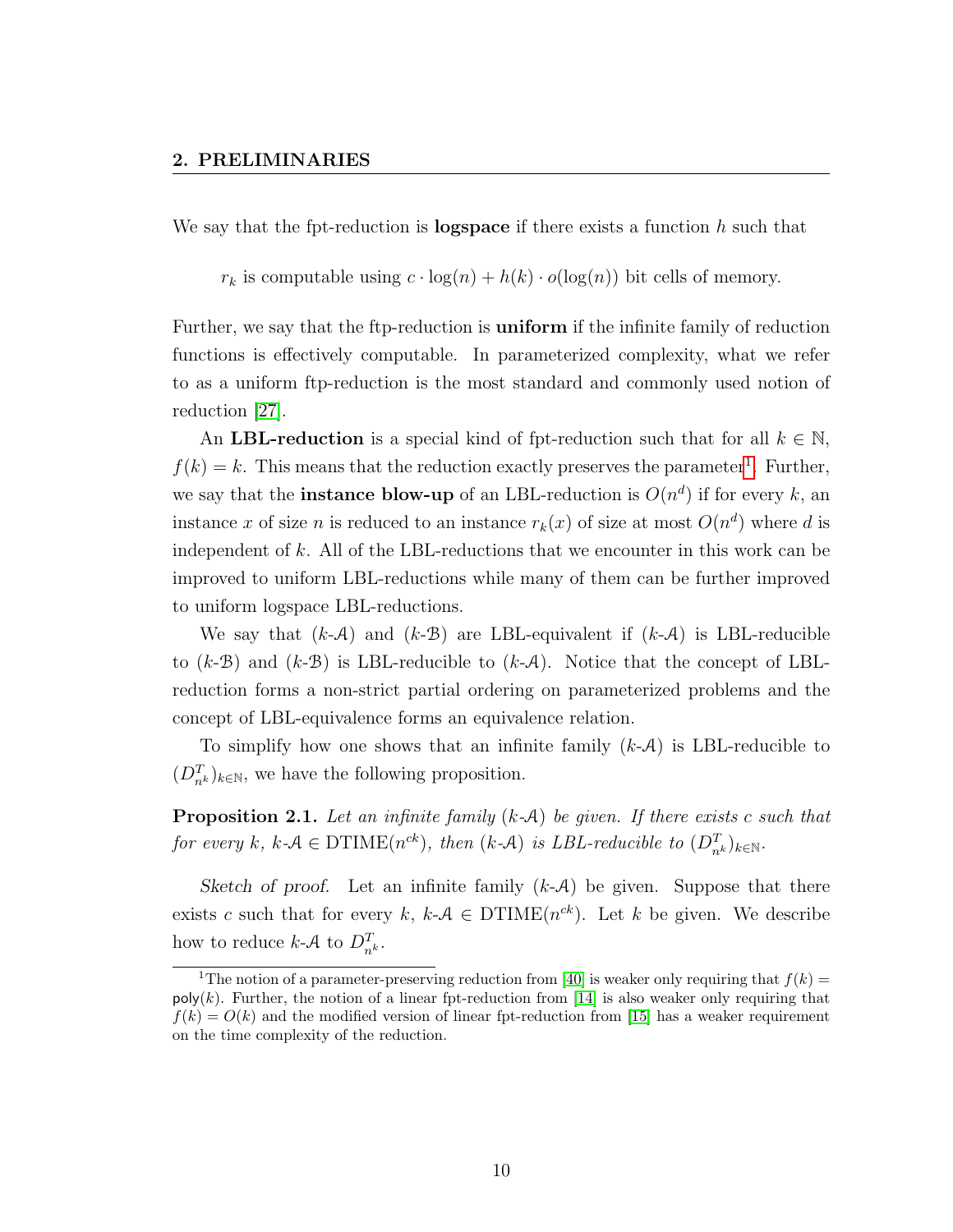We say that the fpt-reduction is **logspace** if there exists a function $h$ such that

$$r_k \text{ is computable using } c \cdot \log(n) + h(k) \cdot o(\log(n)) \text{ bit cells of memory.}$$

Further, we say that the ftp-reduction is **uniform** if the infinite family of reduction functions is effectively computable. In parameterized complexity, what we refer to as a uniform ftp-reduction is the most standard and commonly used notion of reduction [27].

An **LBL-reduction** is a special kind of fpt-reduction such that for all $k \in \mathbb{N}$, $f(k) = k$. This means that the reduction exactly preserves the parameter[1]. Further, we say that the **instance blow-up** of an LBL-reduction is $O(n^d)$ if for every $k$, an instance $x$ of size $n$ is reduced to an instance $r_k(x)$ of size at most $O(n^d)$ where $d$ is independent of $k$. All of the LBL-reductions that we encounter in this work can be improved to uniform LBL-reductions while many of them can be further improved to uniform logspace LBL-reductions.

We say that ($k$-$\mathcal{A}$) and ($k$-$\mathcal{B}$) are LBL-equivalent if ($k$-$\mathcal{A}$) is LBL-reducible to ($k$-$\mathcal{B}$) and ($k$-$\mathcal{B}$) is LBL-reducible to ($k$-$\mathcal{A}$). Notice that the concept of LBL-reduction forms a non-strict partial ordering on parameterized problems and the concept of LBL-equivalence forms an equivalence relation.

To simplify how one shows that an infinite family ($k$-$\mathcal{A}$) is LBL-reducible to $(D^T_{n^k})_{k \in \mathbb{N}}$, we have the following proposition.

**Proposition 2.1.** *Let an infinite family* ($k$-$\mathcal{A}$) *be given. If there exists* $c$ *such that for every* $k$, $k$-$\mathcal{A} \in \mathrm{DTIME}(n^{ck})$*, then* ($k$-$\mathcal{A}$) *is LBL-reducible to* $(D^T_{n^k})_{k \in \mathbb{N}}$.

*Sketch of proof.* Let an infinite family ($k$-$\mathcal{A}$) be given. Suppose that there exists $c$ such that for every $k$, $k$-$\mathcal{A} \in \mathrm{DTIME}(n^{ck})$. Let $k$ be given. We describe how to reduce $k$-$\mathcal{A}$ to $D^T_{n^k}$.

[1] The notion of a parameter-preserving reduction from [40] is weaker only requiring that $f(k) = \mathsf{poly}(k)$. Further, the notion of a linear fpt-reduction from [14] is also weaker only requiring that $f(k) = O(k)$ and the modified version of linear fpt-reduction from [15] has a weaker requirement on the time complexity of the reduction.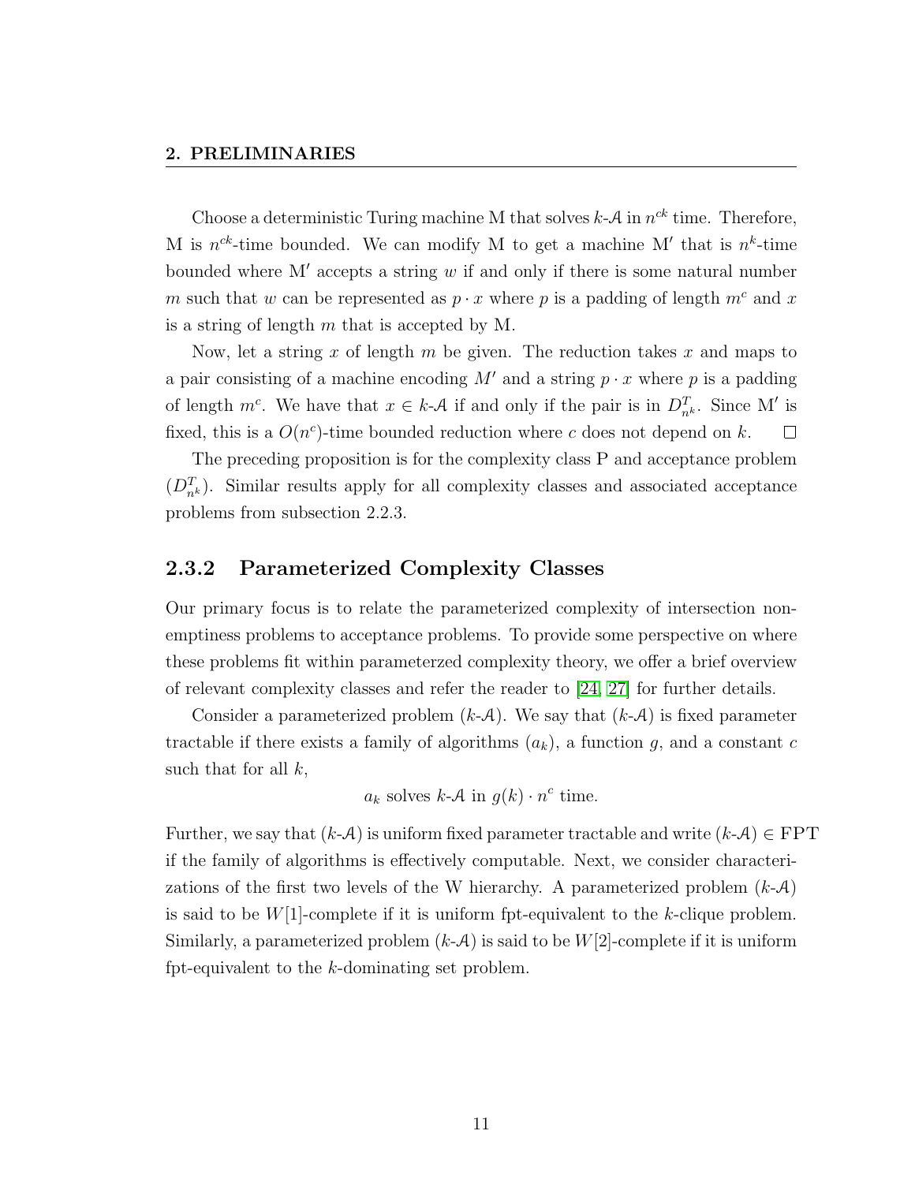Choose a deterministic Turing machine M that solves $k$-$\mathcal{A}$ in $n^{ck}$ time. Therefore, M is $n^{ck}$-time bounded. We can modify M to get a machine M′ that is $n^k$-time bounded where M′ accepts a string $w$ if and only if there is some natural number $m$ such that $w$ can be represented as $p \cdot x$ where $p$ is a padding of length $m^c$ and $x$ is a string of length $m$ that is accepted by M.

Now, let a string $x$ of length $m$ be given. The reduction takes $x$ and maps to a pair consisting of a machine encoding $M'$ and a string $p \cdot x$ where $p$ is a padding of length $m^c$. We have that $x \in k$-$\mathcal{A}$ if and only if the pair is in $D^T_{n^k}$. Since M′ is fixed, this is a $O(n^c)$-time bounded reduction where $c$ does not depend on $k$. □

The preceding proposition is for the complexity class P and acceptance problem $(D^T_{n^k})$. Similar results apply for all complexity classes and associated acceptance problems from subsection 2.2.3.

### 2.3.2 Parameterized Complexity Classes

Our primary focus is to relate the parameterized complexity of intersection non-emptiness problems to acceptance problems. To provide some perspective on where these problems fit within parameterzed complexity theory, we offer a brief overview of relevant complexity classes and refer the reader to [24, 27] for further details.

Consider a parameterized problem $(k$-$\mathcal{A})$. We say that $(k$-$\mathcal{A})$ is fixed parameter tractable if there exists a family of algorithms $(a_k)$, a function $g$, and a constant $c$ such that for all $k$,

$$a_k \text{ solves } k\text{-}\mathcal{A} \text{ in } g(k) \cdot n^c \text{ time.}$$

Further, we say that $(k$-$\mathcal{A})$ is uniform fixed parameter tractable and write $(k$-$\mathcal{A}) \in \text{FPT}$ if the family of algorithms is effectively computable. Next, we consider characterizations of the first two levels of the W hierarchy. A parameterized problem $(k$-$\mathcal{A})$ is said to be $W[1]$-complete if it is uniform fpt-equivalent to the $k$-clique problem. Similarly, a parameterized problem $(k$-$\mathcal{A})$ is said to be $W[2]$-complete if it is uniform fpt-equivalent to the $k$-dominating set problem.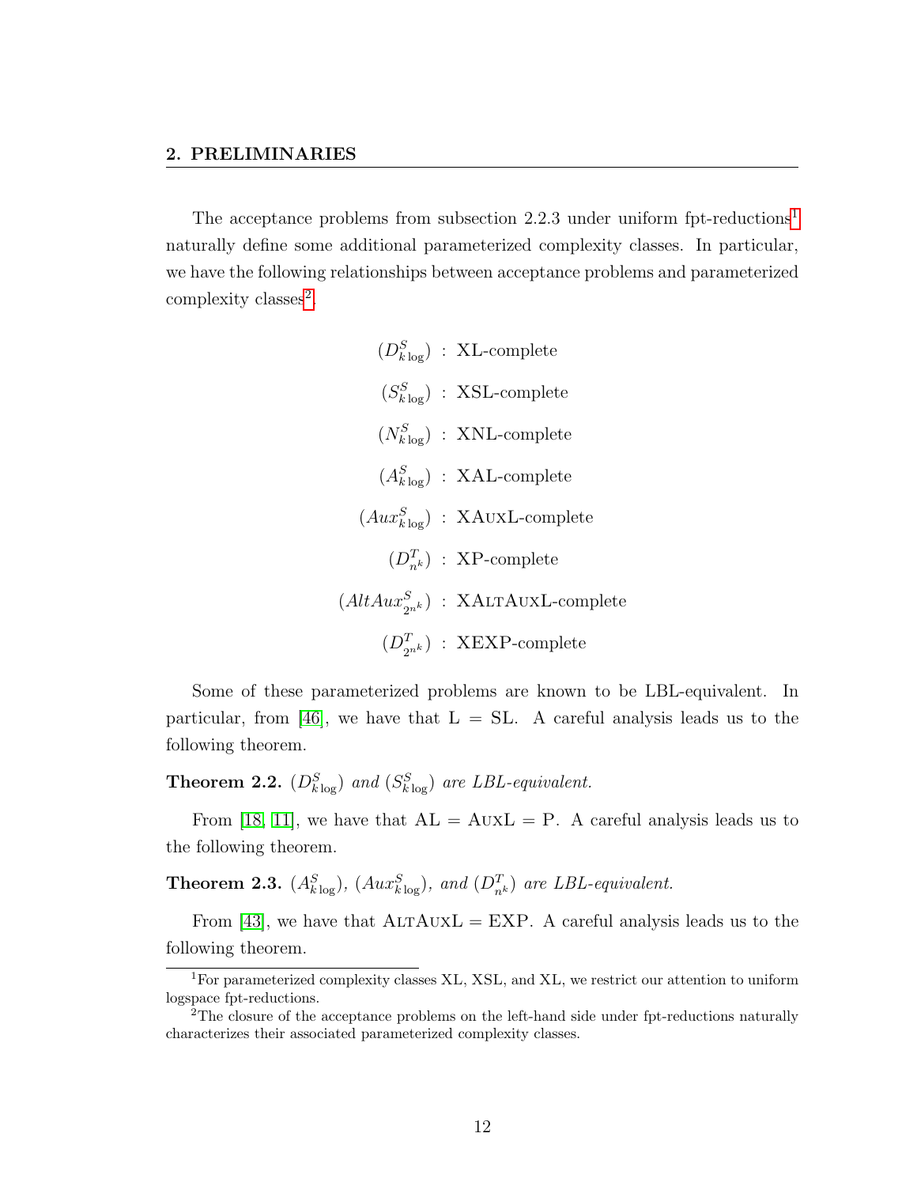The acceptance problems from subsection 2.2.3 under uniform fpt-reductions[1] naturally define some additional parameterized complexity classes. In particular, we have the following relationships between acceptance problems and parameterized complexity classes[2].

$$(D^S_{k\log}) \; : \; \text{XL-complete}$$

$$(S^S_{k\log}) \; : \; \text{XSL-complete}$$

$$(N^S_{k\log}) \; : \; \text{XNL-complete}$$

$$(A^S_{k\log}) \; : \; \text{XAL-complete}$$

$$(Aux^S_{k\log}) \; : \; \text{XAuxL-complete}$$

$$(D^T_{n^k}) \; : \; \text{XP-complete}$$

$$(AltAux^S_{2^{n^k}}) \; : \; \text{XAltAuxL-complete}$$

$$(D^T_{2^{n^k}}) \; : \; \text{XEXP-complete}$$

Some of these parameterized problems are known to be LBL-equivalent. In particular, from [46], we have that L = SL. A careful analysis leads us to the following theorem.

**Theorem 2.2.** *$(D^S_{k\log})$ and $(S^S_{k\log})$ are LBL-equivalent.*

From [18, 11], we have that AL = AuxL = P. A careful analysis leads us to the following theorem.

**Theorem 2.3.** *$(A^S_{k\log})$, $(Aux^S_{k\log})$, and $(D^T_{n^k})$ are LBL-equivalent.*

From [43], we have that AltAuxL = EXP. A careful analysis leads us to the following theorem.

---

[1] For parameterized complexity classes XL, XSL, and XL, we restrict our attention to uniform logspace fpt-reductions.

[2] The closure of the acceptance problems on the left-hand side under fpt-reductions naturally characterizes their associated parameterized complexity classes.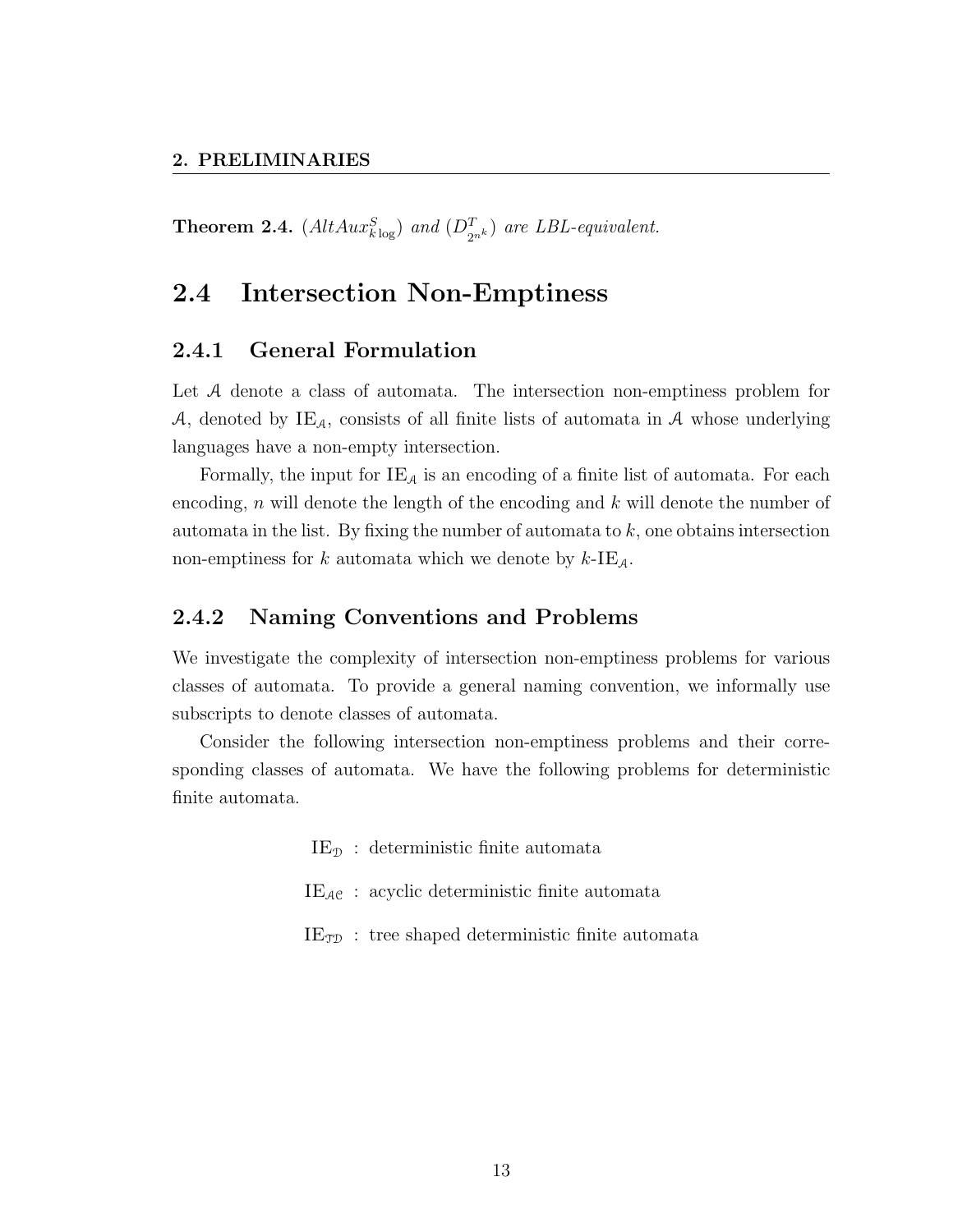**Theorem 2.4.** *($AltAux^S_{k\log}$) and ($D^T_{2^{n^k}}$) are LBL-equivalent.*

## 2.4 Intersection Non-Emptiness

### 2.4.1 General Formulation

Let $\mathcal{A}$ denote a class of automata. The intersection non-emptiness problem for $\mathcal{A}$, denoted by $\text{IE}_{\mathcal{A}}$, consists of all finite lists of automata in $\mathcal{A}$ whose underlying languages have a non-empty intersection.

Formally, the input for $\text{IE}_{\mathcal{A}}$ is an encoding of a finite list of automata. For each encoding, $n$ will denote the length of the encoding and $k$ will denote the number of automata in the list. By fixing the number of automata to $k$, one obtains intersection non-emptiness for $k$ automata which we denote by $k$-$\text{IE}_{\mathcal{A}}$.

### 2.4.2 Naming Conventions and Problems

We investigate the complexity of intersection non-emptiness problems for various classes of automata. To provide a general naming convention, we informally use subscripts to denote classes of automata.

Consider the following intersection non-emptiness problems and their corresponding classes of automata. We have the following problems for deterministic finite automata.

$\text{IE}_{\mathcal{D}}$ : deterministic finite automata

$\text{IE}_{\mathcal{AC}}$ : acyclic deterministic finite automata

$\text{IE}_{\mathcal{TD}}$ : tree shaped deterministic finite automata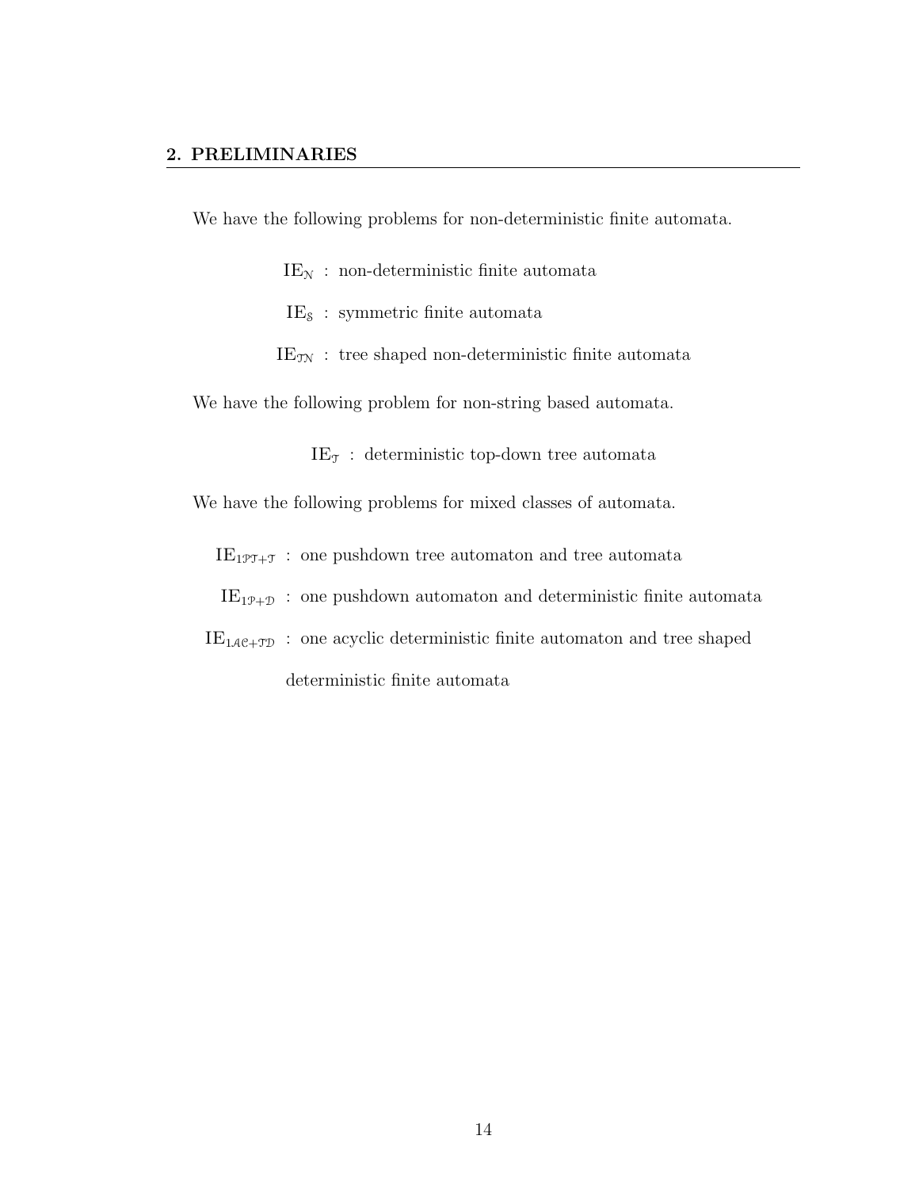## 2. PRELIMINARIES

We have the following problems for non-deterministic finite automata.

$\mathrm{IE}_{\mathcal{N}}$ : non-deterministic finite automata

$\mathrm{IE}_{\mathcal{S}}$ : symmetric finite automata

$\mathrm{IE}_{\mathcal{TN}}$ : tree shaped non-deterministic finite automata

We have the following problem for non-string based automata.

$\mathrm{IE}_{\mathcal{T}}$ : deterministic top-down tree automata

We have the following problems for mixed classes of automata.

$\mathrm{IE}_{1\mathcal{PT}+\mathcal{T}}$ : one pushdown tree automaton and tree automata

$\mathrm{IE}_{1\mathcal{P}+\mathcal{D}}$ : one pushdown automaton and deterministic finite automata

$\mathrm{IE}_{1\mathcal{AC}+\mathcal{TD}}$ : one acyclic deterministic finite automaton and tree shaped deterministic finite automata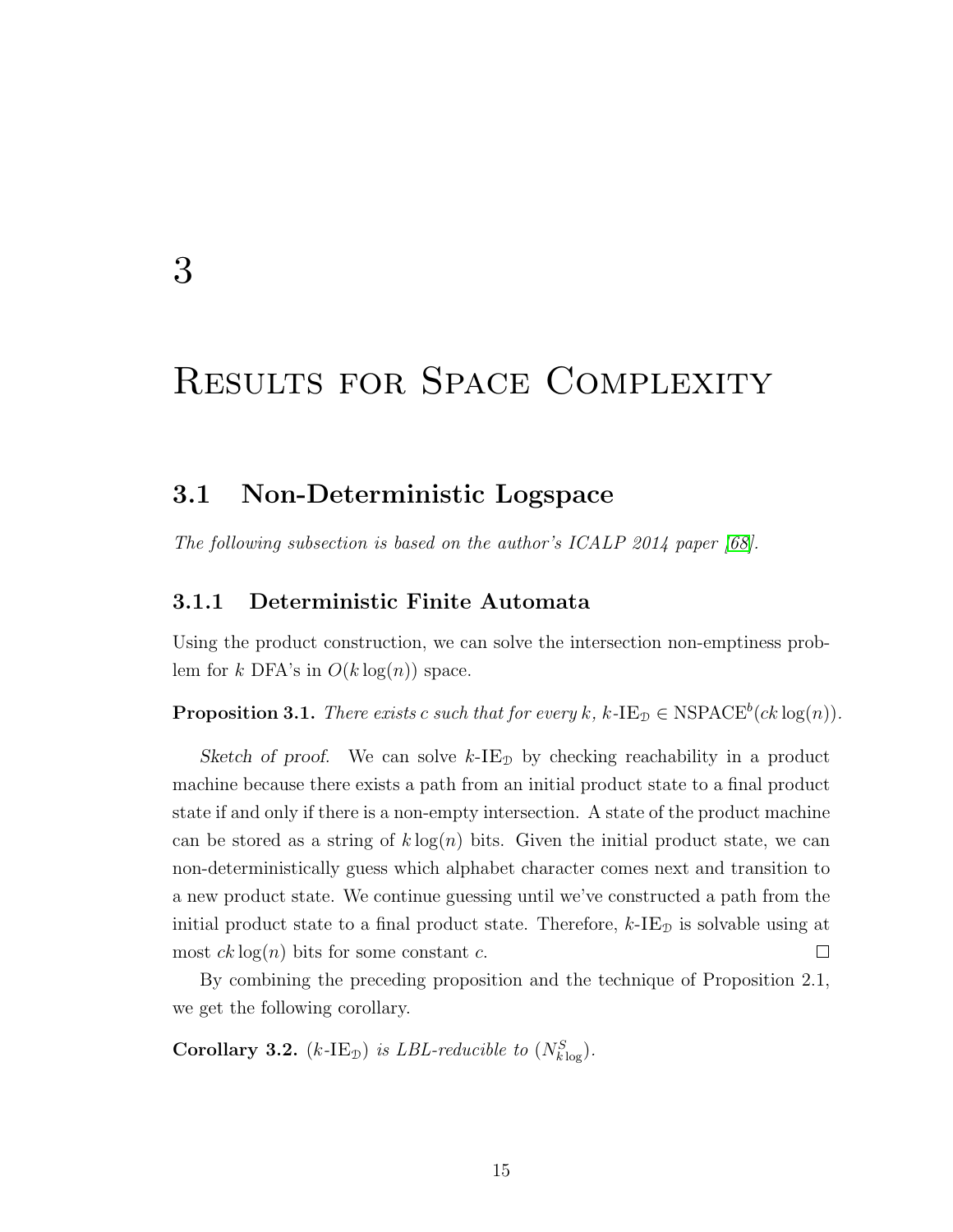# 3

# Results for Space Complexity

## 3.1 Non-Deterministic Logspace

*The following subsection is based on the author's ICALP 2014 paper [68].*

### 3.1.1 Deterministic Finite Automata

Using the product construction, we can solve the intersection non-emptiness problem for $k$ DFA's in $O(k \log(n))$ space.

**Proposition 3.1.** *There exists $c$ such that for every $k$, $k$-$\text{IE}_{\mathfrak{D}} \in \text{NSPACE}^b(ck\log(n))$.*

*Sketch of proof.* We can solve $k$-$\text{IE}_{\mathfrak{D}}$ by checking reachability in a product machine because there exists a path from an initial product state to a final product state if and only if there is a non-empty intersection. A state of the product machine can be stored as a string of $k\log(n)$ bits. Given the initial product state, we can non-deterministically guess which alphabet character comes next and transition to a new product state. We continue guessing until we've constructed a path from the initial product state to a final product state. Therefore, $k$-$\text{IE}_{\mathfrak{D}}$ is solvable using at most $ck\log(n)$ bits for some constant $c$. □

By combining the preceding proposition and the technique of Proposition 2.1, we get the following corollary.

**Corollary 3.2.** *($k$-$\text{IE}_{\mathfrak{D}}$) is LBL-reducible to ($N^S_{k\log}$).*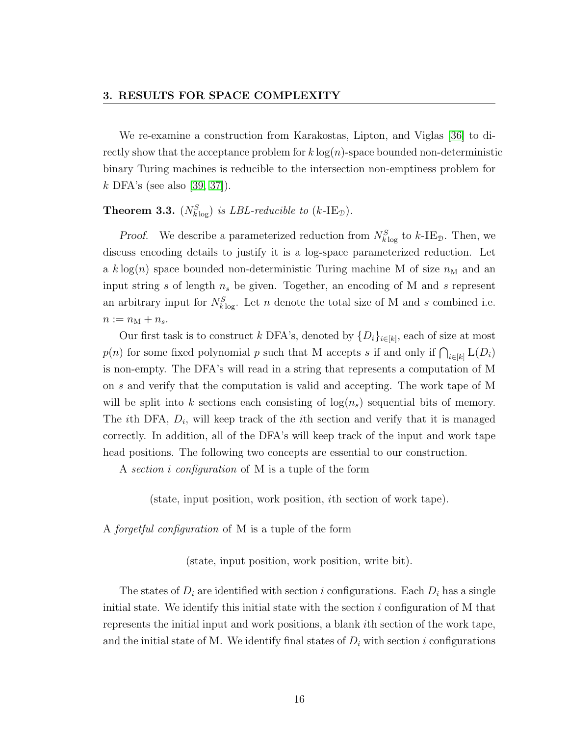We re-examine a construction from Karakostas, Lipton, and Viglas [36] to directly show that the acceptance problem for $k\log(n)$-space bounded non-deterministic binary Turing machines is reducible to the intersection non-emptiness problem for $k$ DFA's (see also [39, 37]).

**Theorem 3.3.** *$(N^S_{k\log})$ is LBL-reducible to $(k\text{-IE}_\mathfrak{D})$.*

*Proof.* We describe a parameterized reduction from $N^S_{k\log}$ to $k$-$\text{IE}_\mathfrak{D}$. Then, we discuss encoding details to justify it is a log-space parameterized reduction. Let a $k\log(n)$ space bounded non-deterministic Turing machine M of size $n_\text{M}$ and an input string $s$ of length $n_s$ be given. Together, an encoding of M and $s$ represent an arbitrary input for $N^S_{k\log}$. Let $n$ denote the total size of M and $s$ combined i.e. $n := n_\text{M} + n_s$.

Our first task is to construct $k$ DFA's, denoted by $\{D_i\}_{i\in[k]}$, each of size at most $p(n)$ for some fixed polynomial $p$ such that M accepts $s$ if and only if $\bigcap_{i\in[k]} \text{L}(D_i)$ is non-empty. The DFA's will read in a string that represents a computation of M on $s$ and verify that the computation is valid and accepting. The work tape of M will be split into $k$ sections each consisting of $\log(n_s)$ sequential bits of memory. The $i$th DFA, $D_i$, will keep track of the $i$th section and verify that it is managed correctly. In addition, all of the DFA's will keep track of the input and work tape head positions. The following two concepts are essential to our construction.

A *section $i$ configuration* of M is a tuple of the form

(state, input position, work position, $i$th section of work tape).

A *forgetful configuration* of M is a tuple of the form

(state, input position, work position, write bit).

The states of $D_i$ are identified with section $i$ configurations. Each $D_i$ has a single initial state. We identify this initial state with the section $i$ configuration of M that represents the initial input and work positions, a blank $i$th section of the work tape, and the initial state of M. We identify final states of $D_i$ with section $i$ configurations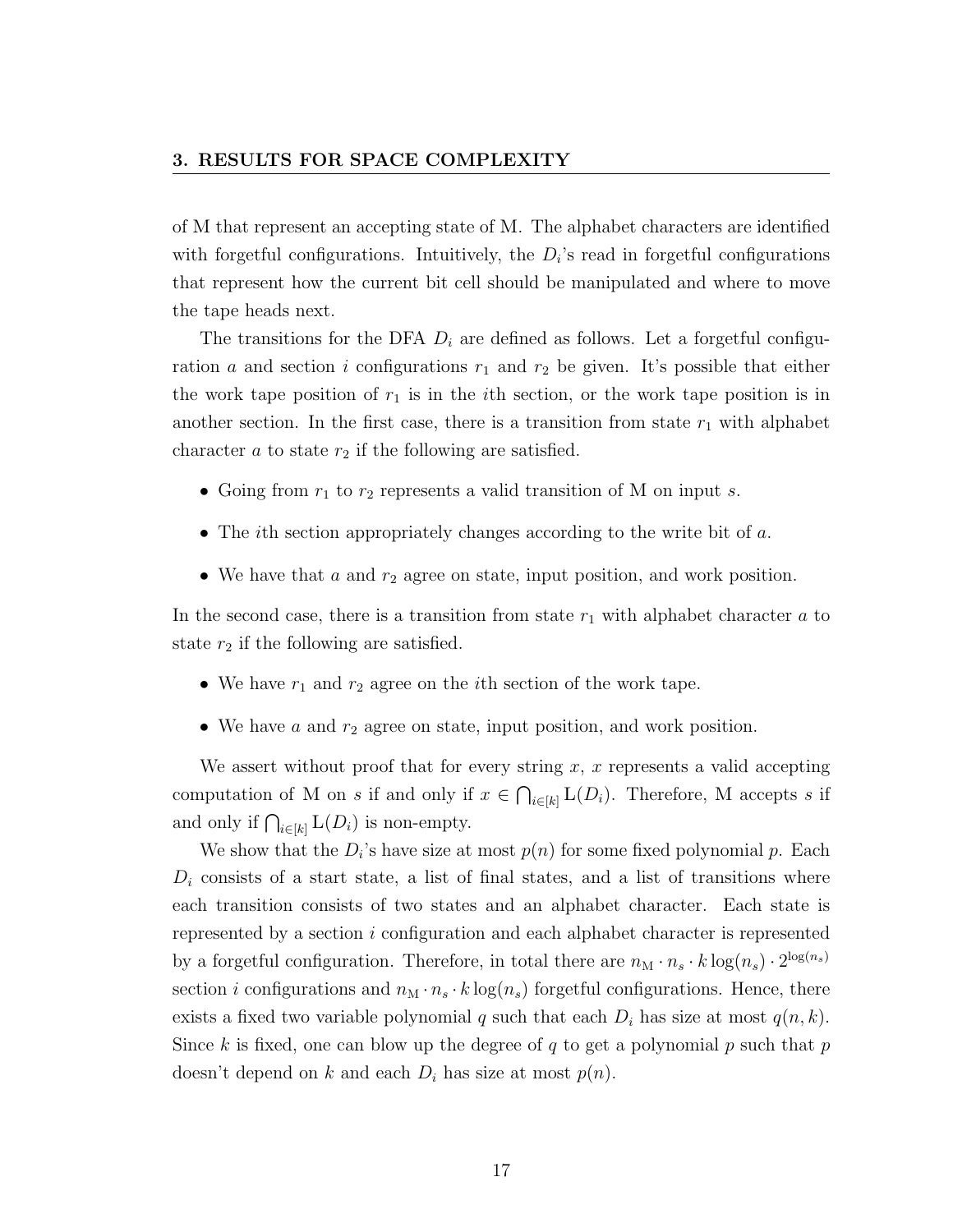of M that represent an accepting state of M. The alphabet characters are identified with forgetful configurations. Intuitively, the $D_i$'s read in forgetful configurations that represent how the current bit cell should be manipulated and where to move the tape heads next.

The transitions for the DFA $D_i$ are defined as follows. Let a forgetful configuration $a$ and section $i$ configurations $r_1$ and $r_2$ be given. It's possible that either the work tape position of $r_1$ is in the $i$th section, or the work tape position is in another section. In the first case, there is a transition from state $r_1$ with alphabet character $a$ to state $r_2$ if the following are satisfied.

- Going from $r_1$ to $r_2$ represents a valid transition of M on input $s$.
- The $i$th section appropriately changes according to the write bit of $a$.
- We have that $a$ and $r_2$ agree on state, input position, and work position.

In the second case, there is a transition from state $r_1$ with alphabet character $a$ to state $r_2$ if the following are satisfied.

- We have $r_1$ and $r_2$ agree on the $i$th section of the work tape.
- We have $a$ and $r_2$ agree on state, input position, and work position.

We assert without proof that for every string $x$, $x$ represents a valid accepting computation of M on $s$ if and only if $x \in \bigcap_{i \in [k]} \mathrm{L}(D_i)$. Therefore, M accepts $s$ if and only if $\bigcap_{i \in [k]} \mathrm{L}(D_i)$ is non-empty.

We show that the $D_i$'s have size at most $p(n)$ for some fixed polynomial $p$. Each $D_i$ consists of a start state, a list of final states, and a list of transitions where each transition consists of two states and an alphabet character. Each state is represented by a section $i$ configuration and each alphabet character is represented by a forgetful configuration. Therefore, in total there are $n_{\mathrm{M}} \cdot n_s \cdot k \log(n_s) \cdot 2^{\log(n_s)}$ section $i$ configurations and $n_{\mathrm{M}} \cdot n_s \cdot k \log(n_s)$ forgetful configurations. Hence, there exists a fixed two variable polynomial $q$ such that each $D_i$ has size at most $q(n, k)$. Since $k$ is fixed, one can blow up the degree of $q$ to get a polynomial $p$ such that $p$ doesn't depend on $k$ and each $D_i$ has size at most $p(n)$.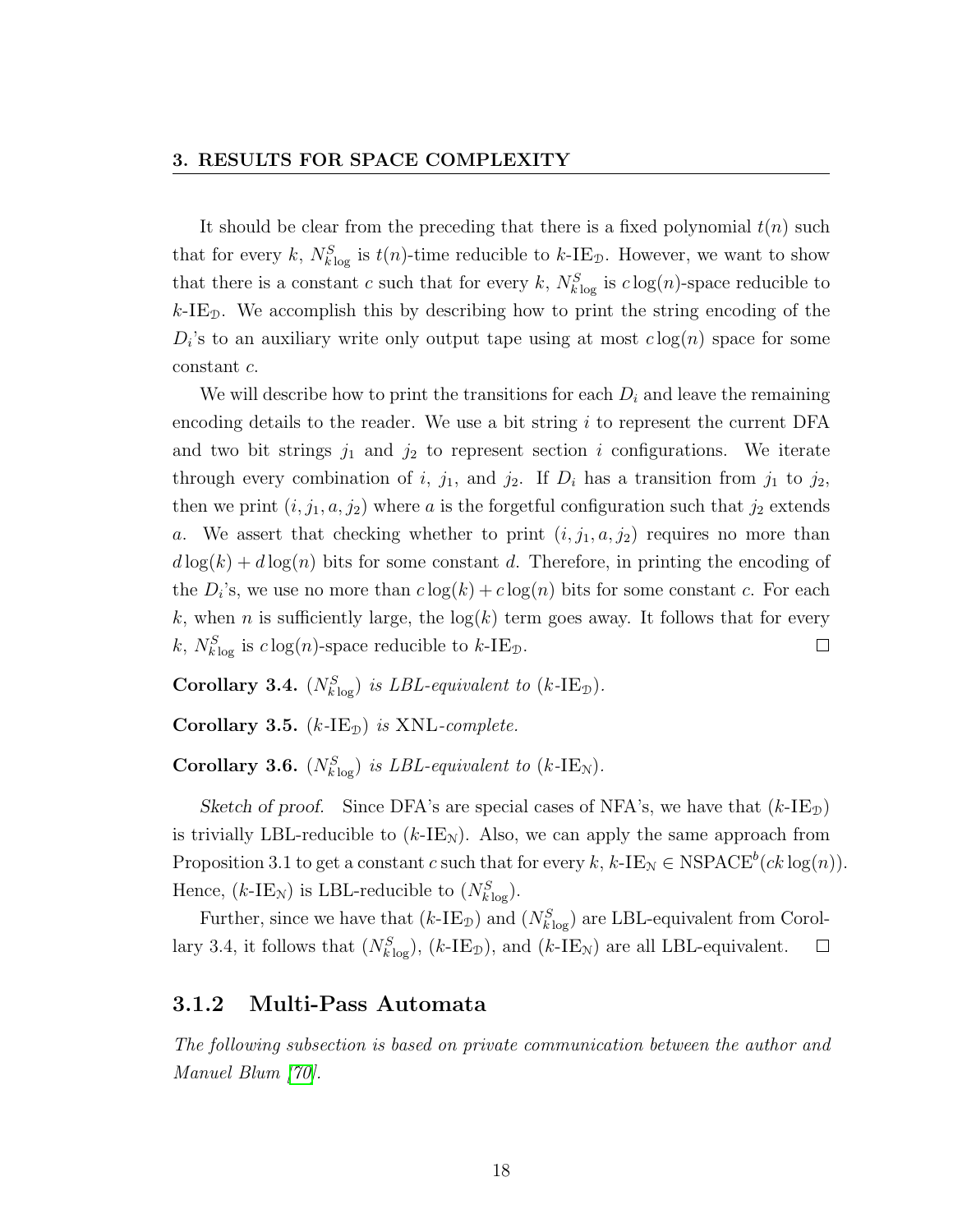It should be clear from the preceding that there is a fixed polynomial $t(n)$ such that for every $k$, $N^S_{k\log}$ is $t(n)$-time reducible to $k$-$\mathrm{IE}_{\mathfrak{D}}$. However, we want to show that there is a constant $c$ such that for every $k$, $N^S_{k\log}$ is $c\log(n)$-space reducible to $k$-$\mathrm{IE}_{\mathfrak{D}}$. We accomplish this by describing how to print the string encoding of the $D_i$'s to an auxiliary write only output tape using at most $c\log(n)$ space for some constant $c$.

We will describe how to print the transitions for each $D_i$ and leave the remaining encoding details to the reader. We use a bit string $i$ to represent the current DFA and two bit strings $j_1$ and $j_2$ to represent section $i$ configurations. We iterate through every combination of $i$, $j_1$, and $j_2$. If $D_i$ has a transition from $j_1$ to $j_2$, then we print $(i, j_1, a, j_2)$ where $a$ is the forgetful configuration such that $j_2$ extends $a$. We assert that checking whether to print $(i, j_1, a, j_2)$ requires no more than $d\log(k) + d\log(n)$ bits for some constant $d$. Therefore, in printing the encoding of the $D_i$'s, we use no more than $c\log(k) + c\log(n)$ bits for some constant $c$. For each $k$, when $n$ is sufficiently large, the $\log(k)$ term goes away. It follows that for every $k$, $N^S_{k\log}$ is $c\log(n)$-space reducible to $k$-$\mathrm{IE}_{\mathfrak{D}}$. □

**Corollary 3.4.** *$(N^S_{k\log})$ is LBL-equivalent to $(k$-$\mathrm{IE}_{\mathfrak{D}})$.*

**Corollary 3.5.** *$(k$-$\mathrm{IE}_{\mathfrak{D}})$ is XNL-complete.*

**Corollary 3.6.** *$(N^S_{k\log})$ is LBL-equivalent to $(k$-$\mathrm{IE}_{\mathfrak{N}})$.*

*Sketch of proof.* Since DFA's are special cases of NFA's, we have that $(k$-$\mathrm{IE}_{\mathfrak{D}})$ is trivially LBL-reducible to $(k$-$\mathrm{IE}_{\mathfrak{N}})$. Also, we can apply the same approach from Proposition 3.1 to get a constant $c$ such that for every $k$, $k$-$\mathrm{IE}_{\mathfrak{N}} \in \mathrm{NSPACE}^b(ck\log(n))$. Hence, $(k$-$\mathrm{IE}_{\mathfrak{N}})$ is LBL-reducible to $(N^S_{k\log})$.

Further, since we have that $(k$-$\mathrm{IE}_{\mathfrak{D}})$ and $(N^S_{k\log})$ are LBL-equivalent from Corollary 3.4, it follows that $(N^S_{k\log})$, $(k$-$\mathrm{IE}_{\mathfrak{D}})$, and $(k$-$\mathrm{IE}_{\mathfrak{N}})$ are all LBL-equivalent. □

### 3.1.2 Multi-Pass Automata

*The following subsection is based on private communication between the author and Manuel Blum [70].*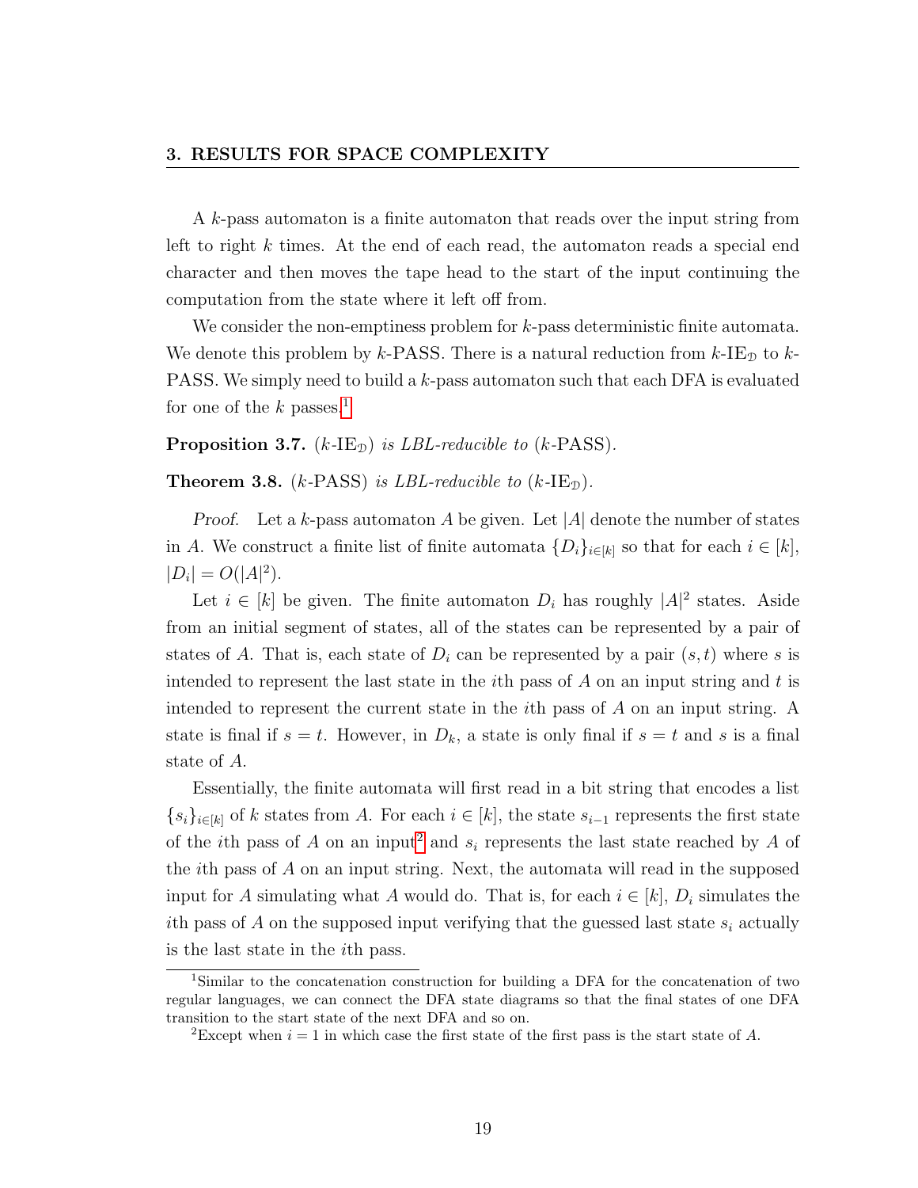A $k$-pass automaton is a finite automaton that reads over the input string from left to right $k$ times. At the end of each read, the automaton reads a special end character and then moves the tape head to the start of the input continuing the computation from the state where it left off from.

We consider the non-emptiness problem for $k$-pass deterministic finite automata. We denote this problem by $k$-PASS. There is a natural reduction from $k$-$\text{IE}_{\mathfrak{D}}$ to $k$-PASS. We simply need to build a $k$-pass automaton such that each DFA is evaluated for one of the $k$ passes.[1]

**Proposition 3.7.** *($k$-$\text{IE}_{\mathfrak{D}}$) is LBL-reducible to ($k$-PASS).*

**Theorem 3.8.** *($k$-PASS) is LBL-reducible to ($k$-$\text{IE}_{\mathfrak{D}}$).*

*Proof.* Let a $k$-pass automaton $A$ be given. Let $|A|$ denote the number of states in $A$. We construct a finite list of finite automata $\{D_i\}_{i\in[k]}$ so that for each $i \in [k]$, $|D_i| = O(|A|^2)$.

Let $i \in [k]$ be given. The finite automaton $D_i$ has roughly $|A|^2$ states. Aside from an initial segment of states, all of the states can be represented by a pair of states of $A$. That is, each state of $D_i$ can be represented by a pair $(s, t)$ where $s$ is intended to represent the last state in the $i$th pass of $A$ on an input string and $t$ is intended to represent the current state in the $i$th pass of $A$ on an input string. A state is final if $s = t$. However, in $D_k$, a state is only final if $s = t$ and $s$ is a final state of $A$.

Essentially, the finite automata will first read in a bit string that encodes a list $\{s_i\}_{i\in[k]}$ of $k$ states from $A$. For each $i \in [k]$, the state $s_{i-1}$ represents the first state of the $i$th pass of $A$ on an input[2] and $s_i$ represents the last state reached by $A$ of the $i$th pass of $A$ on an input string. Next, the automata will read in the supposed input for $A$ simulating what $A$ would do. That is, for each $i \in [k]$, $D_i$ simulates the $i$th pass of $A$ on the supposed input verifying that the guessed last state $s_i$ actually is the last state in the $i$th pass.

[1] Similar to the concatenation construction for building a DFA for the concatenation of two regular languages, we can connect the DFA state diagrams so that the final states of one DFA transition to the start state of the next DFA and so on.

[2] Except when $i = 1$ in which case the first state of the first pass is the start state of $A$.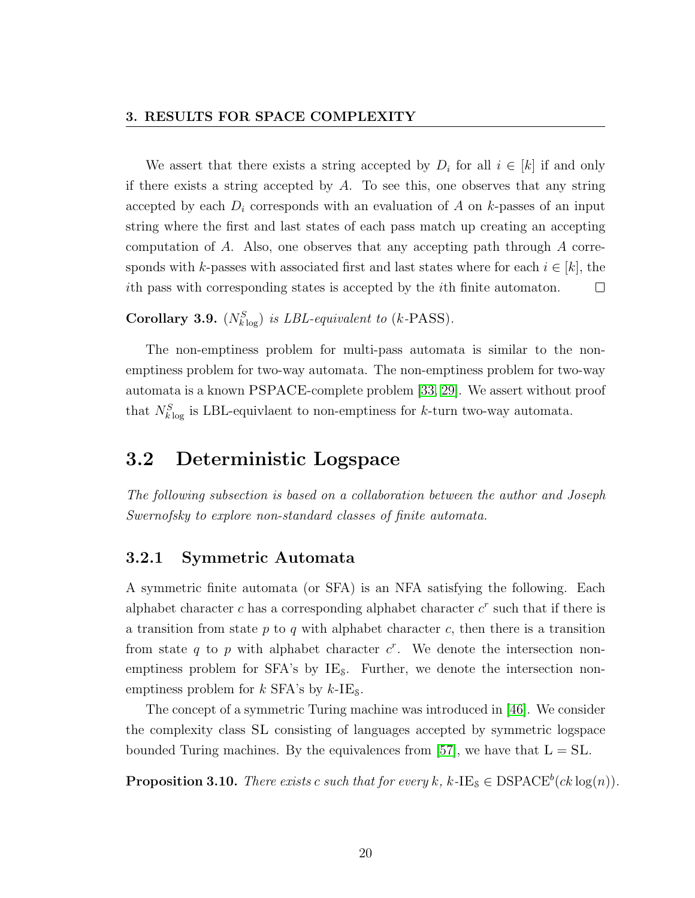We assert that there exists a string accepted by $D_i$ for all $i \in [k]$ if and only if there exists a string accepted by $A$. To see this, one observes that any string accepted by each $D_i$ corresponds with an evaluation of $A$ on $k$-passes of an input string where the first and last states of each pass match up creating an accepting computation of $A$. Also, one observes that any accepting path through $A$ corresponds with $k$-passes with associated first and last states where for each $i \in [k]$, the $i$th pass with corresponding states is accepted by the $i$th finite automaton. $\square$

**Corollary 3.9.** *$(N^S_{k \log})$ is LBL-equivalent to $(k$-PASS$)$.*

The non-emptiness problem for multi-pass automata is similar to the non-emptiness problem for two-way automata. The non-emptiness problem for two-way automata is a known PSPACE-complete problem [33, 29]. We assert without proof that $N^S_{k \log}$ is LBL-equivlaent to non-emptiness for $k$-turn two-way automata.

## 3.2 Deterministic Logspace

*The following subsection is based on a collaboration between the author and Joseph Swernofsky to explore non-standard classes of finite automata.*

### 3.2.1 Symmetric Automata

A symmetric finite automata (or SFA) is an NFA satisfying the following. Each alphabet character $c$ has a corresponding alphabet character $c^r$ such that if there is a transition from state $p$ to $q$ with alphabet character $c$, then there is a transition from state $q$ to $p$ with alphabet character $c^r$. We denote the intersection non-emptiness problem for SFA's by $\text{IE}_{\mathcal{S}}$. Further, we denote the intersection non-emptiness problem for $k$ SFA's by $k$-$\text{IE}_{\mathcal{S}}$.

The concept of a symmetric Turing machine was introduced in [46]. We consider the complexity class SL consisting of languages accepted by symmetric logspace bounded Turing machines. By the equivalences from [57], we have that L = SL.

**Proposition 3.10.** *There exists $c$ such that for every $k$, $k$-$\text{IE}_{\mathcal{S}} \in \text{DSPACE}^b(ck\log(n))$.*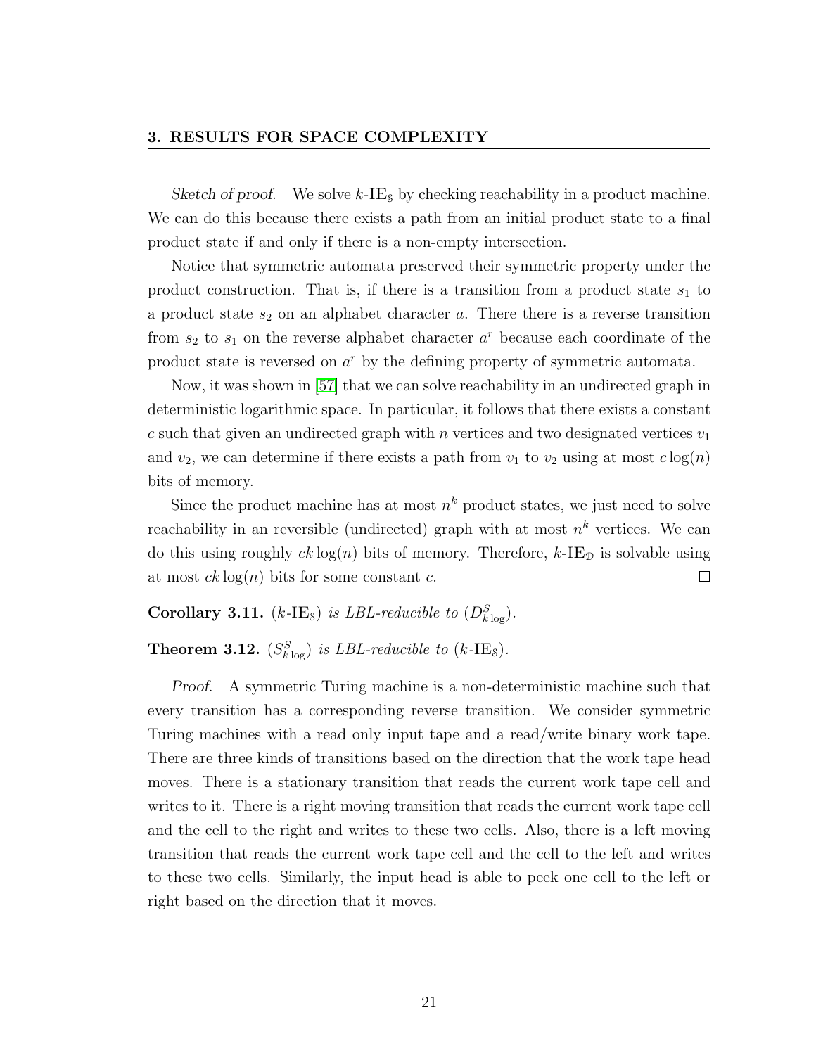*Sketch of proof.* We solve $k$-IE$_{\mathcal{S}}$ by checking reachability in a product machine. We can do this because there exists a path from an initial product state to a final product state if and only if there is a non-empty intersection.

Notice that symmetric automata preserved their symmetric property under the product construction. That is, if there is a transition from a product state $s_1$ to a product state $s_2$ on an alphabet character $a$. There there is a reverse transition from $s_2$ to $s_1$ on the reverse alphabet character $a^r$ because each coordinate of the product state is reversed on $a^r$ by the defining property of symmetric automata.

Now, it was shown in [57] that we can solve reachability in an undirected graph in deterministic logarithmic space. In particular, it follows that there exists a constant $c$ such that given an undirected graph with $n$ vertices and two designated vertices $v_1$ and $v_2$, we can determine if there exists a path from $v_1$ to $v_2$ using at most $c\log(n)$ bits of memory.

Since the product machine has at most $n^k$ product states, we just need to solve reachability in an reversible (undirected) graph with at most $n^k$ vertices. We can do this using roughly $ck\log(n)$ bits of memory. Therefore, $k$-IE$_{\mathcal{D}}$ is solvable using at most $ck\log(n)$ bits for some constant $c$. □

**Corollary 3.11.** *($k$-IE$_{\mathcal{S}}$) is LBL-reducible to ($D^S_{k\log}$).*

**Theorem 3.12.** *($S^S_{k\log}$) is LBL-reducible to ($k$-IE$_{\mathcal{S}}$).*

*Proof.* A symmetric Turing machine is a non-deterministic machine such that every transition has a corresponding reverse transition. We consider symmetric Turing machines with a read only input tape and a read/write binary work tape. There are three kinds of transitions based on the direction that the work tape head moves. There is a stationary transition that reads the current work tape cell and writes to it. There is a right moving transition that reads the current work tape cell and the cell to the right and writes to these two cells. Also, there is a left moving transition that reads the current work tape cell and the cell to the left and writes to these two cells. Similarly, the input head is able to peek one cell to the left or right based on the direction that it moves.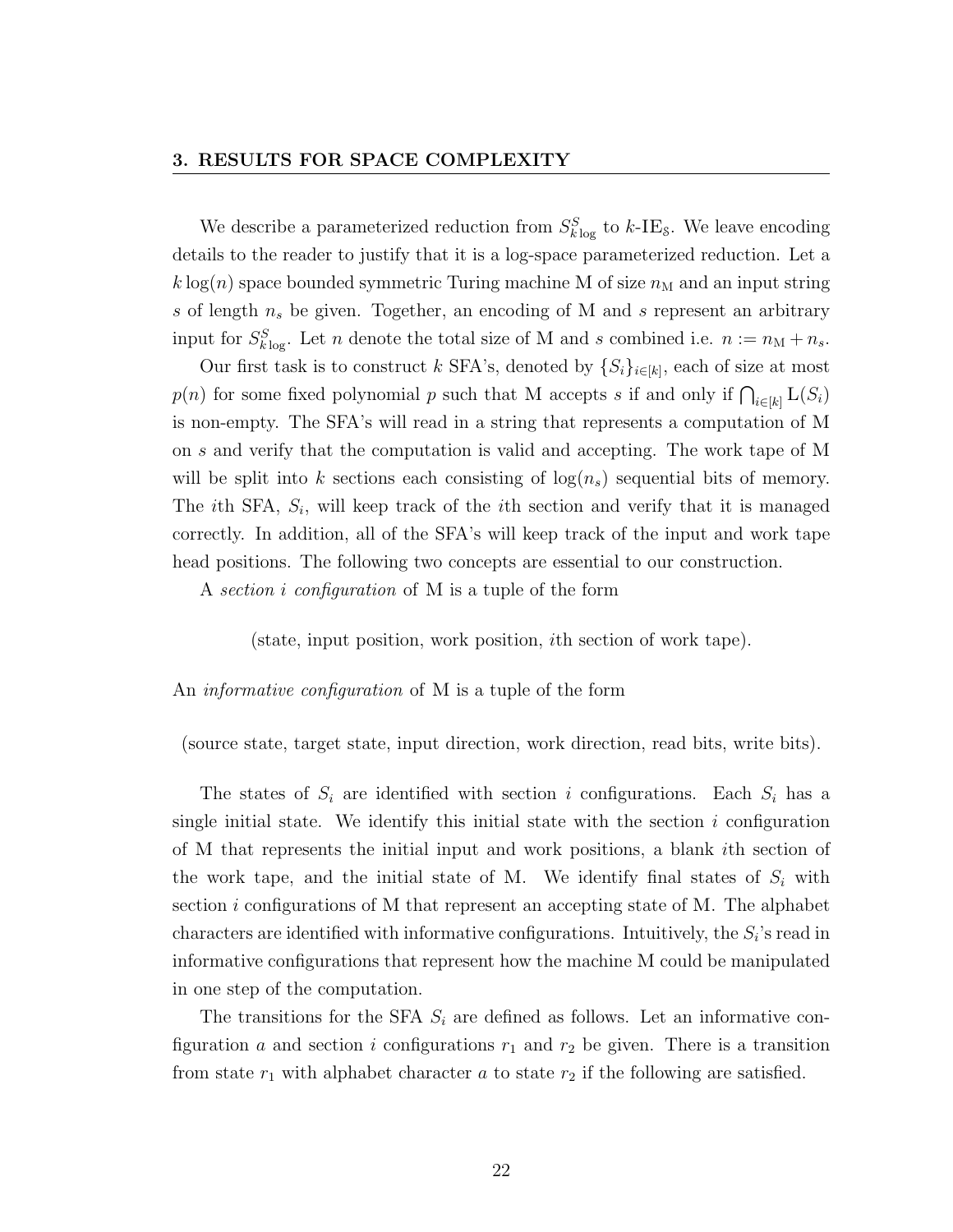We describe a parameterized reduction from $S^S_{k\log}$ to $k$-IE$_\mathbb{S}$. We leave encoding details to the reader to justify that it is a log-space parameterized reduction. Let a $k\log(n)$ space bounded symmetric Turing machine M of size $n_\mathrm{M}$ and an input string $s$ of length $n_s$ be given. Together, an encoding of M and $s$ represent an arbitrary input for $S^S_{k\log}$. Let $n$ denote the total size of M and $s$ combined i.e. $n := n_\mathrm{M} + n_s$.

Our first task is to construct $k$ SFA's, denoted by $\{S_i\}_{i\in[k]}$, each of size at most $p(n)$ for some fixed polynomial $p$ such that M accepts $s$ if and only if $\bigcap_{i\in[k]} \mathrm{L}(S_i)$ is non-empty. The SFA's will read in a string that represents a computation of M on $s$ and verify that the computation is valid and accepting. The work tape of M will be split into $k$ sections each consisting of $\log(n_s)$ sequential bits of memory. The $i$th SFA, $S_i$, will keep track of the $i$th section and verify that it is managed correctly. In addition, all of the SFA's will keep track of the input and work tape head positions. The following two concepts are essential to our construction.

A *section $i$ configuration* of M is a tuple of the form

(state, input position, work position, $i$th section of work tape).

An *informative configuration* of M is a tuple of the form

(source state, target state, input direction, work direction, read bits, write bits).

The states of $S_i$ are identified with section $i$ configurations. Each $S_i$ has a single initial state. We identify this initial state with the section $i$ configuration of M that represents the initial input and work positions, a blank $i$th section of the work tape, and the initial state of M. We identify final states of $S_i$ with section $i$ configurations of M that represent an accepting state of M. The alphabet characters are identified with informative configurations. Intuitively, the $S_i$'s read in informative configurations that represent how the machine M could be manipulated in one step of the computation.

The transitions for the SFA $S_i$ are defined as follows. Let an informative configuration $a$ and section $i$ configurations $r_1$ and $r_2$ be given. There is a transition from state $r_1$ with alphabet character $a$ to state $r_2$ if the following are satisfied.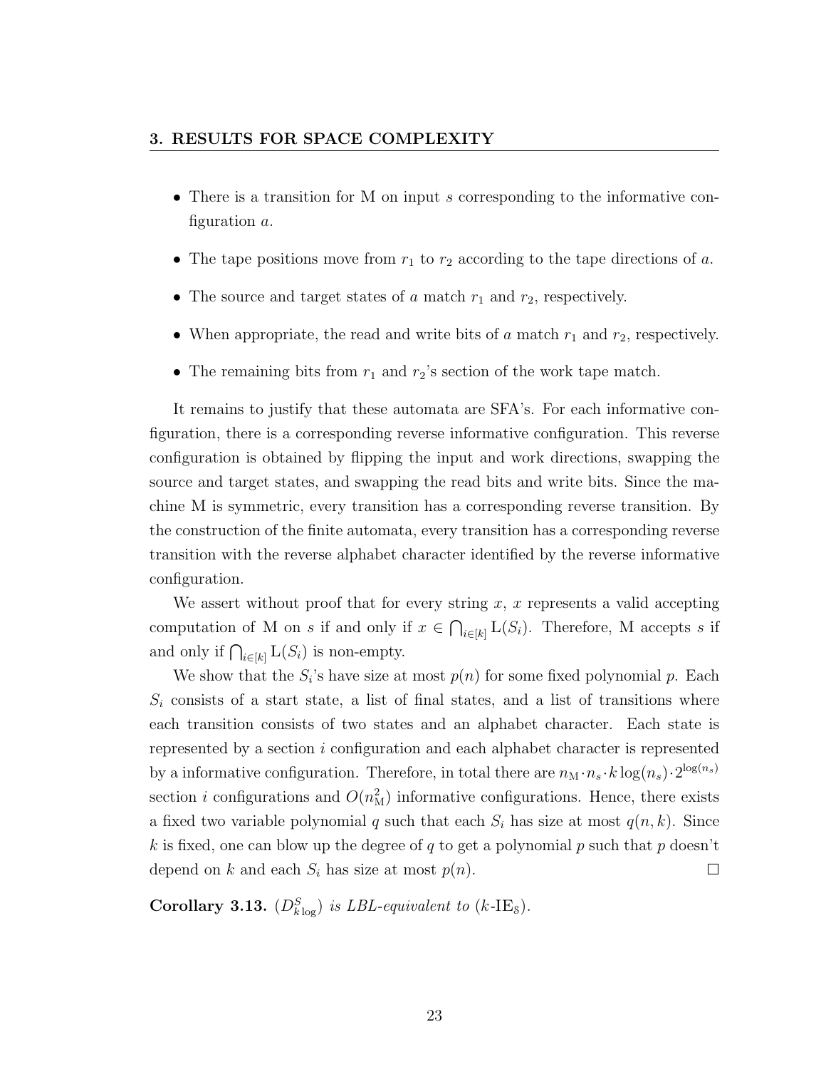- There is a transition for M on input $s$ corresponding to the informative configuration $a$.
- The tape positions move from $r_1$ to $r_2$ according to the tape directions of $a$.
- The source and target states of $a$ match $r_1$ and $r_2$, respectively.
- When appropriate, the read and write bits of $a$ match $r_1$ and $r_2$, respectively.
- The remaining bits from $r_1$ and $r_2$'s section of the work tape match.

It remains to justify that these automata are SFA's. For each informative configuration, there is a corresponding reverse informative configuration. This reverse configuration is obtained by flipping the input and work directions, swapping the source and target states, and swapping the read bits and write bits. Since the machine M is symmetric, every transition has a corresponding reverse transition. By the construction of the finite automata, every transition has a corresponding reverse transition with the reverse alphabet character identified by the reverse informative configuration.

We assert without proof that for every string $x$, $x$ represents a valid accepting computation of M on $s$ if and only if $x \in \bigcap_{i \in [k]} \mathrm{L}(S_i)$. Therefore, M accepts $s$ if and only if $\bigcap_{i \in [k]} \mathrm{L}(S_i)$ is non-empty.

We show that the $S_i$'s have size at most $p(n)$ for some fixed polynomial $p$. Each $S_i$ consists of a start state, a list of final states, and a list of transitions where each transition consists of two states and an alphabet character. Each state is represented by a section $i$ configuration and each alphabet character is represented by a informative configuration. Therefore, in total there are $n_{\mathrm{M}} \cdot n_s \cdot k \log(n_s) \cdot 2^{\log(n_s)}$ section $i$ configurations and $O(n_{\mathrm{M}}^2)$ informative configurations. Hence, there exists a fixed two variable polynomial $q$ such that each $S_i$ has size at most $q(n, k)$. Since $k$ is fixed, one can blow up the degree of $q$ to get a polynomial $p$ such that $p$ doesn't depend on $k$ and each $S_i$ has size at most $p(n)$. ☐

**Corollary 3.13.** *$(D^S_{k \log})$ is LBL-equivalent to $(k\text{-IE}_{\mathcal{S}})$.*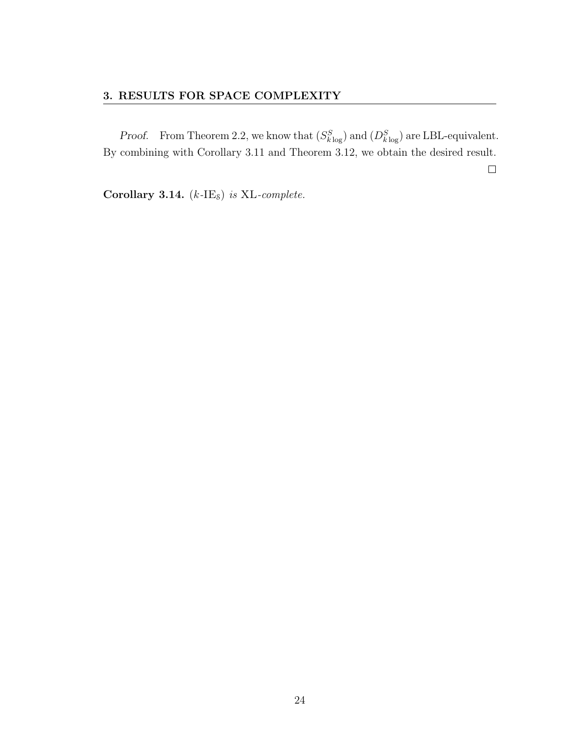*Proof.* From Theorem 2.2, we know that $(S^S_{k\log})$ and $(D^S_{k\log})$ are LBL-equivalent. By combining with Corollary 3.11 and Theorem 3.12, we obtain the desired result. □

**Corollary 3.14.** *$(k\text{-IE}_{\$})$ is* XL*-complete.*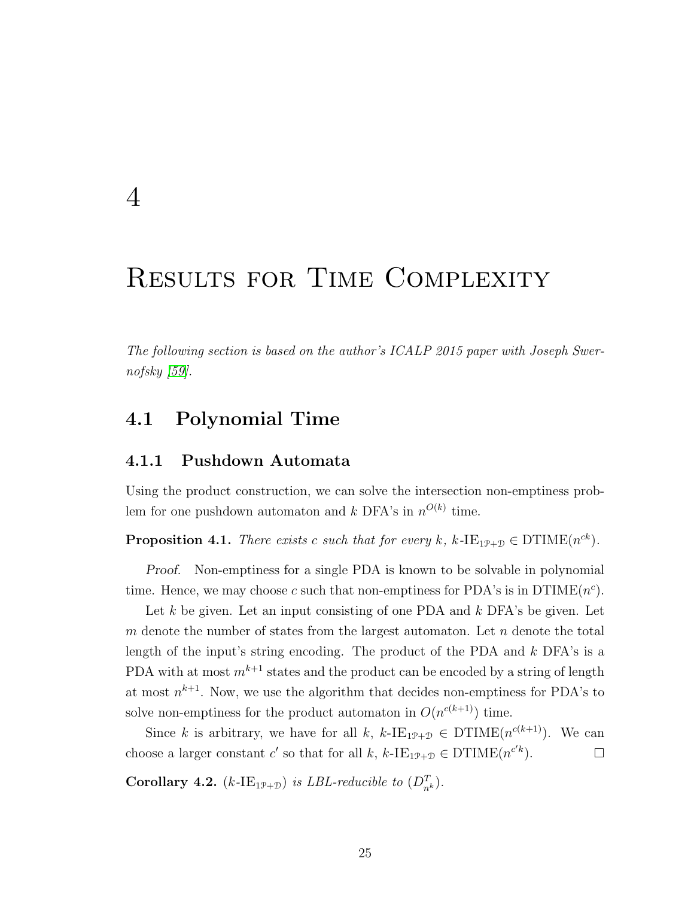# 4

# Results for Time Complexity

*The following section is based on the author's ICALP 2015 paper with Joseph Swernofsky [59].*

## 4.1 Polynomial Time

### 4.1.1 Pushdown Automata

Using the product construction, we can solve the intersection non-emptiness problem for one pushdown automaton and $k$ DFA's in $n^{O(k)}$ time.

**Proposition 4.1.** *There exists $c$ such that for every $k$, $k\text{-IE}_{1\mathcal{P}+\mathcal{D}} \in \text{DTIME}(n^{ck})$.*

*Proof.* Non-emptiness for a single PDA is known to be solvable in polynomial time. Hence, we may choose $c$ such that non-emptiness for PDA's is in $\text{DTIME}(n^c)$.

Let $k$ be given. Let an input consisting of one PDA and $k$ DFA's be given. Let $m$ denote the number of states from the largest automaton. Let $n$ denote the total length of the input's string encoding. The product of the PDA and $k$ DFA's is a PDA with at most $m^{k+1}$ states and the product can be encoded by a string of length at most $n^{k+1}$. Now, we use the algorithm that decides non-emptiness for PDA's to solve non-emptiness for the product automaton in $O(n^{c(k+1)})$ time.

Since $k$ is arbitrary, we have for all $k$, $k\text{-IE}_{1\mathcal{P}+\mathcal{D}} \in \text{DTIME}(n^{c(k+1)})$. We can choose a larger constant $c'$ so that for all $k$, $k\text{-IE}_{1\mathcal{P}+\mathcal{D}} \in \text{DTIME}(n^{c'k})$. □

**Corollary 4.2.** *($k\text{-IE}_{1\mathcal{P}+\mathcal{D}}$) is LBL-reducible to ($D^T_{n^k}$).*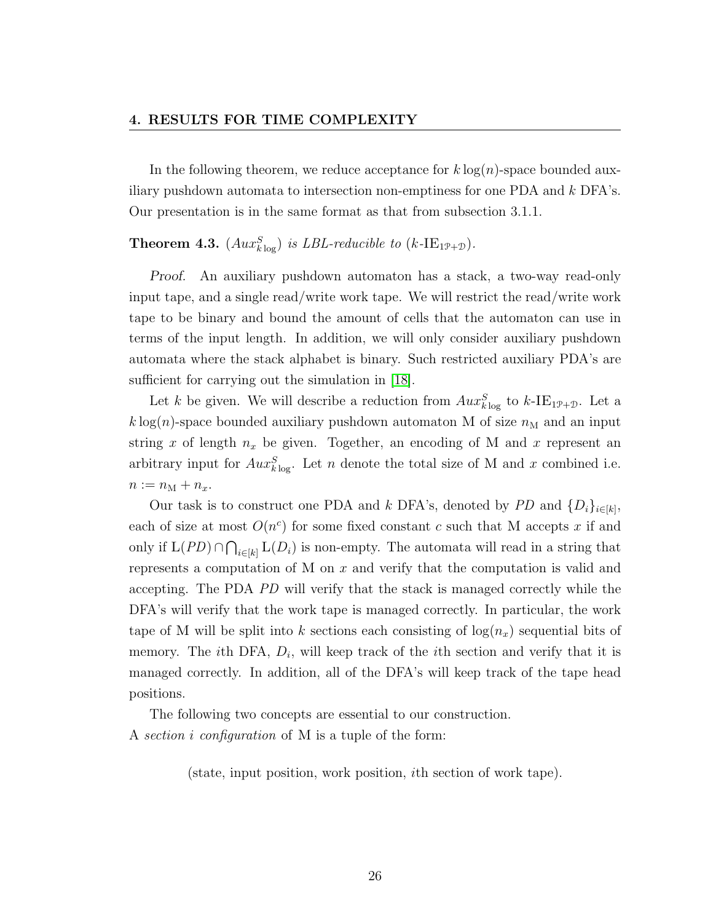In the following theorem, we reduce acceptance for $k\log(n)$-space bounded auxiliary pushdown automata to intersection non-emptiness for one PDA and $k$ DFA's. Our presentation is in the same format as that from subsection 3.1.1.

**Theorem 4.3.** *($Aux^S_{k\log}$) is LBL-reducible to ($k$-$\mathrm{IE}_{1\mathcal{P}+\mathcal{D}}$).*

*Proof.* An auxiliary pushdown automaton has a stack, a two-way read-only input tape, and a single read/write work tape. We will restrict the read/write work tape to be binary and bound the amount of cells that the automaton can use in terms of the input length. In addition, we will only consider auxiliary pushdown automata where the stack alphabet is binary. Such restricted auxiliary PDA's are sufficient for carrying out the simulation in [18].

Let $k$ be given. We will describe a reduction from $Aux^S_{k\log}$ to $k$-$\mathrm{IE}_{1\mathcal{P}+\mathcal{D}}$. Let a $k\log(n)$-space bounded auxiliary pushdown automaton M of size $n_{\mathrm{M}}$ and an input string $x$ of length $n_x$ be given. Together, an encoding of M and $x$ represent an arbitrary input for $Aux^S_{k\log}$. Let $n$ denote the total size of M and $x$ combined i.e. $n := n_{\mathrm{M}} + n_x$.

Our task is to construct one PDA and $k$ DFA's, denoted by $PD$ and $\{D_i\}_{i\in[k]}$, each of size at most $O(n^c)$ for some fixed constant $c$ such that M accepts $x$ if and only if $\mathrm{L}(PD) \cap \bigcap_{i\in[k]} \mathrm{L}(D_i)$ is non-empty. The automata will read in a string that represents a computation of M on $x$ and verify that the computation is valid and accepting. The PDA $PD$ will verify that the stack is managed correctly while the DFA's will verify that the work tape is managed correctly. In particular, the work tape of M will be split into $k$ sections each consisting of $\log(n_x)$ sequential bits of memory. The $i$th DFA, $D_i$, will keep track of the $i$th section and verify that it is managed correctly. In addition, all of the DFA's will keep track of the tape head positions.

The following two concepts are essential to our construction.
A *section $i$ configuration* of M is a tuple of the form:

(state, input position, work position, $i$th section of work tape).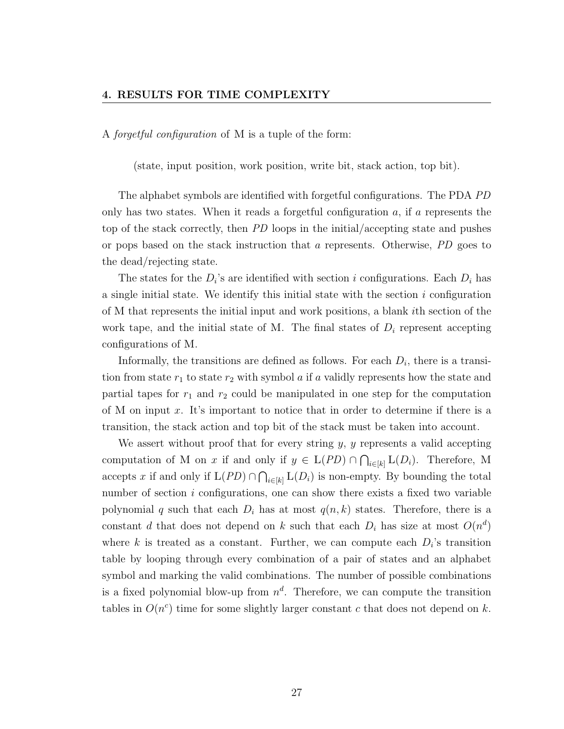A *forgetful configuration* of M is a tuple of the form:

(state, input position, work position, write bit, stack action, top bit).

The alphabet symbols are identified with forgetful configurations. The PDA $PD$ only has two states. When it reads a forgetful configuration $a$, if $a$ represents the top of the stack correctly, then $PD$ loops in the initial/accepting state and pushes or pops based on the stack instruction that $a$ represents. Otherwise, $PD$ goes to the dead/rejecting state.

The states for the $D_i$'s are identified with section $i$ configurations. Each $D_i$ has a single initial state. We identify this initial state with the section $i$ configuration of M that represents the initial input and work positions, a blank $i$th section of the work tape, and the initial state of M. The final states of $D_i$ represent accepting configurations of M.

Informally, the transitions are defined as follows. For each $D_i$, there is a transition from state $r_1$ to state $r_2$ with symbol $a$ if $a$ validly represents how the state and partial tapes for $r_1$ and $r_2$ could be manipulated in one step for the computation of M on input $x$. It's important to notice that in order to determine if there is a transition, the stack action and top bit of the stack must be taken into account.

We assert without proof that for every string $y$, $y$ represents a valid accepting computation of M on $x$ if and only if $y \in \mathrm{L}(PD) \cap \bigcap_{i \in [k]} \mathrm{L}(D_i)$. Therefore, M accepts $x$ if and only if $\mathrm{L}(PD) \cap \bigcap_{i \in [k]} \mathrm{L}(D_i)$ is non-empty. By bounding the total number of section $i$ configurations, one can show there exists a fixed two variable polynomial $q$ such that each $D_i$ has at most $q(n, k)$ states. Therefore, there is a constant $d$ that does not depend on $k$ such that each $D_i$ has size at most $O(n^d)$ where $k$ is treated as a constant. Further, we can compute each $D_i$'s transition table by looping through every combination of a pair of states and an alphabet symbol and marking the valid combinations. The number of possible combinations is a fixed polynomial blow-up from $n^d$. Therefore, we can compute the transition tables in $O(n^c)$ time for some slightly larger constant $c$ that does not depend on $k$.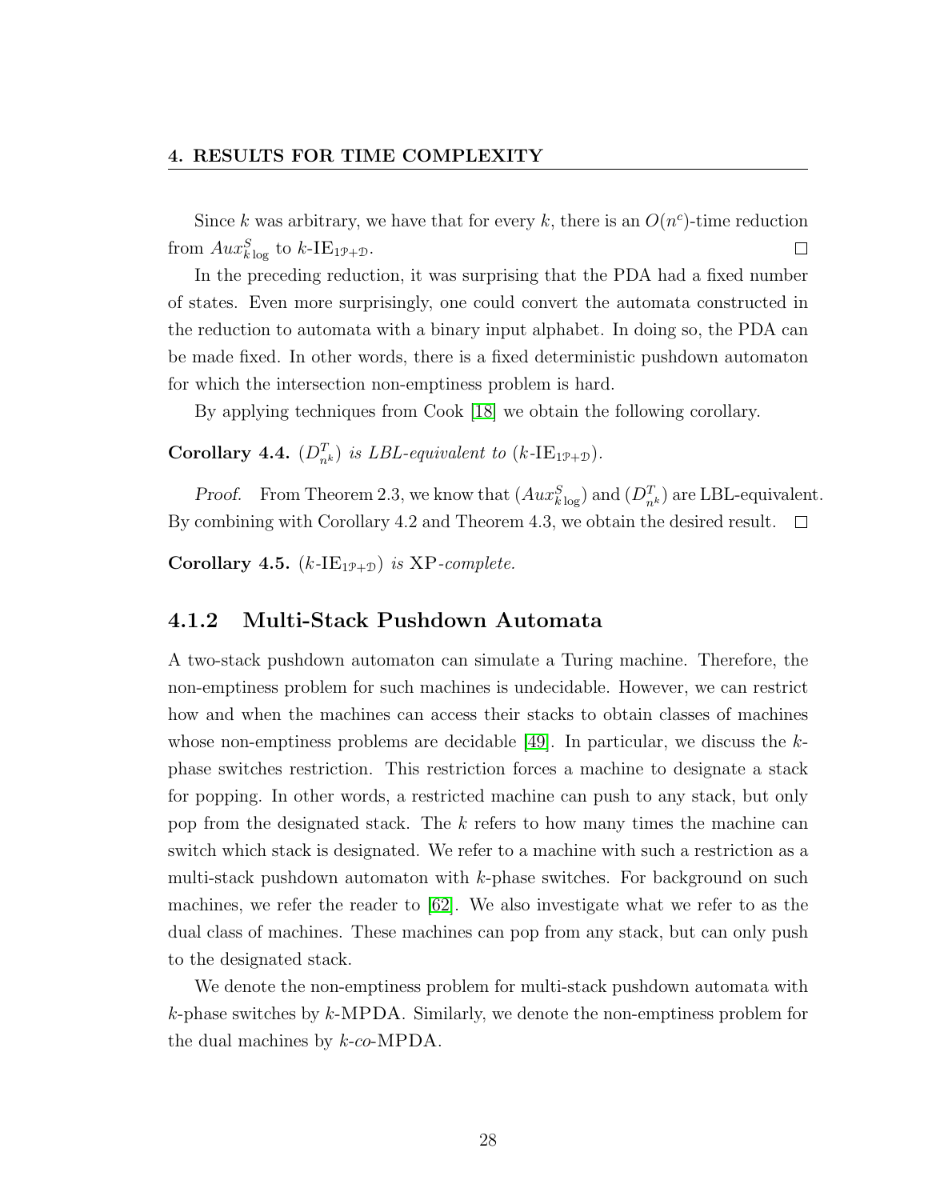Since $k$ was arbitrary, we have that for every $k$, there is an $O(n^c)$-time reduction from $Aux^S_{k\log}$ to $k$-$\mathrm{IE}_{1\mathcal{P}+\mathcal{D}}$. $\square$

In the preceding reduction, it was surprising that the PDA had a fixed number of states. Even more surprisingly, one could convert the automata constructed in the reduction to automata with a binary input alphabet. In doing so, the PDA can be made fixed. In other words, there is a fixed deterministic pushdown automaton for which the intersection non-emptiness problem is hard.

By applying techniques from Cook [18] we obtain the following corollary.

**Corollary 4.4.** *$(D^T_{n^k})$ is LBL-equivalent to $(k$-$\mathrm{IE}_{1\mathcal{P}+\mathcal{D}})$.*

*Proof.* From Theorem 2.3, we know that $(Aux^S_{k\log})$ and $(D^T_{n^k})$ are LBL-equivalent. By combining with Corollary 4.2 and Theorem 4.3, we obtain the desired result. $\square$

**Corollary 4.5.** *$(k$-$\mathrm{IE}_{1\mathcal{P}+\mathcal{D}})$ is XP-complete.*

### 4.1.2 Multi-Stack Pushdown Automata

A two-stack pushdown automaton can simulate a Turing machine. Therefore, the non-emptiness problem for such machines is undecidable. However, we can restrict how and when the machines can access their stacks to obtain classes of machines whose non-emptiness problems are decidable [49]. In particular, we discuss the $k$-phase switches restriction. This restriction forces a machine to designate a stack for popping. In other words, a restricted machine can push to any stack, but only pop from the designated stack. The $k$ refers to how many times the machine can switch which stack is designated. We refer to a machine with such a restriction as a multi-stack pushdown automaton with $k$-phase switches. For background on such machines, we refer the reader to [62]. We also investigate what we refer to as the dual class of machines. These machines can pop from any stack, but can only push to the designated stack.

We denote the non-emptiness problem for multi-stack pushdown automata with $k$-phase switches by $k$-MPDA. Similarly, we denote the non-emptiness problem for the dual machines by $k$-*co*-MPDA.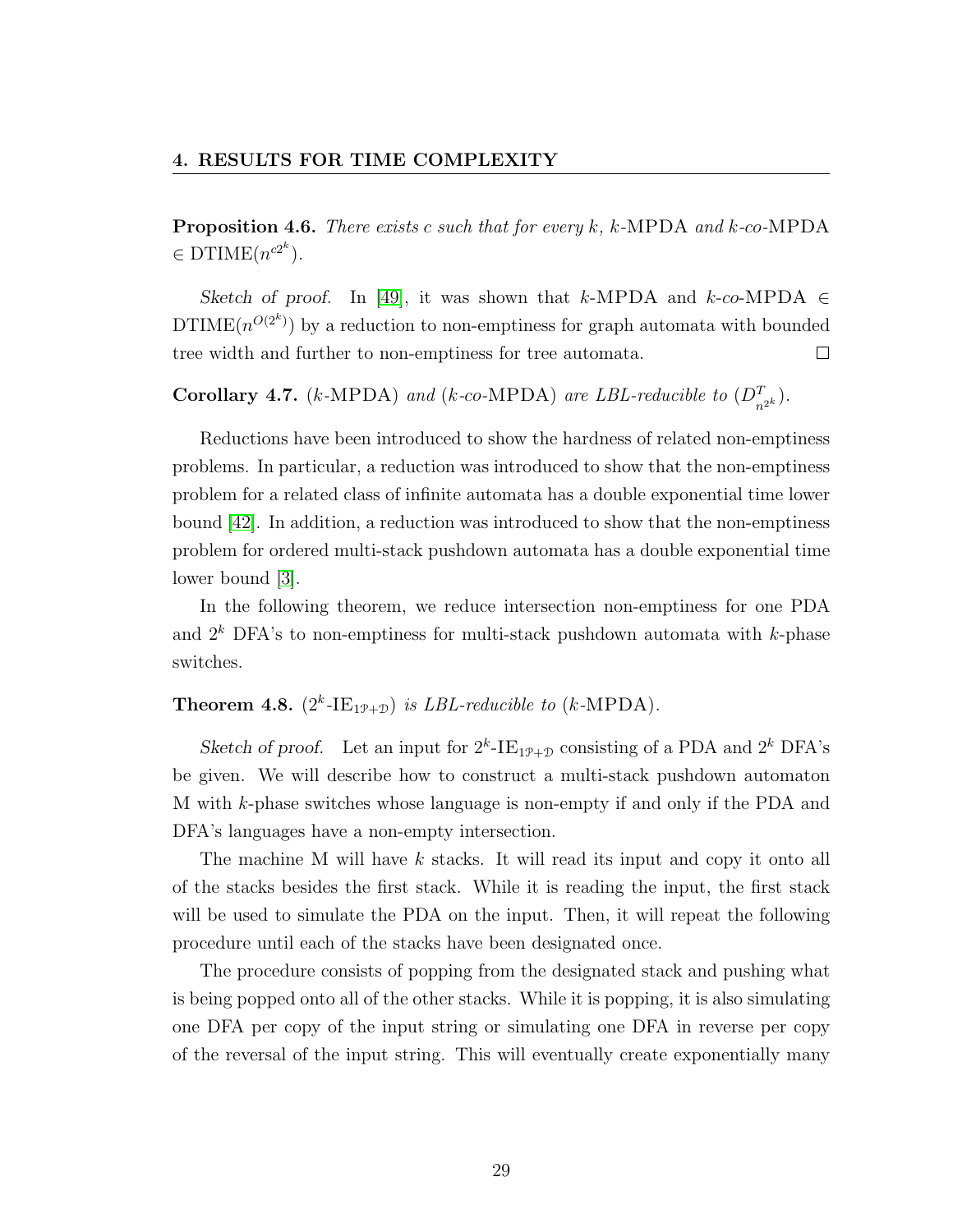**Proposition 4.6.** *There exists c such that for every k, k-*MPDA *and k-co-*MPDA $\in \text{DTIME}(n^{c2^k})$.

*Sketch of proof.* In [49], it was shown that $k$-MPDA and $k$-*co*-MPDA $\in$ $\text{DTIME}(n^{O(2^k)})$ by a reduction to non-emptiness for graph automata with bounded tree width and further to non-emptiness for tree automata. □

**Corollary 4.7.** ($k$-MPDA) *and* ($k$-*co*-MPDA) *are LBL-reducible to* $(D^T_{n^{2^k}})$.

Reductions have been introduced to show the hardness of related non-emptiness problems. In particular, a reduction was introduced to show that the non-emptiness problem for a related class of infinite automata has a double exponential time lower bound [42]. In addition, a reduction was introduced to show that the non-emptiness problem for ordered multi-stack pushdown automata has a double exponential time lower bound [3].

In the following theorem, we reduce intersection non-emptiness for one PDA and $2^k$ DFA's to non-emptiness for multi-stack pushdown automata with $k$-phase switches.

**Theorem 4.8.** $(2^k\text{-IE}_{1\mathcal{P}+\mathcal{D}})$ *is LBL-reducible to* ($k$-MPDA).

*Sketch of proof.* Let an input for $2^k\text{-IE}_{1\mathcal{P}+\mathcal{D}}$ consisting of a PDA and $2^k$ DFA's be given. We will describe how to construct a multi-stack pushdown automaton M with $k$-phase switches whose language is non-empty if and only if the PDA and DFA's languages have a non-empty intersection.

The machine M will have $k$ stacks. It will read its input and copy it onto all of the stacks besides the first stack. While it is reading the input, the first stack will be used to simulate the PDA on the input. Then, it will repeat the following procedure until each of the stacks have been designated once.

The procedure consists of popping from the designated stack and pushing what is being popped onto all of the other stacks. While it is popping, it is also simulating one DFA per copy of the input string or simulating one DFA in reverse per copy of the reversal of the input string. This will eventually create exponentially many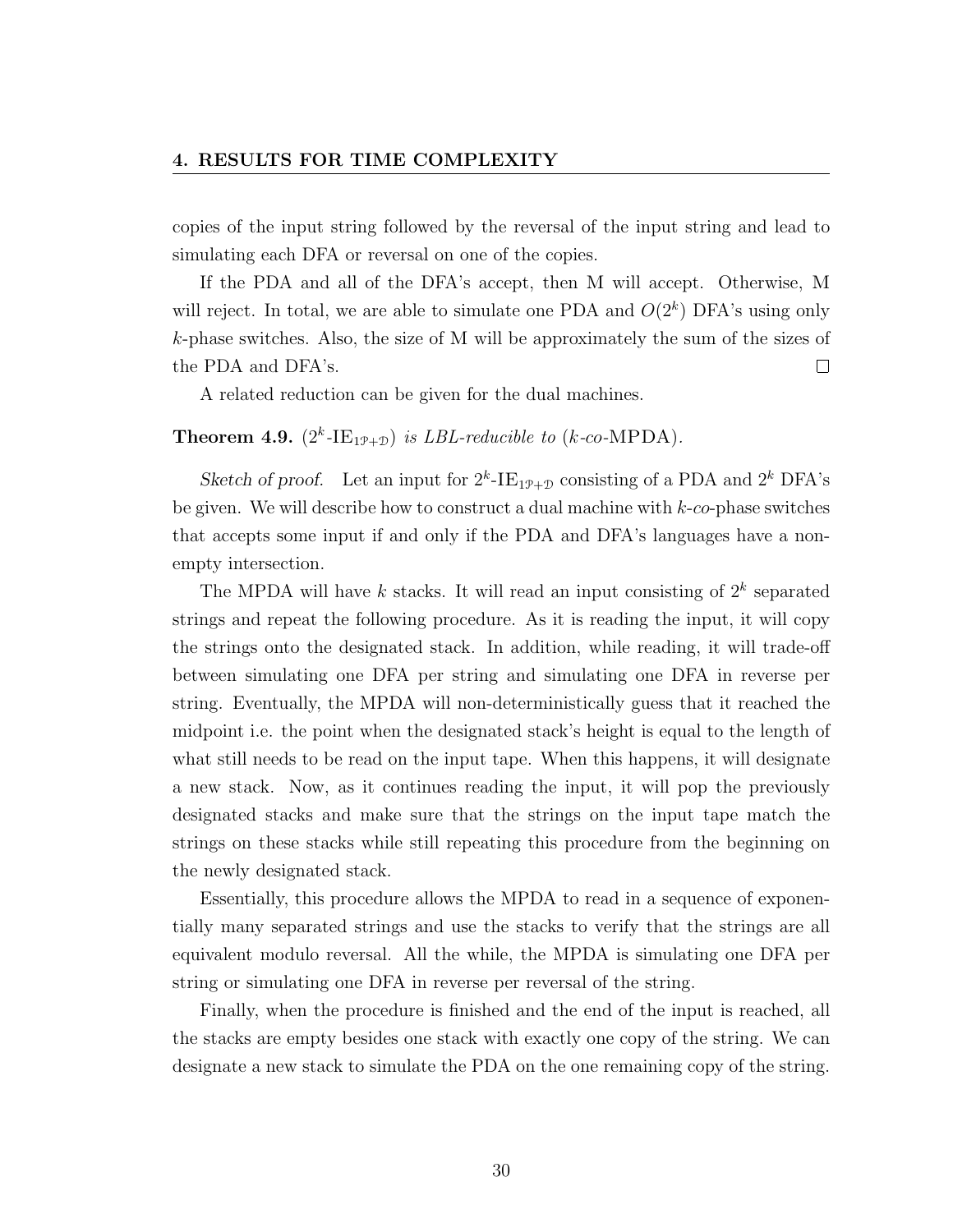copies of the input string followed by the reversal of the input string and lead to simulating each DFA or reversal on one of the copies.

If the PDA and all of the DFA's accept, then M will accept. Otherwise, M will reject. In total, we are able to simulate one PDA and $O(2^k)$ DFA's using only $k$-phase switches. Also, the size of M will be approximately the sum of the sizes of the PDA and DFA's. □

A related reduction can be given for the dual machines.

**Theorem 4.9.** *($2^k$-$\mathrm{IE}_{1\mathcal{P}+\mathcal{D}}$) is LBL-reducible to ($k$-co-MPDA).*

*Sketch of proof.* Let an input for $2^k$-$\mathrm{IE}_{1\mathcal{P}+\mathcal{D}}$ consisting of a PDA and $2^k$ DFA's be given. We will describe how to construct a dual machine with $k$-*co*-phase switches that accepts some input if and only if the PDA and DFA's languages have a non-empty intersection.

The MPDA will have $k$ stacks. It will read an input consisting of $2^k$ separated strings and repeat the following procedure. As it is reading the input, it will copy the strings onto the designated stack. In addition, while reading, it will trade-off between simulating one DFA per string and simulating one DFA in reverse per string. Eventually, the MPDA will non-deterministically guess that it reached the midpoint i.e. the point when the designated stack's height is equal to the length of what still needs to be read on the input tape. When this happens, it will designate a new stack. Now, as it continues reading the input, it will pop the previously designated stacks and make sure that the strings on the input tape match the strings on these stacks while still repeating this procedure from the beginning on the newly designated stack.

Essentially, this procedure allows the MPDA to read in a sequence of exponentially many separated strings and use the stacks to verify that the strings are all equivalent modulo reversal. All the while, the MPDA is simulating one DFA per string or simulating one DFA in reverse per reversal of the string.

Finally, when the procedure is finished and the end of the input is reached, all the stacks are empty besides one stack with exactly one copy of the string. We can designate a new stack to simulate the PDA on the one remaining copy of the string.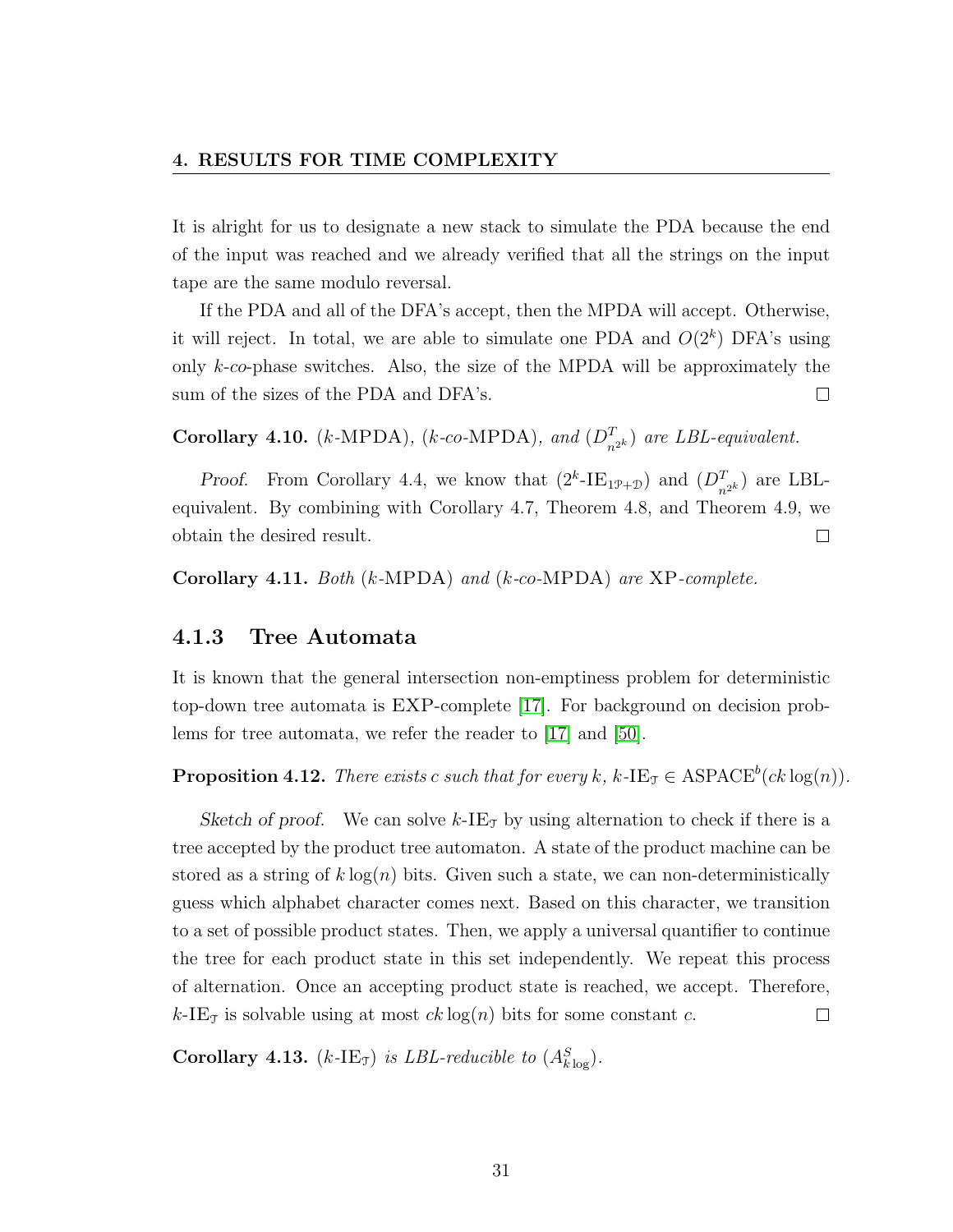It is alright for us to designate a new stack to simulate the PDA because the end of the input was reached and we already verified that all the strings on the input tape are the same modulo reversal.

If the PDA and all of the DFA's accept, then the MPDA will accept. Otherwise, it will reject. In total, we are able to simulate one PDA and $O(2^k)$ DFA's using only $k$-*co*-phase switches. Also, the size of the MPDA will be approximately the sum of the sizes of the PDA and DFA's. $\square$

**Corollary 4.10.** *($k$-MPDA), ($k$-co-MPDA), and ($D^T_{n^{2^k}}$) are LBL-equivalent.*

*Proof.* From Corollary 4.4, we know that ($2^k$-$\mathrm{IE}_{1\mathcal{P}+\mathcal{D}}$) and ($D^T_{n^{2^k}}$) are LBL-equivalent. By combining with Corollary 4.7, Theorem 4.8, and Theorem 4.9, we obtain the desired result. $\square$

**Corollary 4.11.** *Both ($k$-MPDA) and ($k$-co-MPDA) are XP-complete.*

### 4.1.3 Tree Automata

It is known that the general intersection non-emptiness problem for deterministic top-down tree automata is EXP-complete [17]. For background on decision problems for tree automata, we refer the reader to [17] and [50].

**Proposition 4.12.** *There exists $c$ such that for every $k$, $k$-$\mathrm{IE}_{\mathcal{T}} \in \mathrm{ASPACE}^b(ck\log(n))$.*

*Sketch of proof.* We can solve $k$-$\mathrm{IE}_{\mathcal{T}}$ by using alternation to check if there is a tree accepted by the product tree automaton. A state of the product machine can be stored as a string of $k\log(n)$ bits. Given such a state, we can non-deterministically guess which alphabet character comes next. Based on this character, we transition to a set of possible product states. Then, we apply a universal quantifier to continue the tree for each product state in this set independently. We repeat this process of alternation. Once an accepting product state is reached, we accept. Therefore, $k$-$\mathrm{IE}_{\mathcal{T}}$ is solvable using at most $ck\log(n)$ bits for some constant $c$. $\square$

**Corollary 4.13.** *($k$-$\mathrm{IE}_{\mathcal{T}}$) is LBL-reducible to ($A^S_{k\log}$).*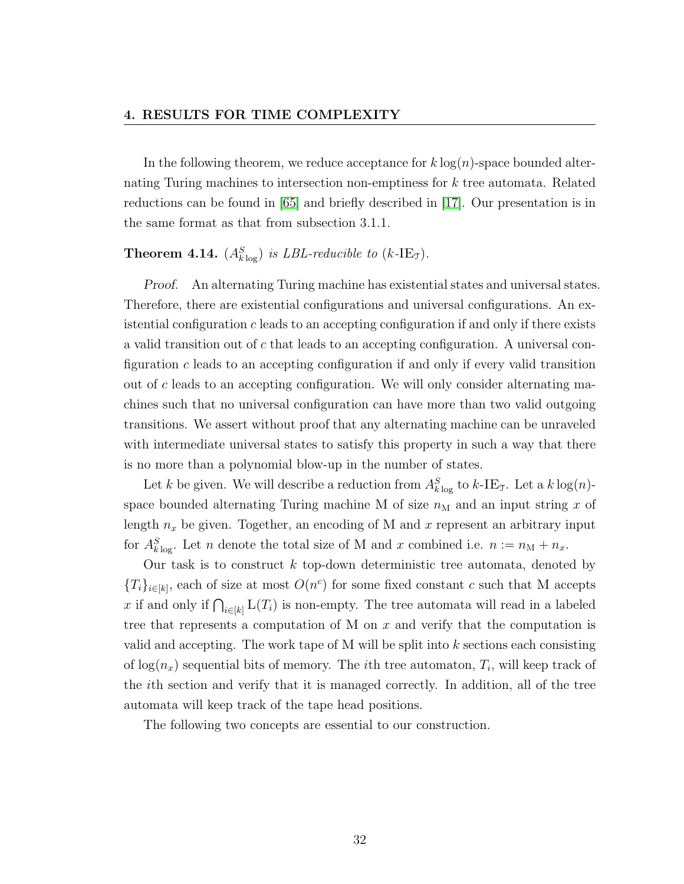In the following theorem, we reduce acceptance for $k\log(n)$-space bounded alternating Turing machines to intersection non-emptiness for $k$ tree automata. Related reductions can be found in [65] and briefly described in [17]. Our presentation is in the same format as that from subsection 3.1.1.

**Theorem 4.14.** *$(A^S_{k\log})$ is LBL-reducible to $(k\text{-IE}_{\mathcal{T}})$.*

*Proof.* An alternating Turing machine has existential states and universal states. Therefore, there are existential configurations and universal configurations. An existential configuration $c$ leads to an accepting configuration if and only if there exists a valid transition out of $c$ that leads to an accepting configuration. A universal configuration $c$ leads to an accepting configuration if and only if every valid transition out of $c$ leads to an accepting configuration. We will only consider alternating machines such that no universal configuration can have more than two valid outgoing transitions. We assert without proof that any alternating machine can be unraveled with intermediate universal states to satisfy this property in such a way that there is no more than a polynomial blow-up in the number of states.

Let $k$ be given. We will describe a reduction from $A^S_{k\log}$ to $k\text{-IE}_{\mathcal{T}}$. Let a $k\log(n)$-space bounded alternating Turing machine $\mathrm{M}$ of size $n_{\mathrm{M}}$ and an input string $x$ of length $n_x$ be given. Together, an encoding of $\mathrm{M}$ and $x$ represent an arbitrary input for $A^S_{k\log}$. Let $n$ denote the total size of $\mathrm{M}$ and $x$ combined i.e. $n := n_{\mathrm{M}} + n_x$.

Our task is to construct $k$ top-down deterministic tree automata, denoted by $\{T_i\}_{i\in[k]}$, each of size at most $O(n^c)$ for some fixed constant $c$ such that $\mathrm{M}$ accepts $x$ if and only if $\bigcap_{i\in[k]} \mathrm{L}(T_i)$ is non-empty. The tree automata will read in a labeled tree that represents a computation of $\mathrm{M}$ on $x$ and verify that the computation is valid and accepting. The work tape of $\mathrm{M}$ will be split into $k$ sections each consisting of $\log(n_x)$ sequential bits of memory. The $i$th tree automaton, $T_i$, will keep track of the $i$th section and verify that it is managed correctly. In addition, all of the tree automata will keep track of the tape head positions.

The following two concepts are essential to our construction.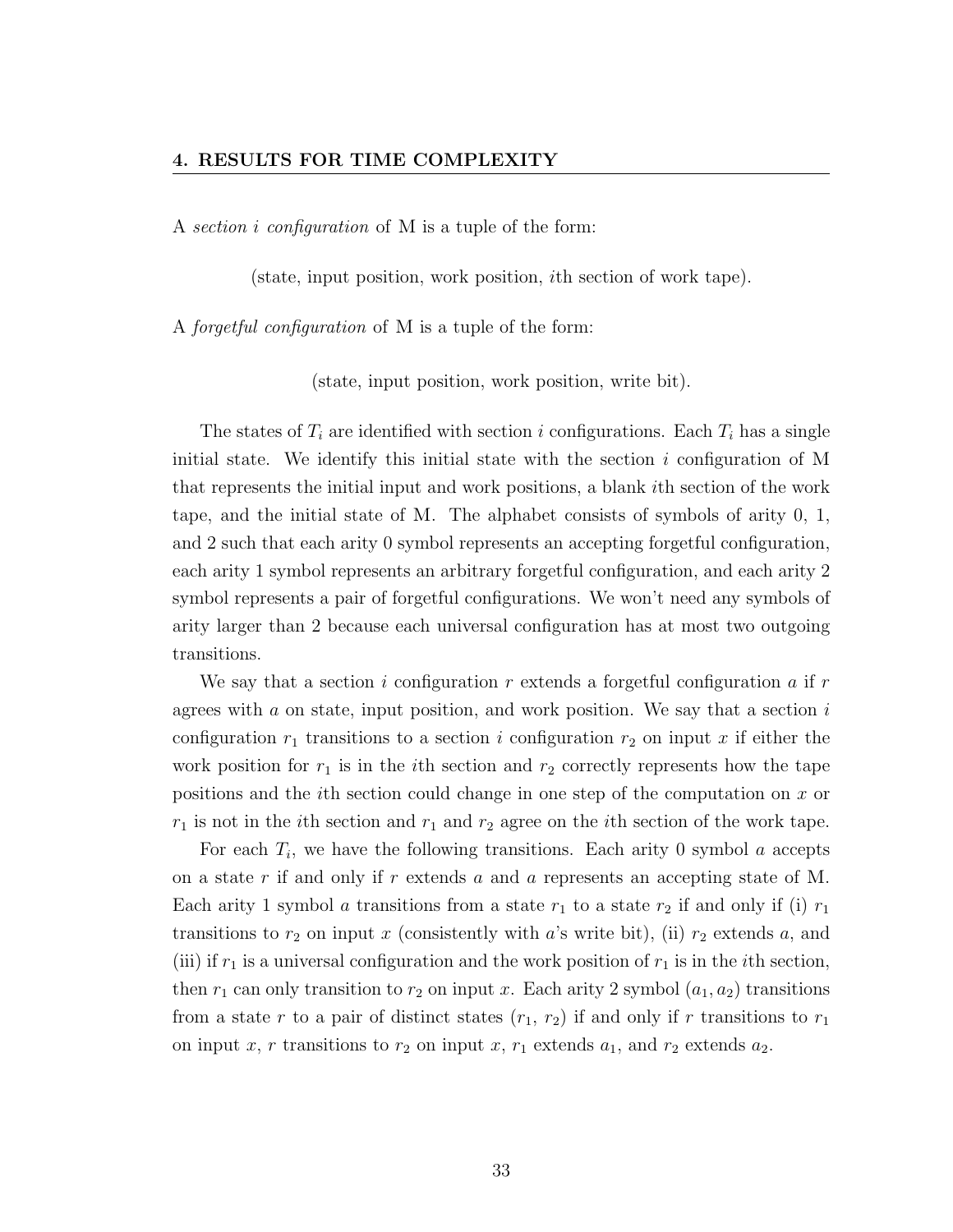A *section $i$ configuration* of M is a tuple of the form:

(state, input position, work position, $i$th section of work tape).

A *forgetful configuration* of M is a tuple of the form:

(state, input position, work position, write bit).

The states of $T_i$ are identified with section $i$ configurations. Each $T_i$ has a single initial state. We identify this initial state with the section $i$ configuration of M that represents the initial input and work positions, a blank $i$th section of the work tape, and the initial state of M. The alphabet consists of symbols of arity 0, 1, and 2 such that each arity 0 symbol represents an accepting forgetful configuration, each arity 1 symbol represents an arbitrary forgetful configuration, and each arity 2 symbol represents a pair of forgetful configurations. We won't need any symbols of arity larger than 2 because each universal configuration has at most two outgoing transitions.

We say that a section $i$ configuration $r$ extends a forgetful configuration $a$ if $r$ agrees with $a$ on state, input position, and work position. We say that a section $i$ configuration $r_1$ transitions to a section $i$ configuration $r_2$ on input $x$ if either the work position for $r_1$ is in the $i$th section and $r_2$ correctly represents how the tape positions and the $i$th section could change in one step of the computation on $x$ or $r_1$ is not in the $i$th section and $r_1$ and $r_2$ agree on the $i$th section of the work tape.

For each $T_i$, we have the following transitions. Each arity 0 symbol $a$ accepts on a state $r$ if and only if $r$ extends $a$ and $a$ represents an accepting state of M. Each arity 1 symbol $a$ transitions from a state $r_1$ to a state $r_2$ if and only if (i) $r_1$ transitions to $r_2$ on input $x$ (consistently with $a$'s write bit), (ii) $r_2$ extends $a$, and (iii) if $r_1$ is a universal configuration and the work position of $r_1$ is in the $i$th section, then $r_1$ can only transition to $r_2$ on input $x$. Each arity 2 symbol $(a_1, a_2)$ transitions from a state $r$ to a pair of distinct states ($r_1$, $r_2$) if and only if $r$ transitions to $r_1$ on input $x$, $r$ transitions to $r_2$ on input $x$, $r_1$ extends $a_1$, and $r_2$ extends $a_2$.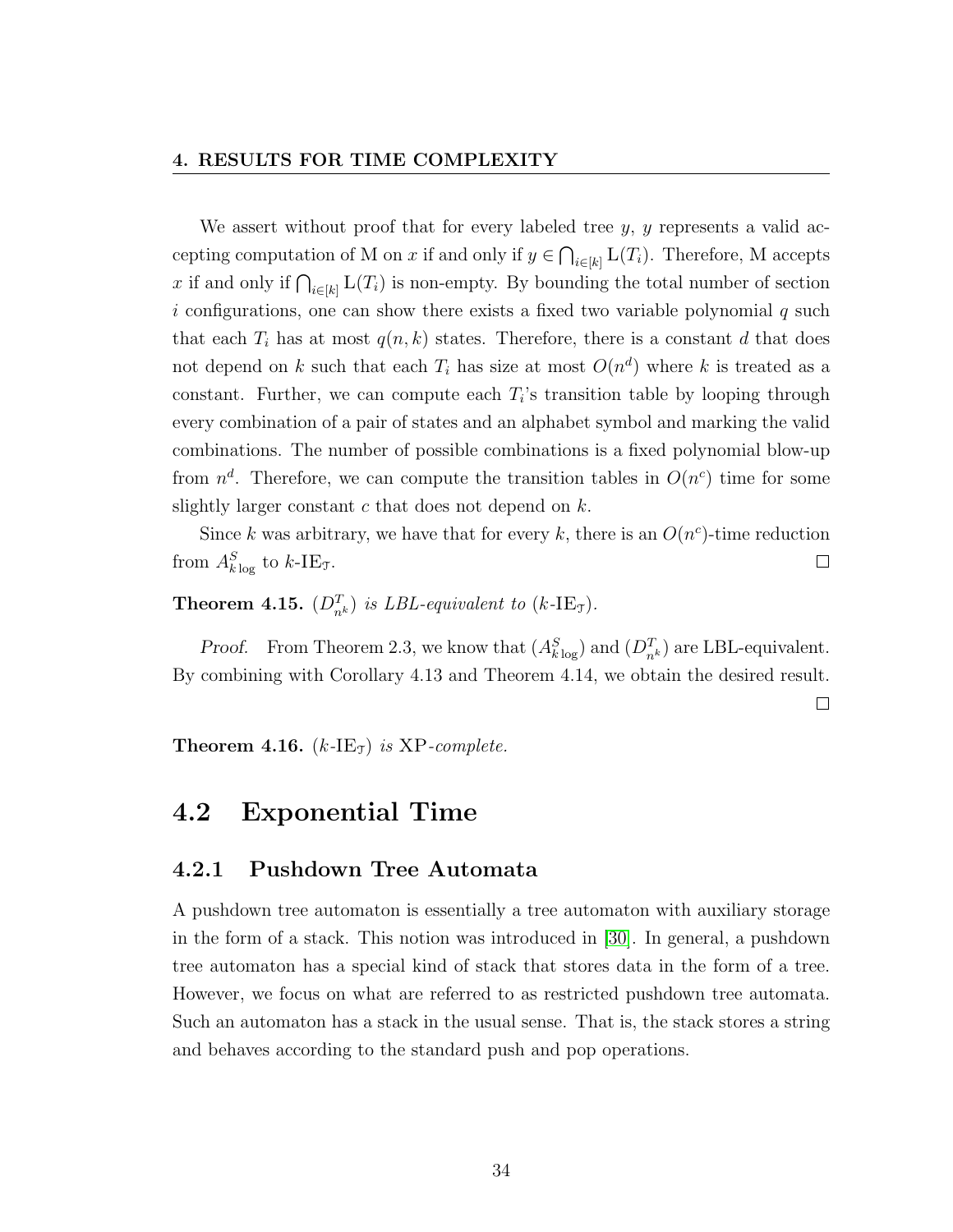We assert without proof that for every labeled tree $y$, $y$ represents a valid accepting computation of M on $x$ if and only if $y \in \bigcap_{i \in [k]} \mathrm{L}(T_i)$. Therefore, M accepts $x$ if and only if $\bigcap_{i \in [k]} \mathrm{L}(T_i)$ is non-empty. By bounding the total number of section $i$ configurations, one can show there exists a fixed two variable polynomial $q$ such that each $T_i$ has at most $q(n, k)$ states. Therefore, there is a constant $d$ that does not depend on $k$ such that each $T_i$ has size at most $O(n^d)$ where $k$ is treated as a constant. Further, we can compute each $T_i$'s transition table by looping through every combination of a pair of states and an alphabet symbol and marking the valid combinations. The number of possible combinations is a fixed polynomial blow-up from $n^d$. Therefore, we can compute the transition tables in $O(n^c)$ time for some slightly larger constant $c$ that does not depend on $k$.

Since $k$ was arbitrary, we have that for every $k$, there is an $O(n^c)$-time reduction from $A^S_{k \log}$ to $k$-$\mathrm{IE}_{\mathcal{T}}$. □

**Theorem 4.15.** *$(D^T_{n^k})$ is LBL-equivalent to $(k$-$\mathrm{IE}_{\mathcal{T}})$.*

*Proof.* From Theorem 2.3, we know that $(A^S_{k \log})$ and $(D^T_{n^k})$ are LBL-equivalent. By combining with Corollary 4.13 and Theorem 4.14, we obtain the desired result. □

**Theorem 4.16.** *$(k$-$\mathrm{IE}_{\mathcal{T}})$ is* XP*-complete.*

## 4.2 Exponential Time

### 4.2.1 Pushdown Tree Automata

A pushdown tree automaton is essentially a tree automaton with auxiliary storage in the form of a stack. This notion was introduced in [30]. In general, a pushdown tree automaton has a special kind of stack that stores data in the form of a tree. However, we focus on what are referred to as restricted pushdown tree automata. Such an automaton has a stack in the usual sense. That is, the stack stores a string and behaves according to the standard push and pop operations.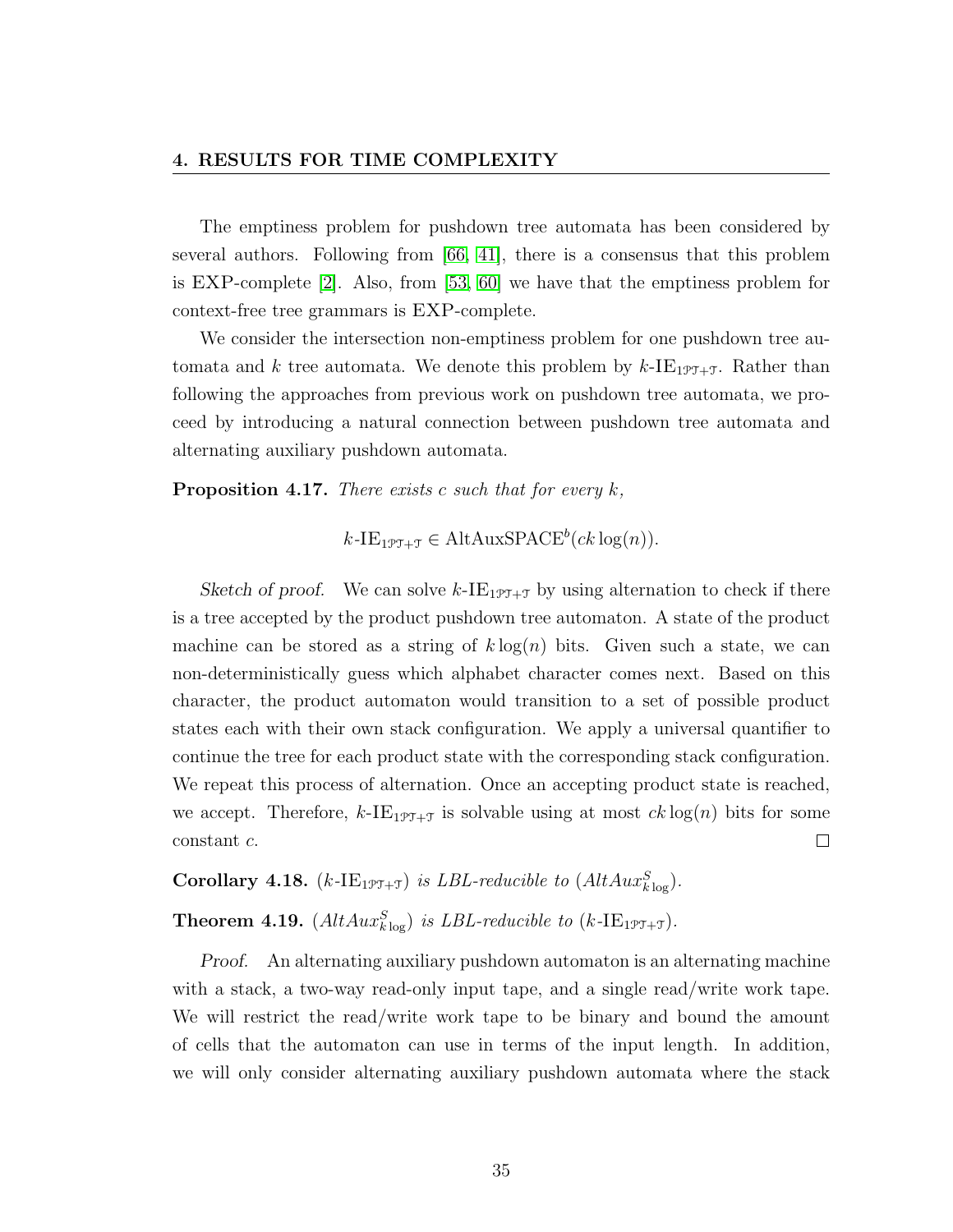The emptiness problem for pushdown tree automata has been considered by several authors. Following from [66, 41], there is a consensus that this problem is EXP-complete [2]. Also, from [53, 60] we have that the emptiness problem for context-free tree grammars is EXP-complete.

We consider the intersection non-emptiness problem for one pushdown tree automata and $k$ tree automata. We denote this problem by $k\text{-IE}_{1\mathcal{PT}+\mathcal{T}}$. Rather than following the approaches from previous work on pushdown tree automata, we proceed by introducing a natural connection between pushdown tree automata and alternating auxiliary pushdown automata.

**Proposition 4.17.** *There exists $c$ such that for every $k$,*

$$k\text{-IE}_{1\mathcal{PT}+\mathcal{T}} \in \text{AltAuxSPACE}^b(ck\log(n)).$$

*Sketch of proof.* We can solve $k\text{-IE}_{1\mathcal{PT}+\mathcal{T}}$ by using alternation to check if there is a tree accepted by the product pushdown tree automaton. A state of the product machine can be stored as a string of $k\log(n)$ bits. Given such a state, we can non-deterministically guess which alphabet character comes next. Based on this character, the product automaton would transition to a set of possible product states each with their own stack configuration. We apply a universal quantifier to continue the tree for each product state with the corresponding stack configuration. We repeat this process of alternation. Once an accepting product state is reached, we accept. Therefore, $k\text{-IE}_{1\mathcal{PT}+\mathcal{T}}$ is solvable using at most $ck\log(n)$ bits for some constant $c$. □

**Corollary 4.18.** ($k\text{-IE}_{1\mathcal{PT}+\mathcal{T}}$) *is LBL-reducible to* ($AltAux^S_{k\log}$).

**Theorem 4.19.** ($AltAux^S_{k\log}$) *is LBL-reducible to* ($k\text{-IE}_{1\mathcal{PT}+\mathcal{T}}$).

*Proof.* An alternating auxiliary pushdown automaton is an alternating machine with a stack, a two-way read-only input tape, and a single read/write work tape. We will restrict the read/write work tape to be binary and bound the amount of cells that the automaton can use in terms of the input length. In addition, we will only consider alternating auxiliary pushdown automata where the stack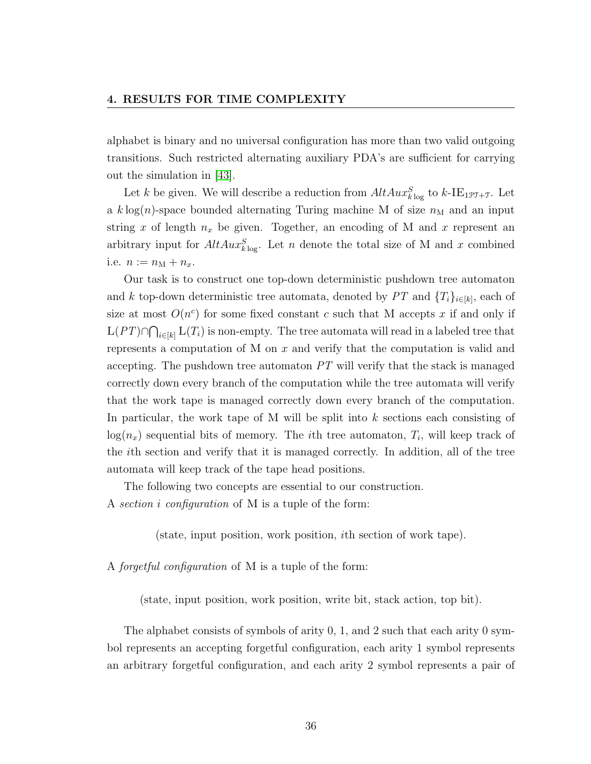alphabet is binary and no universal configuration has more than two valid outgoing transitions. Such restricted alternating auxiliary PDA's are sufficient for carrying out the simulation in [43].

Let $k$ be given. We will describe a reduction from $AltAux^S_{k\log}$ to $k$-$\text{IE}_{1\mathcal{PT}+\mathcal{T}}$. Let a $k\log(n)$-space bounded alternating Turing machine M of size $n_\text{M}$ and an input string $x$ of length $n_x$ be given. Together, an encoding of M and $x$ represent an arbitrary input for $AltAux^S_{k\log}$. Let $n$ denote the total size of M and $x$ combined i.e. $n := n_\text{M} + n_x$.

Our task is to construct one top-down deterministic pushdown tree automaton and $k$ top-down deterministic tree automata, denoted by $PT$ and $\{T_i\}_{i\in[k]}$, each of size at most $O(n^c)$ for some fixed constant $c$ such that M accepts $x$ if and only if $\text{L}(PT) \cap \bigcap_{i\in[k]} \text{L}(T_i)$ is non-empty. The tree automata will read in a labeled tree that represents a computation of M on $x$ and verify that the computation is valid and accepting. The pushdown tree automaton $PT$ will verify that the stack is managed correctly down every branch of the computation while the tree automata will verify that the work tape is managed correctly down every branch of the computation. In particular, the work tape of M will be split into $k$ sections each consisting of $\log(n_x)$ sequential bits of memory. The $i$th tree automaton, $T_i$, will keep track of the $i$th section and verify that it is managed correctly. In addition, all of the tree automata will keep track of the tape head positions.

The following two concepts are essential to our construction.
A *section $i$ configuration* of M is a tuple of the form:

(state, input position, work position, $i$th section of work tape).

A *forgetful configuration* of M is a tuple of the form:

(state, input position, work position, write bit, stack action, top bit).

The alphabet consists of symbols of arity 0, 1, and 2 such that each arity 0 symbol represents an accepting forgetful configuration, each arity 1 symbol represents an arbitrary forgetful configuration, and each arity 2 symbol represents a pair of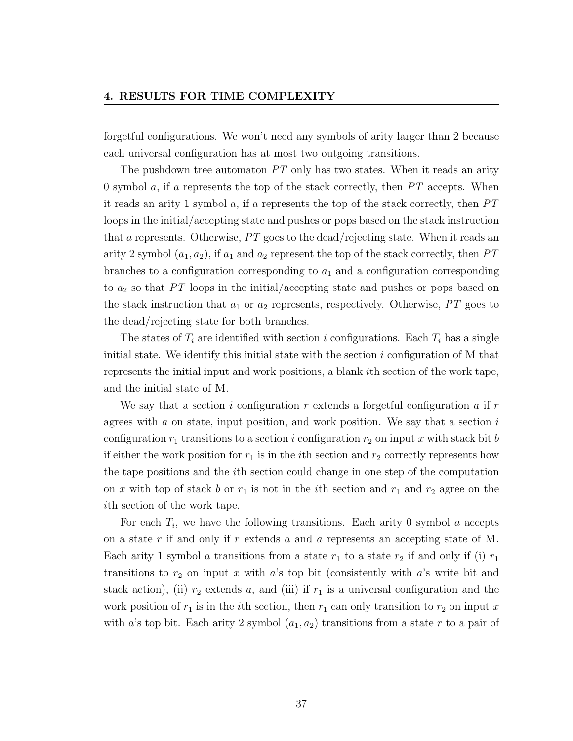forgetful configurations. We won't need any symbols of arity larger than 2 because each universal configuration has at most two outgoing transitions.

The pushdown tree automaton $PT$ only has two states. When it reads an arity 0 symbol $a$, if $a$ represents the top of the stack correctly, then $PT$ accepts. When it reads an arity 1 symbol $a$, if $a$ represents the top of the stack correctly, then $PT$ loops in the initial/accepting state and pushes or pops based on the stack instruction that $a$ represents. Otherwise, $PT$ goes to the dead/rejecting state. When it reads an arity 2 symbol $(a_1, a_2)$, if $a_1$ and $a_2$ represent the top of the stack correctly, then $PT$ branches to a configuration corresponding to $a_1$ and a configuration corresponding to $a_2$ so that $PT$ loops in the initial/accepting state and pushes or pops based on the stack instruction that $a_1$ or $a_2$ represents, respectively. Otherwise, $PT$ goes to the dead/rejecting state for both branches.

The states of $T_i$ are identified with section $i$ configurations. Each $T_i$ has a single initial state. We identify this initial state with the section $i$ configuration of M that represents the initial input and work positions, a blank $i$th section of the work tape, and the initial state of M.

We say that a section $i$ configuration $r$ extends a forgetful configuration $a$ if $r$ agrees with $a$ on state, input position, and work position. We say that a section $i$ configuration $r_1$ transitions to a section $i$ configuration $r_2$ on input $x$ with stack bit $b$ if either the work position for $r_1$ is in the $i$th section and $r_2$ correctly represents how the tape positions and the $i$th section could change in one step of the computation on $x$ with top of stack $b$ or $r_1$ is not in the $i$th section and $r_1$ and $r_2$ agree on the $i$th section of the work tape.

For each $T_i$, we have the following transitions. Each arity 0 symbol $a$ accepts on a state $r$ if and only if $r$ extends $a$ and $a$ represents an accepting state of M. Each arity 1 symbol $a$ transitions from a state $r_1$ to a state $r_2$ if and only if (i) $r_1$ transitions to $r_2$ on input $x$ with $a$'s top bit (consistently with $a$'s write bit and stack action), (ii) $r_2$ extends $a$, and (iii) if $r_1$ is a universal configuration and the work position of $r_1$ is in the $i$th section, then $r_1$ can only transition to $r_2$ on input $x$ with $a$'s top bit. Each arity 2 symbol $(a_1, a_2)$ transitions from a state $r$ to a pair of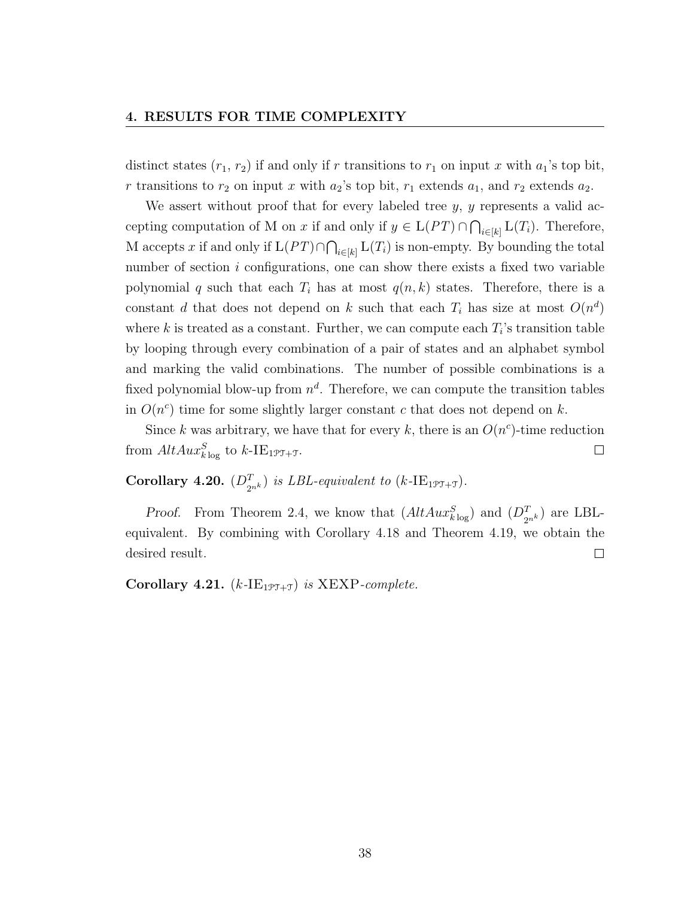distinct states ($r_1$, $r_2$) if and only if $r$ transitions to $r_1$ on input $x$ with $a_1$'s top bit, $r$ transitions to $r_2$ on input $x$ with $a_2$'s top bit, $r_1$ extends $a_1$, and $r_2$ extends $a_2$.

We assert without proof that for every labeled tree $y$, $y$ represents a valid accepting computation of M on $x$ if and only if $y \in \mathrm{L}(PT) \cap \bigcap_{i \in [k]} \mathrm{L}(T_i)$. Therefore, M accepts $x$ if and only if $\mathrm{L}(PT) \cap \bigcap_{i \in [k]} \mathrm{L}(T_i)$ is non-empty. By bounding the total number of section $i$ configurations, one can show there exists a fixed two variable polynomial $q$ such that each $T_i$ has at most $q(n, k)$ states. Therefore, there is a constant $d$ that does not depend on $k$ such that each $T_i$ has size at most $O(n^d)$ where $k$ is treated as a constant. Further, we can compute each $T_i$'s transition table by looping through every combination of a pair of states and an alphabet symbol and marking the valid combinations. The number of possible combinations is a fixed polynomial blow-up from $n^d$. Therefore, we can compute the transition tables in $O(n^c)$ time for some slightly larger constant $c$ that does not depend on $k$.

Since $k$ was arbitrary, we have that for every $k$, there is an $O(n^c)$-time reduction from $AltAux^S_{k \log}$ to $k$-$\mathrm{IE}_{1\mathcal{PT}+\mathcal{T}}$. □

**Corollary 4.20.** *($D^T_{2^{n^k}}$) is LBL-equivalent to ($k$-$\mathrm{IE}_{1\mathcal{PT}+\mathcal{T}}$).*

*Proof.* From Theorem 2.4, we know that ($AltAux^S_{k \log}$) and ($D^T_{2^{n^k}}$) are LBL-equivalent. By combining with Corollary 4.18 and Theorem 4.19, we obtain the desired result. □

**Corollary 4.21.** *($k$-$\mathrm{IE}_{1\mathcal{PT}+\mathcal{T}}$) is XEXP-complete.*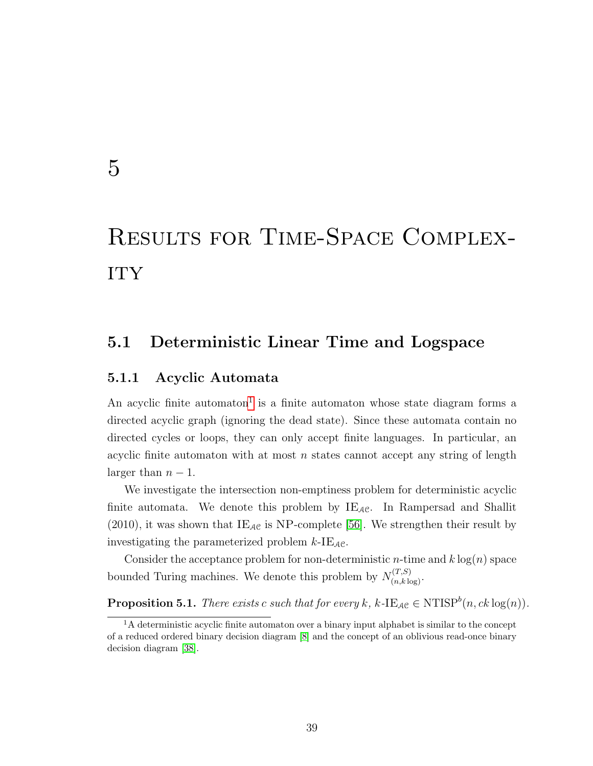# 5

# Results for Time-Space Complexity

## 5.1 Deterministic Linear Time and Logspace

### 5.1.1 Acyclic Automata

An acyclic finite automaton[1] is a finite automaton whose state diagram forms a directed acyclic graph (ignoring the dead state). Since these automata contain no directed cycles or loops, they can only accept finite languages. In particular, an acyclic finite automaton with at most $n$ states cannot accept any string of length larger than $n-1$.

We investigate the intersection non-emptiness problem for deterministic acyclic finite automata. We denote this problem by $\text{IE}_{\mathcal{AC}}$. In Rampersad and Shallit (2010), it was shown that $\text{IE}_{\mathcal{AC}}$ is NP-complete [56]. We strengthen their result by investigating the parameterized problem $k\text{-IE}_{\mathcal{AC}}$.

Consider the acceptance problem for non-deterministic $n$-time and $k\log(n)$ space bounded Turing machines. We denote this problem by $N^{(T,S)}_{(n,k\log)}$.

**Proposition 5.1.** *There exists c such that for every k,* $k\text{-IE}_{\mathcal{AC}} \in \text{NTISP}^b(n, ck\log(n))$.

[1] A deterministic acyclic finite automaton over a binary input alphabet is similar to the concept of a reduced ordered binary decision diagram [8] and the concept of an oblivious read-once binary decision diagram [38].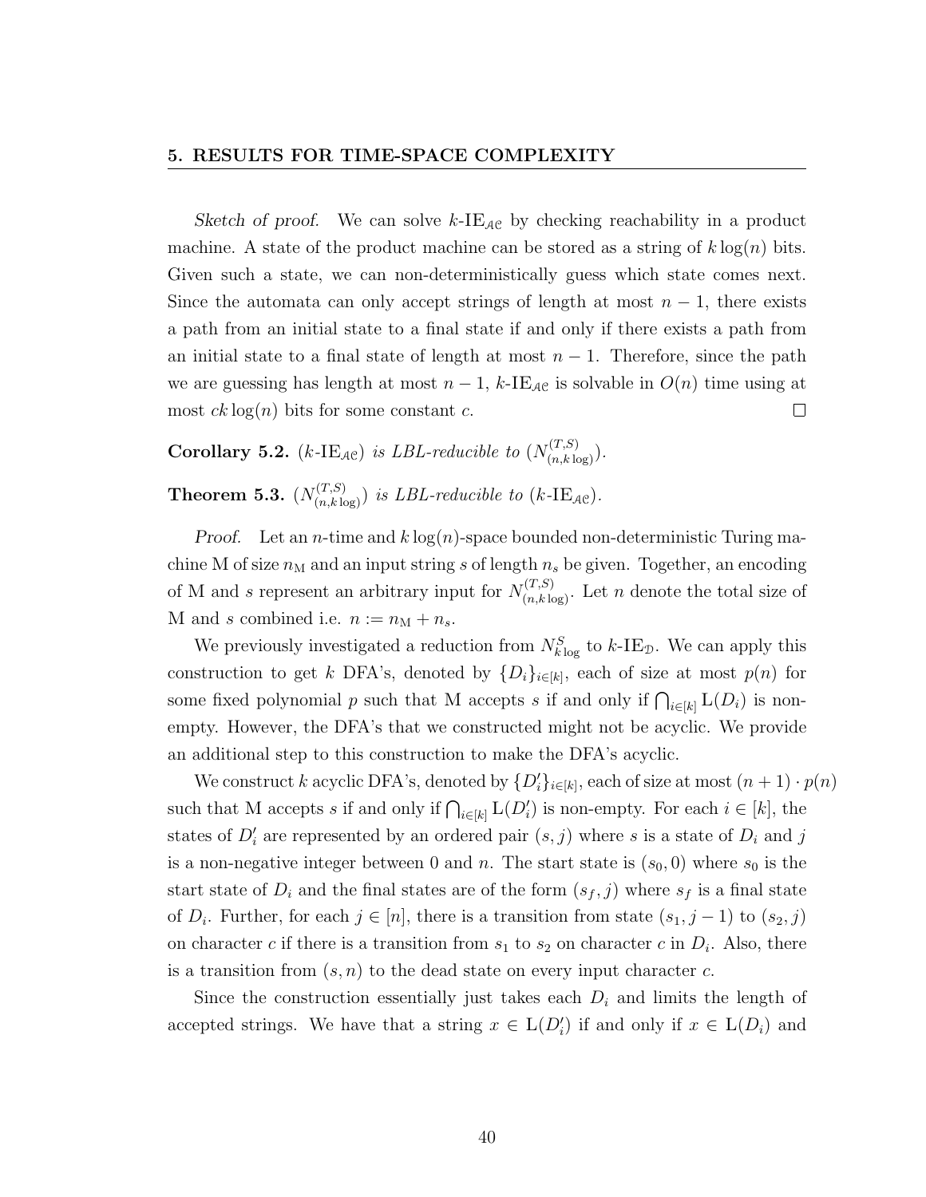*Sketch of proof.* We can solve $k$-$\text{IE}_{\mathcal{AC}}$ by checking reachability in a product machine. A state of the product machine can be stored as a string of $k\log(n)$ bits. Given such a state, we can non-deterministically guess which state comes next. Since the automata can only accept strings of length at most $n-1$, there exists a path from an initial state to a final state if and only if there exists a path from an initial state to a final state of length at most $n-1$. Therefore, since the path we are guessing has length at most $n-1$, $k$-$\text{IE}_{\mathcal{AC}}$ is solvable in $O(n)$ time using at most $ck\log(n)$ bits for some constant $c$. □

**Corollary 5.2.** *($k$-$\text{IE}_{\mathcal{AC}}$) is LBL-reducible to ($N^{(T,S)}_{(n,k\log)}$).*

**Theorem 5.3.** *($N^{(T,S)}_{(n,k\log)}$) is LBL-reducible to ($k$-$\text{IE}_{\mathcal{AC}}$).*

*Proof.* Let an $n$-time and $k\log(n)$-space bounded non-deterministic Turing machine M of size $n_{\text{M}}$ and an input string $s$ of length $n_s$ be given. Together, an encoding of M and $s$ represent an arbitrary input for $N^{(T,S)}_{(n,k\log)}$. Let $n$ denote the total size of M and $s$ combined i.e. $n := n_{\text{M}} + n_s$.

We previously investigated a reduction from $N^S_{k\log}$ to $k$-$\text{IE}_{\mathcal{D}}$. We can apply this construction to get $k$ DFA's, denoted by $\{D_i\}_{i\in[k]}$, each of size at most $p(n)$ for some fixed polynomial $p$ such that M accepts $s$ if and only if $\bigcap_{i\in[k]} \text{L}(D_i)$ is non-empty. However, the DFA's that we constructed might not be acyclic. We provide an additional step to this construction to make the DFA's acyclic.

We construct $k$ acyclic DFA's, denoted by $\{D'_i\}_{i\in[k]}$, each of size at most $(n+1)\cdot p(n)$ such that M accepts $s$ if and only if $\bigcap_{i\in[k]} \text{L}(D'_i)$ is non-empty. For each $i \in [k]$, the states of $D'_i$ are represented by an ordered pair $(s, j)$ where $s$ is a state of $D_i$ and $j$ is a non-negative integer between 0 and $n$. The start state is $(s_0, 0)$ where $s_0$ is the start state of $D_i$ and the final states are of the form $(s_f, j)$ where $s_f$ is a final state of $D_i$. Further, for each $j \in [n]$, there is a transition from state $(s_1, j-1)$ to $(s_2, j)$ on character $c$ if there is a transition from $s_1$ to $s_2$ on character $c$ in $D_i$. Also, there is a transition from $(s, n)$ to the dead state on every input character $c$.

Since the construction essentially just takes each $D_i$ and limits the length of accepted strings. We have that a string $x \in \text{L}(D'_i)$ if and only if $x \in \text{L}(D_i)$ and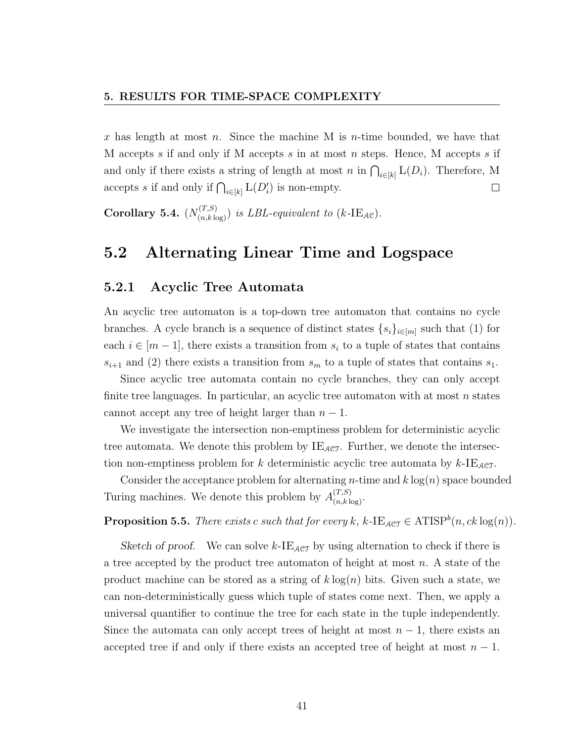$x$ has length at most $n$. Since the machine M is $n$-time bounded, we have that M accepts $s$ if and only if M accepts $s$ in at most $n$ steps. Hence, M accepts $s$ if and only if there exists a string of length at most $n$ in $\bigcap_{i\in[k]} \mathrm{L}(D_i)$. Therefore, M accepts $s$ if and only if $\bigcap_{i\in[k]} \mathrm{L}(D'_i)$ is non-empty. $\square$

**Corollary 5.4.** *$(N^{(T,S)}_{(n,k\log)})$ is LBL-equivalent to $(k\text{-IE}_{\mathcal{AC}})$.*

## 5.2 Alternating Linear Time and Logspace

### 5.2.1 Acyclic Tree Automata

An acyclic tree automaton is a top-down tree automaton that contains no cycle branches. A cycle branch is a sequence of distinct states $\{s_i\}_{i\in[m]}$ such that (1) for each $i \in [m-1]$, there exists a transition from $s_i$ to a tuple of states that contains $s_{i+1}$ and (2) there exists a transition from $s_m$ to a tuple of states that contains $s_1$.

Since acyclic tree automata contain no cycle branches, they can only accept finite tree languages. In particular, an acyclic tree automaton with at most $n$ states cannot accept any tree of height larger than $n-1$.

We investigate the intersection non-emptiness problem for deterministic acyclic tree automata. We denote this problem by $\text{IE}_{\mathcal{ACT}}$. Further, we denote the intersection non-emptiness problem for $k$ deterministic acyclic tree automata by $k\text{-IE}_{\mathcal{ACT}}$.

Consider the acceptance problem for alternating $n$-time and $k\log(n)$ space bounded Turing machines. We denote this problem by $A^{(T,S)}_{(n,k\log)}$.

**Proposition 5.5.** *There exists c such that for every k, $k\text{-IE}_{\mathcal{ACT}} \in \text{ATISP}^b(n, ck\log(n))$.*

*Sketch of proof.* We can solve $k\text{-IE}_{\mathcal{ACT}}$ by using alternation to check if there is a tree accepted by the product tree automaton of height at most $n$. A state of the product machine can be stored as a string of $k\log(n)$ bits. Given such a state, we can non-deterministically guess which tuple of states come next. Then, we apply a universal quantifier to continue the tree for each state in the tuple independently. Since the automata can only accept trees of height at most $n-1$, there exists an accepted tree if and only if there exists an accepted tree of height at most $n-1$.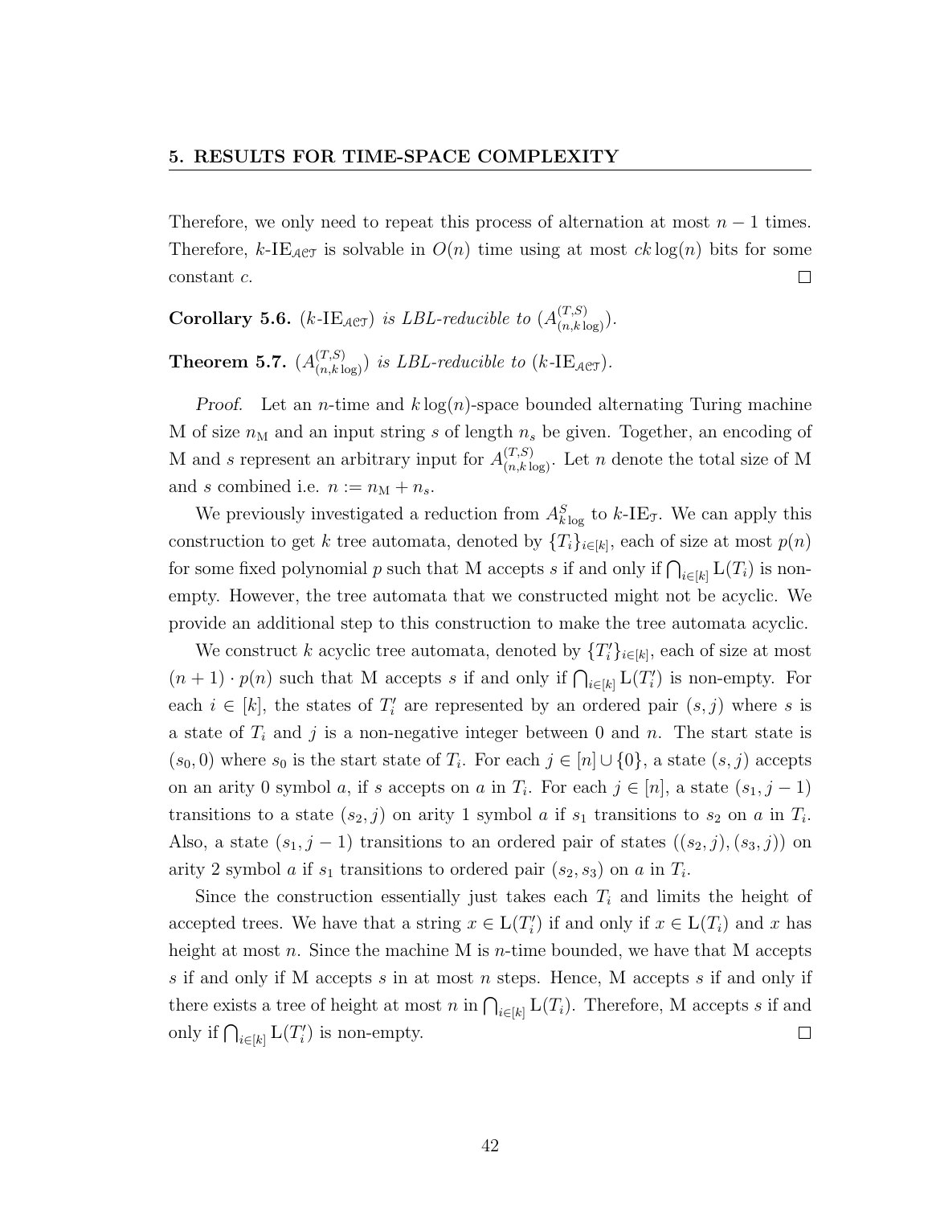Therefore, we only need to repeat this process of alternation at most $n - 1$ times. Therefore, $k$-IE$_{\mathcal{ACT}}$ is solvable in $O(n)$ time using at most $ck\log(n)$ bits for some constant $c$. ☐

**Corollary 5.6.** *($k$-IE$_{\mathcal{ACT}}$) is LBL-reducible to ($A^{(T,S)}_{(n,k\log)}$).*

**Theorem 5.7.** *($A^{(T,S)}_{(n,k\log)}$) is LBL-reducible to ($k$-IE$_{\mathcal{ACT}}$).*

*Proof.* Let an $n$-time and $k\log(n)$-space bounded alternating Turing machine M of size $n_{\mathrm{M}}$ and an input string $s$ of length $n_s$ be given. Together, an encoding of M and $s$ represent an arbitrary input for $A^{(T,S)}_{(n,k\log)}$. Let $n$ denote the total size of M and $s$ combined i.e. $n := n_{\mathrm{M}} + n_s$.

We previously investigated a reduction from $A^S_{k\log}$ to $k$-IE$_{\mathcal{T}}$. We can apply this construction to get $k$ tree automata, denoted by $\{T_i\}_{i\in[k]}$, each of size at most $p(n)$ for some fixed polynomial $p$ such that M accepts $s$ if and only if $\bigcap_{i\in[k]} \mathrm{L}(T_i)$ is non-empty. However, the tree automata that we constructed might not be acyclic. We provide an additional step to this construction to make the tree automata acyclic.

We construct $k$ acyclic tree automata, denoted by $\{T'_i\}_{i\in[k]}$, each of size at most $(n+1)\cdot p(n)$ such that M accepts $s$ if and only if $\bigcap_{i\in[k]} \mathrm{L}(T'_i)$ is non-empty. For each $i \in [k]$, the states of $T'_i$ are represented by an ordered pair $(s, j)$ where $s$ is a state of $T_i$ and $j$ is a non-negative integer between 0 and $n$. The start state is $(s_0, 0)$ where $s_0$ is the start state of $T_i$. For each $j \in [n] \cup \{0\}$, a state $(s, j)$ accepts on an arity 0 symbol $a$, if $s$ accepts on $a$ in $T_i$. For each $j \in [n]$, a state $(s_1, j-1)$ transitions to a state $(s_2, j)$ on arity 1 symbol $a$ if $s_1$ transitions to $s_2$ on $a$ in $T_i$. Also, a state $(s_1, j-1)$ transitions to an ordered pair of states $((s_2, j), (s_3, j))$ on arity 2 symbol $a$ if $s_1$ transitions to ordered pair $(s_2, s_3)$ on $a$ in $T_i$.

Since the construction essentially just takes each $T_i$ and limits the height of accepted trees. We have that a string $x \in \mathrm{L}(T'_i)$ if and only if $x \in \mathrm{L}(T_i)$ and $x$ has height at most $n$. Since the machine M is $n$-time bounded, we have that M accepts $s$ if and only if M accepts $s$ in at most $n$ steps. Hence, M accepts $s$ if and only if there exists a tree of height at most $n$ in $\bigcap_{i\in[k]} \mathrm{L}(T_i)$. Therefore, M accepts $s$ if and only if $\bigcap_{i\in[k]} \mathrm{L}(T'_i)$ is non-empty. ☐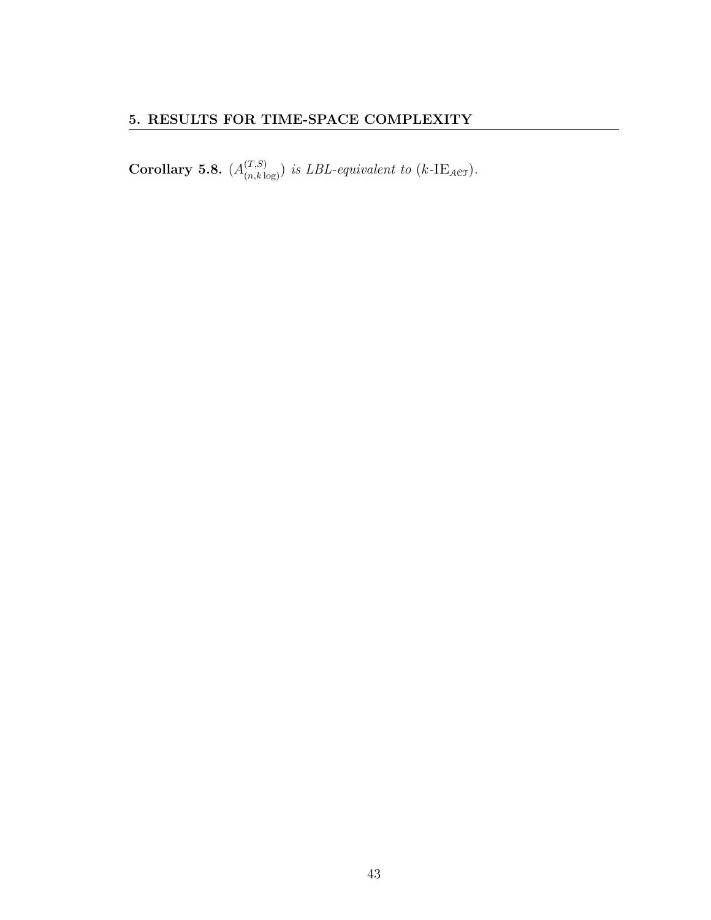**Corollary 5.8.** $(A^{(T,S)}_{(n,k\log)})$ *is LBL-equivalent to* $(k\text{-IE}_{\mathcal{ACT}})$.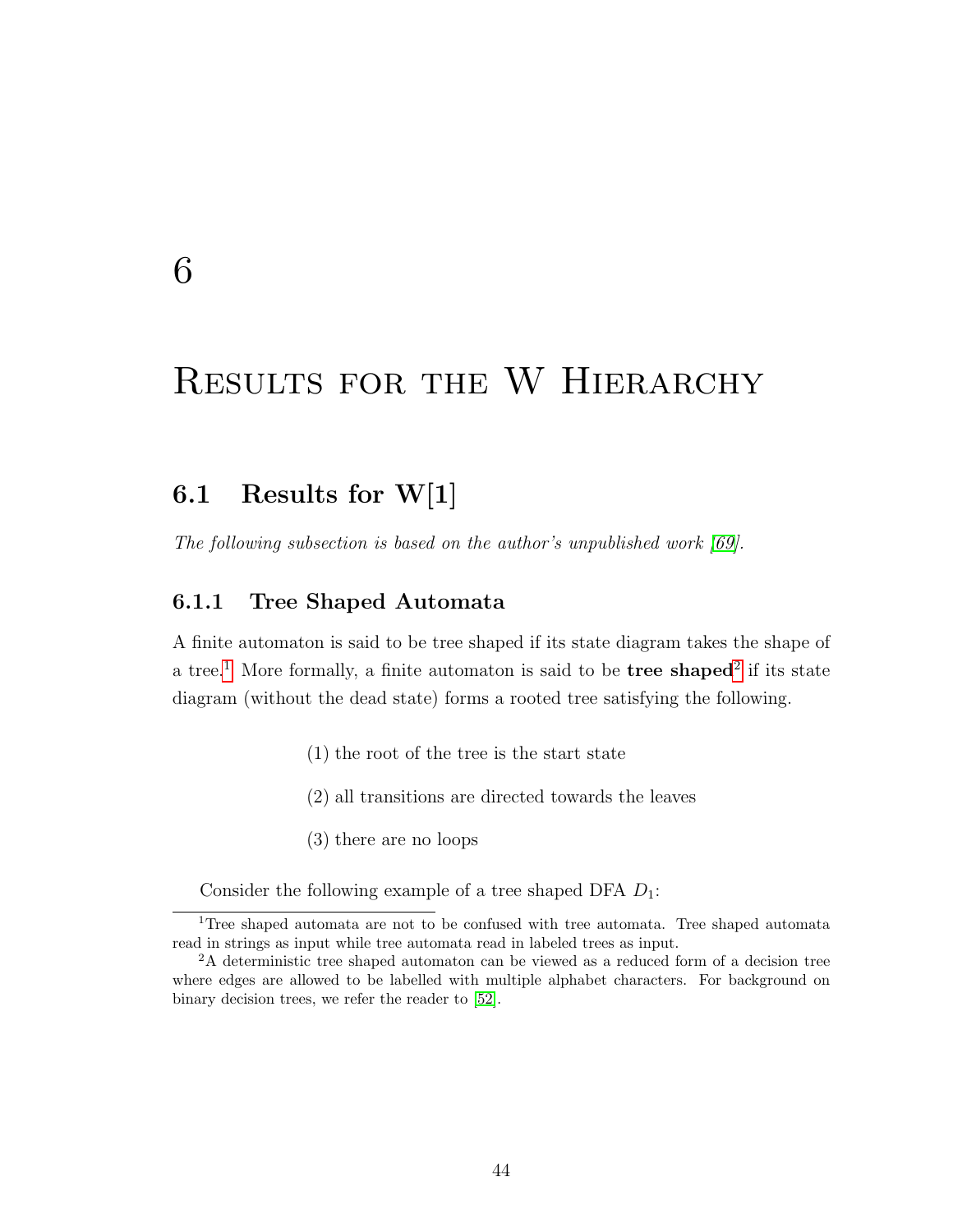# 6

# Results for the W Hierarchy

## 6.1 Results for W[1]

*The following subsection is based on the author's unpublished work [69].*

### 6.1.1 Tree Shaped Automata

A finite automaton is said to be tree shaped if its state diagram takes the shape of a tree.[1] More formally, a finite automaton is said to be **tree shaped**[2] if its state diagram (without the dead state) forms a rooted tree satisfying the following.

(1) the root of the tree is the start state

(2) all transitions are directed towards the leaves

(3) there are no loops

Consider the following example of a tree shaped DFA $D_1$:

[1] Tree shaped automata are not to be confused with tree automata. Tree shaped automata read in strings as input while tree automata read in labeled trees as input.

[2] A deterministic tree shaped automaton can be viewed as a reduced form of a decision tree where edges are allowed to be labelled with multiple alphabet characters. For background on binary decision trees, we refer the reader to [52].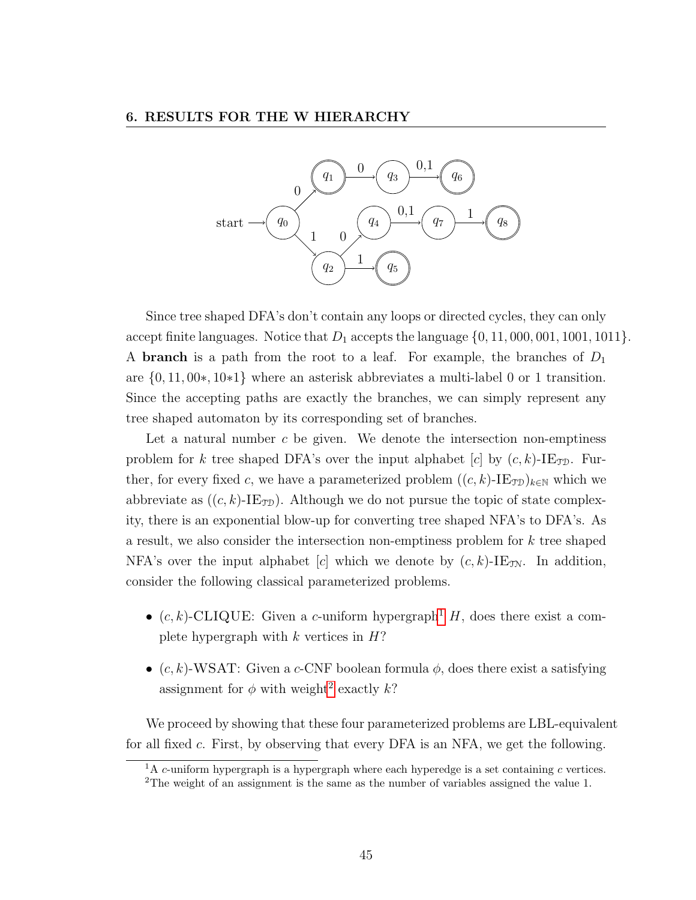Since tree shaped DFA's don't contain any loops or directed cycles, they can only accept finite languages. Notice that $D_1$ accepts the language $\{0, 11, 000, 001, 1001, 1011\}$. A **branch** is a path from the root to a leaf. For example, the branches of $D_1$ are $\{0, 11, 00{*}, 10{*}1\}$ where an asterisk abbreviates a multi-label 0 or 1 transition. Since the accepting paths are exactly the branches, we can simply represent any tree shaped automaton by its corresponding set of branches.

Let a natural number $c$ be given. We denote the intersection non-emptiness problem for $k$ tree shaped DFA's over the input alphabet $[c]$ by $(c, k)$-$\text{IE}_{\mathcal{TD}}$. Further, for every fixed $c$, we have a parameterized problem $((c, k)\text{-IE}_{\mathcal{TD}})_{k \in \mathbb{N}}$ which we abbreviate as $((c, k)\text{-IE}_{\mathcal{TD}})$. Although we do not pursue the topic of state complexity, there is an exponential blow-up for converting tree shaped NFA's to DFA's. As a result, we also consider the intersection non-emptiness problem for $k$ tree shaped NFA's over the input alphabet $[c]$ which we denote by $(c, k)$-$\text{IE}_{\mathcal{TN}}$. In addition, consider the following classical parameterized problems.

- $(c, k)$-CLIQUE: Given a $c$-uniform hypergraph[1] $H$, does there exist a complete hypergraph with $k$ vertices in $H$?
- $(c, k)$-WSAT: Given a $c$-CNF boolean formula $\phi$, does there exist a satisfying assignment for $\phi$ with weight[2] exactly $k$?

We proceed by showing that these four parameterized problems are LBL-equivalent for all fixed $c$. First, by observing that every DFA is an NFA, we get the following.

[1] A $c$-uniform hypergraph is a hypergraph where each hyperedge is a set containing $c$ vertices.

[2] The weight of an assignment is the same as the number of variables assigned the value 1.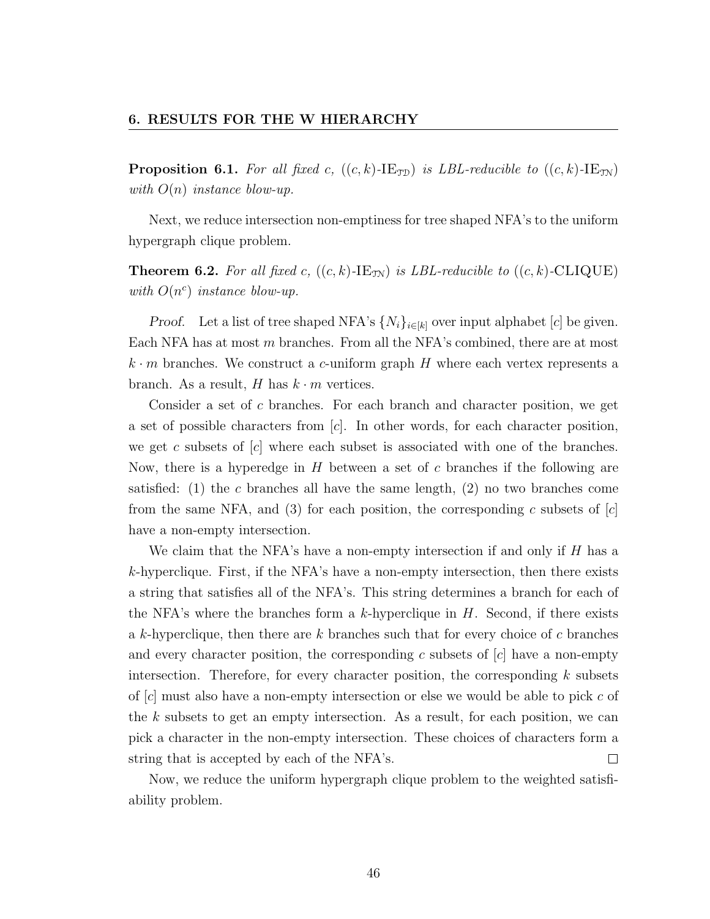**Proposition 6.1.** *For all fixed c, $((c,k)\text{-IE}_{\mathcal{TD}})$ is LBL-reducible to $((c,k)\text{-IE}_{\mathcal{TN}})$ with $O(n)$ instance blow-up.*

Next, we reduce intersection non-emptiness for tree shaped NFA's to the uniform hypergraph clique problem.

**Theorem 6.2.** *For all fixed c, $((c,k)\text{-IE}_{\mathcal{TN}})$ is LBL-reducible to $((c,k)\text{-CLIQUE})$ with $O(n^c)$ instance blow-up.*

*Proof.* Let a list of tree shaped NFA's $\{N_i\}_{i\in[k]}$ over input alphabet $[c]$ be given. Each NFA has at most $m$ branches. From all the NFA's combined, there are at most $k \cdot m$ branches. We construct a $c$-uniform graph $H$ where each vertex represents a branch. As a result, $H$ has $k \cdot m$ vertices.

Consider a set of $c$ branches. For each branch and character position, we get a set of possible characters from $[c]$. In other words, for each character position, we get $c$ subsets of $[c]$ where each subset is associated with one of the branches. Now, there is a hyperedge in $H$ between a set of $c$ branches if the following are satisfied: (1) the $c$ branches all have the same length, (2) no two branches come from the same NFA, and (3) for each position, the corresponding $c$ subsets of $[c]$ have a non-empty intersection.

We claim that the NFA's have a non-empty intersection if and only if $H$ has a $k$-hyperclique. First, if the NFA's have a non-empty intersection, then there exists a string that satisfies all of the NFA's. This string determines a branch for each of the NFA's where the branches form a $k$-hyperclique in $H$. Second, if there exists a $k$-hyperclique, then there are $k$ branches such that for every choice of $c$ branches and every character position, the corresponding $c$ subsets of $[c]$ have a non-empty intersection. Therefore, for every character position, the corresponding $k$ subsets of $[c]$ must also have a non-empty intersection or else we would be able to pick $c$ of the $k$ subsets to get an empty intersection. As a result, for each position, we can pick a character in the non-empty intersection. These choices of characters form a string that is accepted by each of the NFA's. $\square$

Now, we reduce the uniform hypergraph clique problem to the weighted satisfiability problem.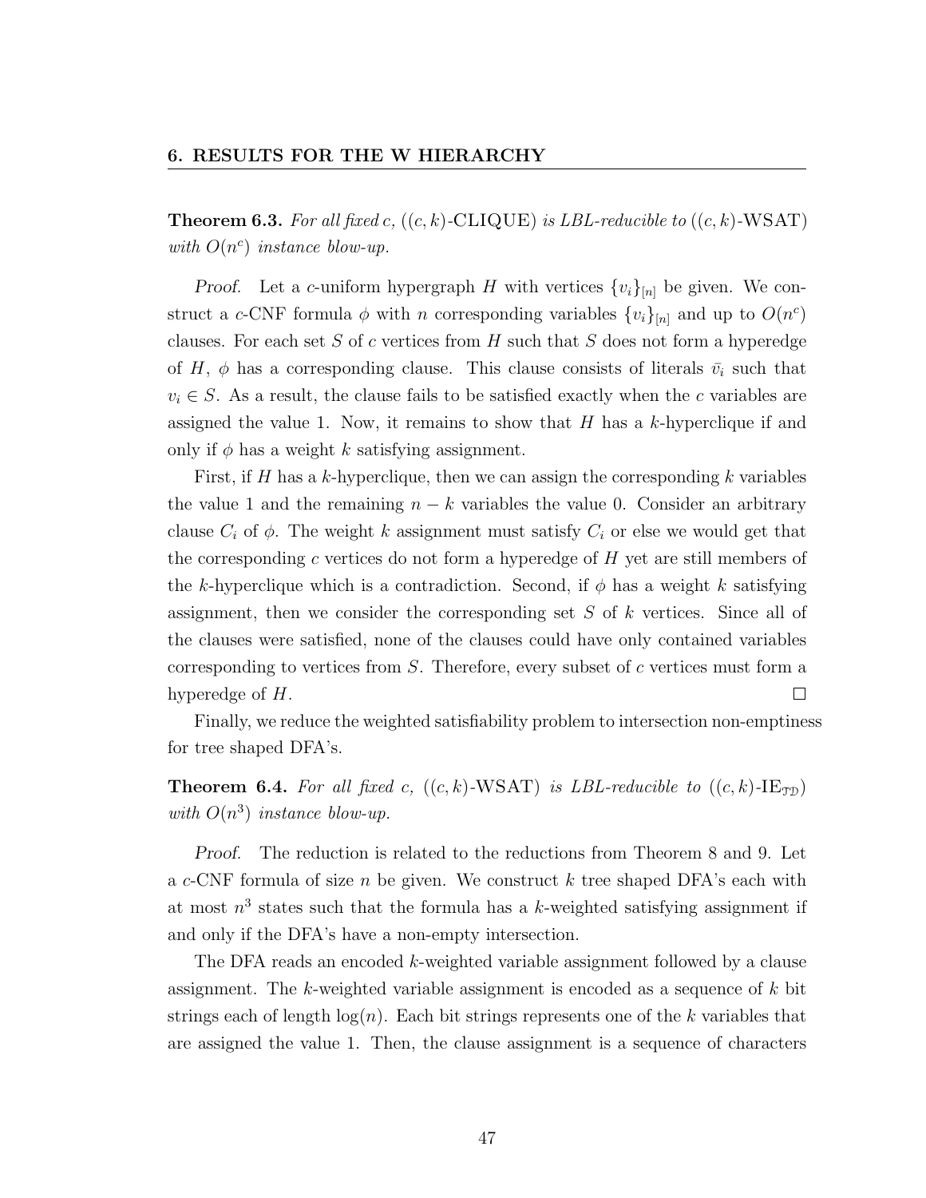**Theorem 6.3.** *For all fixed $c$, $((c,k)$-CLIQUE$)$ is LBL-reducible to $((c,k)$-WSAT$)$ with $O(n^c)$ instance blow-up.*

*Proof.* Let a $c$-uniform hypergraph $H$ with vertices $\{v_i\}_{[n]}$ be given. We construct a $c$-CNF formula $\phi$ with $n$ corresponding variables $\{v_i\}_{[n]}$ and up to $O(n^c)$ clauses. For each set $S$ of $c$ vertices from $H$ such that $S$ does not form a hyperedge of $H$, $\phi$ has a corresponding clause. This clause consists of literals $\bar{v_i}$ such that $v_i \in S$. As a result, the clause fails to be satisfied exactly when the $c$ variables are assigned the value 1. Now, it remains to show that $H$ has a $k$-hyperclique if and only if $\phi$ has a weight $k$ satisfying assignment.

First, if $H$ has a $k$-hyperclique, then we can assign the corresponding $k$ variables the value 1 and the remaining $n-k$ variables the value 0. Consider an arbitrary clause $C_i$ of $\phi$. The weight $k$ assignment must satisfy $C_i$ or else we would get that the corresponding $c$ vertices do not form a hyperedge of $H$ yet are still members of the $k$-hyperclique which is a contradiction. Second, if $\phi$ has a weight $k$ satisfying assignment, then we consider the corresponding set $S$ of $k$ vertices. Since all of the clauses were satisfied, none of the clauses could have only contained variables corresponding to vertices from $S$. Therefore, every subset of $c$ vertices must form a hyperedge of $H$. □

Finally, we reduce the weighted satisfiability problem to intersection non-emptiness for tree shaped DFA's.

**Theorem 6.4.** *For all fixed $c$, $((c,k)$-WSAT$)$ is LBL-reducible to $((c,k)$-IE$_{\mathcal{TD}})$ with $O(n^3)$ instance blow-up.*

*Proof.* The reduction is related to the reductions from Theorem 8 and 9. Let a $c$-CNF formula of size $n$ be given. We construct $k$ tree shaped DFA's each with at most $n^3$ states such that the formula has a $k$-weighted satisfying assignment if and only if the DFA's have a non-empty intersection.

The DFA reads an encoded $k$-weighted variable assignment followed by a clause assignment. The $k$-weighted variable assignment is encoded as a sequence of $k$ bit strings each of length $\log(n)$. Each bit strings represents one of the $k$ variables that are assigned the value 1. Then, the clause assignment is a sequence of characters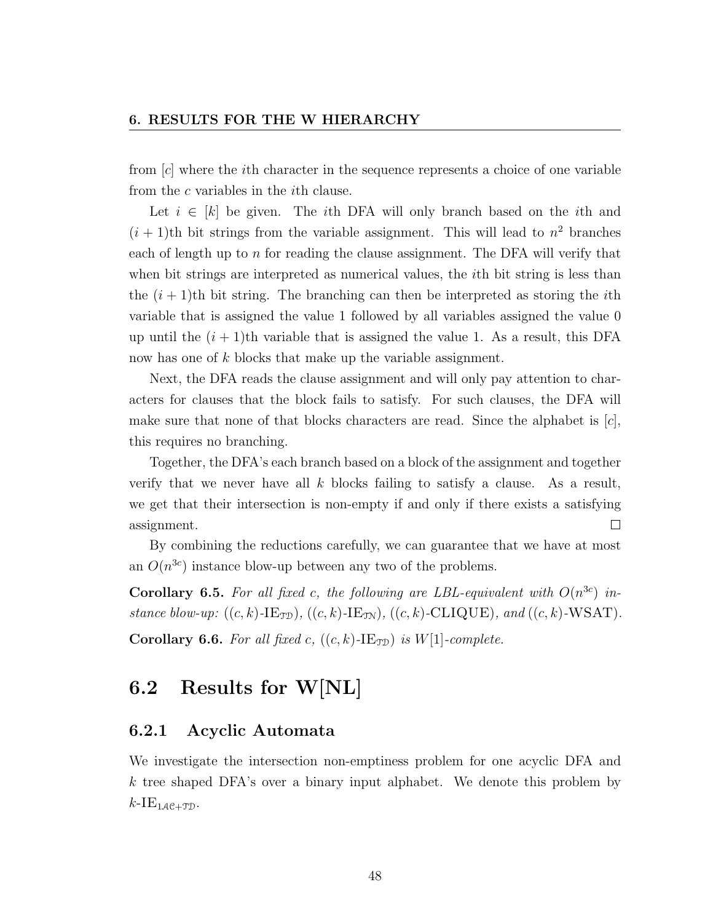from $[c]$ where the $i$th character in the sequence represents a choice of one variable from the $c$ variables in the $i$th clause.

Let $i \in [k]$ be given. The $i$th DFA will only branch based on the $i$th and $(i+1)$th bit strings from the variable assignment. This will lead to $n^2$ branches each of length up to $n$ for reading the clause assignment. The DFA will verify that when bit strings are interpreted as numerical values, the $i$th bit string is less than the $(i+1)$th bit string. The branching can then be interpreted as storing the $i$th variable that is assigned the value 1 followed by all variables assigned the value 0 up until the $(i+1)$th variable that is assigned the value 1. As a result, this DFA now has one of $k$ blocks that make up the variable assignment.

Next, the DFA reads the clause assignment and will only pay attention to characters for clauses that the block fails to satisfy. For such clauses, the DFA will make sure that none of that blocks characters are read. Since the alphabet is $[c]$, this requires no branching.

Together, the DFA's each branch based on a block of the assignment and together verify that we never have all $k$ blocks failing to satisfy a clause. As a result, we get that their intersection is non-empty if and only if there exists a satisfying assignment. ☐

By combining the reductions carefully, we can guarantee that we have at most an $O(n^{3c})$ instance blow-up between any two of the problems.

**Corollary 6.5.** *For all fixed c, the following are LBL-equivalent with $O(n^{3c})$ instance blow-up: $((c,k)\text{-IE}_{\mathcal{TD}})$, $((c,k)\text{-IE}_{\mathcal{TN}})$, $((c,k)\text{-CLIQUE})$, and $((c,k)\text{-WSAT})$.*

**Corollary 6.6.** *For all fixed c, $((c,k)\text{-IE}_{\mathcal{TD}})$ is $W[1]$-complete.*

## 6.2 Results for W[NL]

### 6.2.1 Acyclic Automata

We investigate the intersection non-emptiness problem for one acyclic DFA and $k$ tree shaped DFA's over a binary input alphabet. We denote this problem by $k\text{-IE}_{1\mathcal{AC}+\mathcal{TD}}$.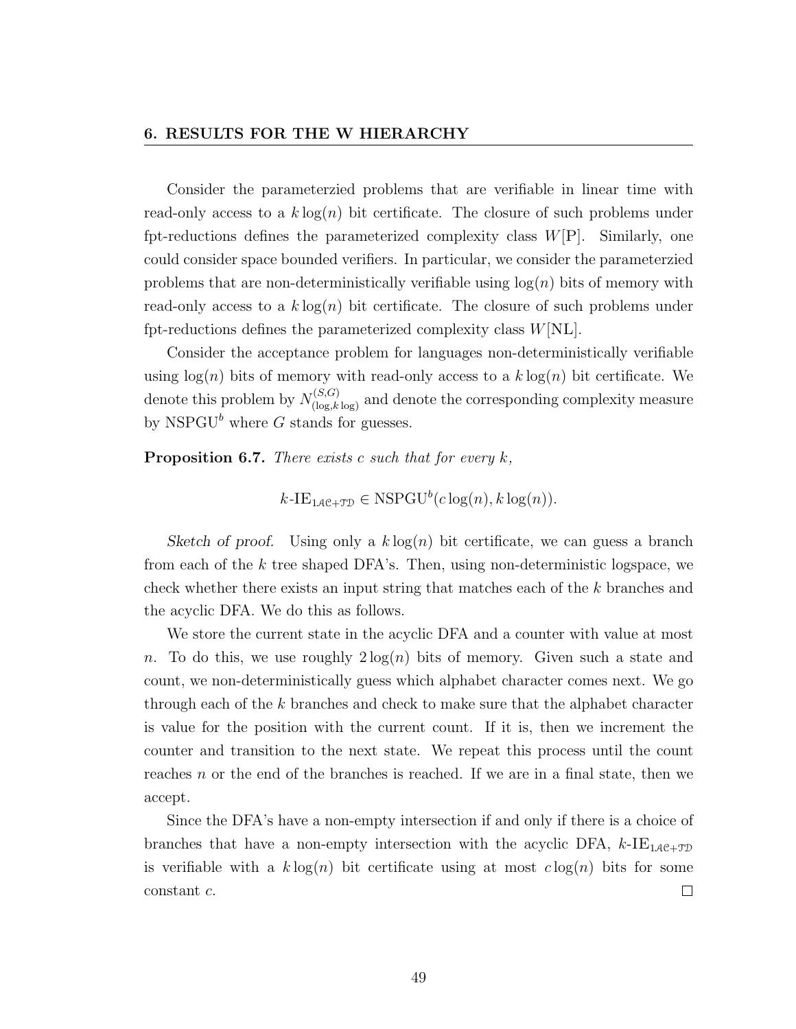Consider the parameterzied problems that are verifiable in linear time with read-only access to a $k\log(n)$ bit certificate. The closure of such problems under fpt-reductions defines the parameterized complexity class $W[\mathrm{P}]$. Similarly, one could consider space bounded verifiers. In particular, we consider the parameterzied problems that are non-deterministically verifiable using $\log(n)$ bits of memory with read-only access to a $k\log(n)$ bit certificate. The closure of such problems under fpt-reductions defines the parameterized complexity class $W[\mathrm{NL}]$.

Consider the acceptance problem for languages non-deterministically verifiable using $\log(n)$ bits of memory with read-only access to a $k\log(n)$ bit certificate. We denote this problem by $N^{(S,G)}_{(\log, k\log)}$ and denote the corresponding complexity measure by $\mathrm{NSPGU}^b$ where $G$ stands for guesses.

**Proposition 6.7.** *There exists $c$ such that for every $k$,*

$$k\text{-}\mathrm{IE}_{1\mathcal{AC}+\mathcal{TD}} \in \mathrm{NSPGU}^b(c\log(n), k\log(n)).$$

*Sketch of proof.* Using only a $k\log(n)$ bit certificate, we can guess a branch from each of the $k$ tree shaped DFA's. Then, using non-deterministic logspace, we check whether there exists an input string that matches each of the $k$ branches and the acyclic DFA. We do this as follows.

We store the current state in the acyclic DFA and a counter with value at most $n$. To do this, we use roughly $2\log(n)$ bits of memory. Given such a state and count, we non-deterministically guess which alphabet character comes next. We go through each of the $k$ branches and check to make sure that the alphabet character is value for the position with the current count. If it is, then we increment the counter and transition to the next state. We repeat this process until the count reaches $n$ or the end of the branches is reached. If we are in a final state, then we accept.

Since the DFA's have a non-empty intersection if and only if there is a choice of branches that have a non-empty intersection with the acyclic DFA, $k\text{-}\mathrm{IE}_{1\mathcal{AC}+\mathcal{TD}}$ is verifiable with a $k\log(n)$ bit certificate using at most $c\log(n)$ bits for some constant $c$. □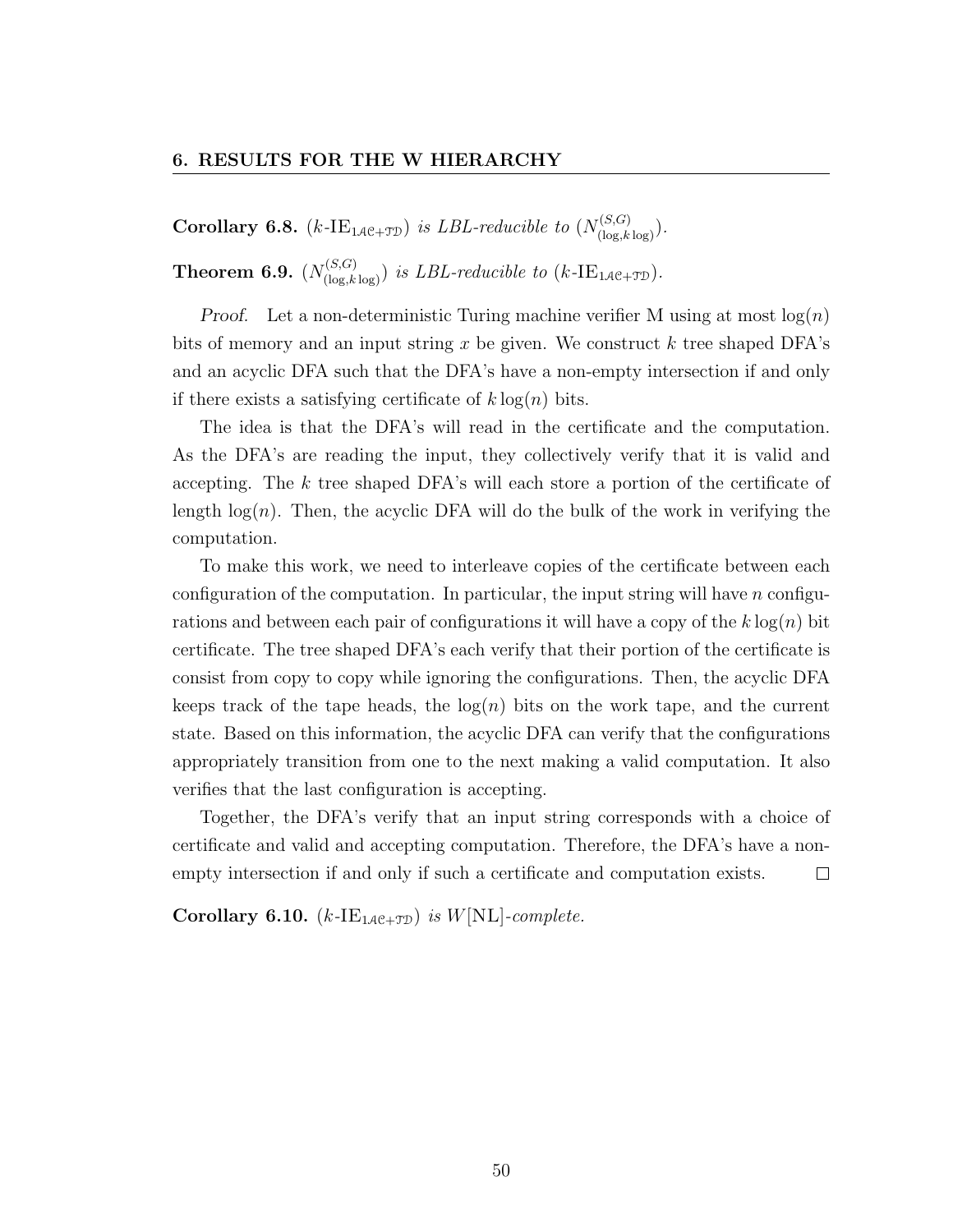**Corollary 6.8.** *($k$-$\mathrm{IE}_{1\mathcal{AC}+\mathcal{TD}}$) is LBL-reducible to ($N^{(S,G)}_{(\log,k\log)}$).*

**Theorem 6.9.** *($N^{(S,G)}_{(\log,k\log)}$) is LBL-reducible to ($k$-$\mathrm{IE}_{1\mathcal{AC}+\mathcal{TD}}$).*

*Proof.* Let a non-deterministic Turing machine verifier M using at most $\log(n)$ bits of memory and an input string $x$ be given. We construct $k$ tree shaped DFA's and an acyclic DFA such that the DFA's have a non-empty intersection if and only if there exists a satisfying certificate of $k\log(n)$ bits.

The idea is that the DFA's will read in the certificate and the computation. As the DFA's are reading the input, they collectively verify that it is valid and accepting. The $k$ tree shaped DFA's will each store a portion of the certificate of length $\log(n)$. Then, the acyclic DFA will do the bulk of the work in verifying the computation.

To make this work, we need to interleave copies of the certificate between each configuration of the computation. In particular, the input string will have $n$ configurations and between each pair of configurations it will have a copy of the $k\log(n)$ bit certificate. The tree shaped DFA's each verify that their portion of the certificate is consist from copy to copy while ignoring the configurations. Then, the acyclic DFA keeps track of the tape heads, the $\log(n)$ bits on the work tape, and the current state. Based on this information, the acyclic DFA can verify that the configurations appropriately transition from one to the next making a valid computation. It also verifies that the last configuration is accepting.

Together, the DFA's verify that an input string corresponds with a choice of certificate and valid and accepting computation. Therefore, the DFA's have a non-empty intersection if and only if such a certificate and computation exists. □

**Corollary 6.10.** *($k$-$\mathrm{IE}_{1\mathcal{AC}+\mathcal{TD}}$) is $W[\mathrm{NL}]$-complete.*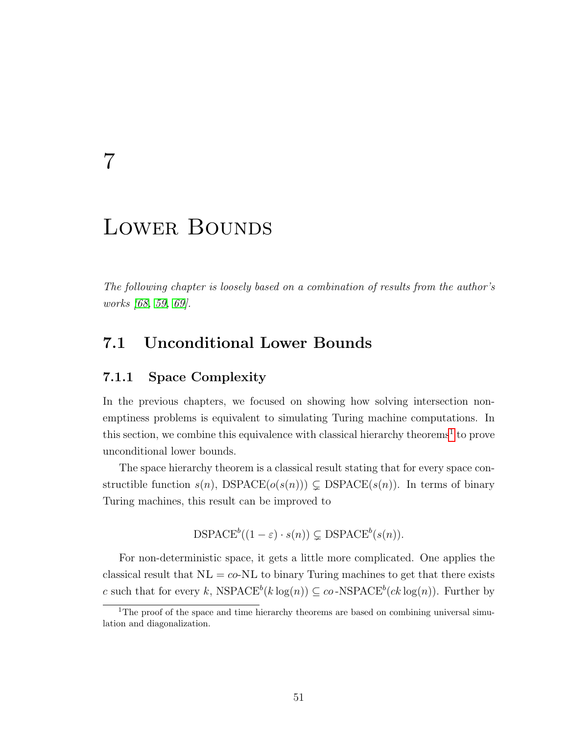# 7

# Lower Bounds

*The following chapter is loosely based on a combination of results from the author's works [68, 59, 69].*

## 7.1 Unconditional Lower Bounds

### 7.1.1 Space Complexity

In the previous chapters, we focused on showing how solving intersection non-emptiness problems is equivalent to simulating Turing machine computations. In this section, we combine this equivalence with classical hierarchy theorems[1] to prove unconditional lower bounds.

The space hierarchy theorem is a classical result stating that for every space constructible function $s(n)$, $\text{DSPACE}(o(s(n))) \subsetneq \text{DSPACE}(s(n))$. In terms of binary Turing machines, this result can be improved to

$$\text{DSPACE}^b((1-\varepsilon) \cdot s(n)) \subsetneq \text{DSPACE}^b(s(n)).$$

For non-deterministic space, it gets a little more complicated. One applies the classical result that NL = *co*-NL to binary Turing machines to get that there exists $c$ such that for every $k$, $\text{NSPACE}^b(k\log(n)) \subseteq co\text{-NSPACE}^b(ck\log(n))$. Further by

[1] The proof of the space and time hierarchy theorems are based on combining universal simulation and diagonalization.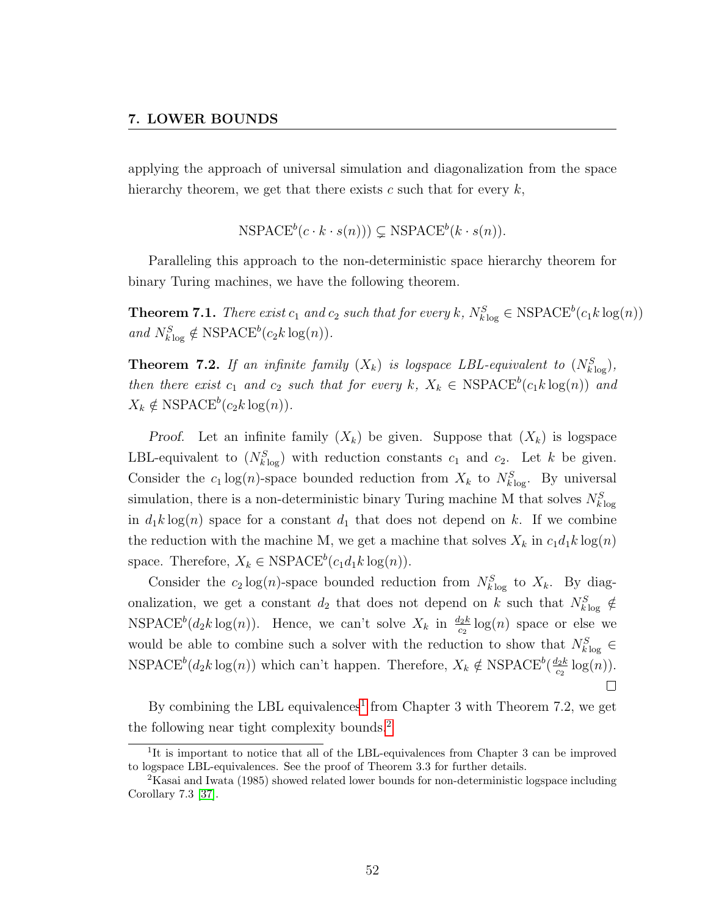applying the approach of universal simulation and diagonalization from the space hierarchy theorem, we get that there exists $c$ such that for every $k$,

$$\text{NSPACE}^b(c \cdot k \cdot s(n))) \subsetneq \text{NSPACE}^b(k \cdot s(n)).$$

Paralleling this approach to the non-deterministic space hierarchy theorem for binary Turing machines, we have the following theorem.

**Theorem 7.1.** *There exist $c_1$ and $c_2$ such that for every $k$, $N^S_{k\log} \in \text{NSPACE}^b(c_1 k \log(n))$ and $N^S_{k\log} \notin \text{NSPACE}^b(c_2 k \log(n))$.*

**Theorem 7.2.** *If an infinite family $(X_k)$ is logspace LBL-equivalent to $(N^S_{k\log})$, then there exist $c_1$ and $c_2$ such that for every $k$, $X_k \in \text{NSPACE}^b(c_1 k \log(n))$ and $X_k \notin \text{NSPACE}^b(c_2 k \log(n))$.*

*Proof.* Let an infinite family $(X_k)$ be given. Suppose that $(X_k)$ is logspace LBL-equivalent to $(N^S_{k\log})$ with reduction constants $c_1$ and $c_2$. Let $k$ be given. Consider the $c_1 \log(n)$-space bounded reduction from $X_k$ to $N^S_{k\log}$. By universal simulation, there is a non-deterministic binary Turing machine M that solves $N^S_{k\log}$ in $d_1 k \log(n)$ space for a constant $d_1$ that does not depend on $k$. If we combine the reduction with the machine M, we get a machine that solves $X_k$ in $c_1 d_1 k \log(n)$ space. Therefore, $X_k \in \text{NSPACE}^b(c_1 d_1 k \log(n))$.

Consider the $c_2 \log(n)$-space bounded reduction from $N^S_{k\log}$ to $X_k$. By diagonalization, we get a constant $d_2$ that does not depend on $k$ such that $N^S_{k\log} \notin \text{NSPACE}^b(d_2 k \log(n))$. Hence, we can't solve $X_k$ in $\frac{d_2 k}{c_2} \log(n)$ space or else we would be able to combine such a solver with the reduction to show that $N^S_{k\log} \in \text{NSPACE}^b(d_2 k \log(n))$ which can't happen. Therefore, $X_k \notin \text{NSPACE}^b(\frac{d_2 k}{c_2} \log(n))$. □

By combining the LBL equivalences[1] from Chapter 3 with Theorem 7.2, we get the following near tight complexity bounds.[2]

[1] It is important to notice that all of the LBL-equivalences from Chapter 3 can be improved to logspace LBL-equivalences. See the proof of Theorem 3.3 for further details.

[2] Kasai and Iwata (1985) showed related lower bounds for non-deterministic logspace including Corollary 7.3 [37].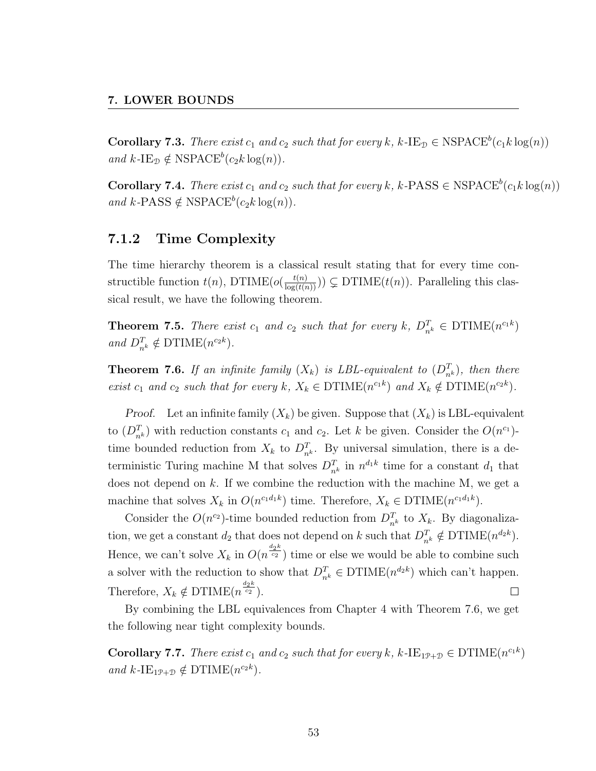**Corollary 7.3.** *There exist $c_1$ and $c_2$ such that for every $k$, $k$-$\text{IE}_{\mathcal{D}} \in \text{NSPACE}^b(c_1 k \log(n))$ and $k$-$\text{IE}_{\mathcal{D}} \notin \text{NSPACE}^b(c_2 k \log(n))$.*

**Corollary 7.4.** *There exist $c_1$ and $c_2$ such that for every $k$, $k$-PASS $\in \text{NSPACE}^b(c_1 k \log(n))$ and $k$-PASS $\notin \text{NSPACE}^b(c_2 k \log(n))$.*

### 7.1.2 Time Complexity

The time hierarchy theorem is a classical result stating that for every time constructible function $t(n)$, $\text{DTIME}(o(\frac{t(n)}{\log(t(n))})) \subsetneq \text{DTIME}(t(n))$. Paralleling this classical result, we have the following theorem.

**Theorem 7.5.** *There exist $c_1$ and $c_2$ such that for every $k$, $D^T_{n^k} \in \text{DTIME}(n^{c_1 k})$ and $D^T_{n^k} \notin \text{DTIME}(n^{c_2 k})$.*

**Theorem 7.6.** *If an infinite family $(X_k)$ is LBL-equivalent to $(D^T_{n^k})$, then there exist $c_1$ and $c_2$ such that for every $k$, $X_k \in \text{DTIME}(n^{c_1 k})$ and $X_k \notin \text{DTIME}(n^{c_2 k})$.*

*Proof.* Let an infinite family $(X_k)$ be given. Suppose that $(X_k)$ is LBL-equivalent to $(D^T_{n^k})$ with reduction constants $c_1$ and $c_2$. Let $k$ be given. Consider the $O(n^{c_1})$-time bounded reduction from $X_k$ to $D^T_{n^k}$. By universal simulation, there is a deterministic Turing machine M that solves $D^T_{n^k}$ in $n^{d_1 k}$ time for a constant $d_1$ that does not depend on $k$. If we combine the reduction with the machine M, we get a machine that solves $X_k$ in $O(n^{c_1 d_1 k})$ time. Therefore, $X_k \in \text{DTIME}(n^{c_1 d_1 k})$.

Consider the $O(n^{c_2})$-time bounded reduction from $D^T_{n^k}$ to $X_k$. By diagonalization, we get a constant $d_2$ that does not depend on $k$ such that $D^T_{n^k} \notin \text{DTIME}(n^{d_2 k})$. Hence, we can't solve $X_k$ in $O(n^{\frac{d_2 k}{c_2}})$ time or else we would be able to combine such a solver with the reduction to show that $D^T_{n^k} \in \text{DTIME}(n^{d_2 k})$ which can't happen. Therefore, $X_k \notin \text{DTIME}(n^{\frac{d_2 k}{c_2}})$. $\square$

By combining the LBL equivalences from Chapter 4 with Theorem 7.6, we get the following near tight complexity bounds.

**Corollary 7.7.** *There exist $c_1$ and $c_2$ such that for every $k$, $k$-$\text{IE}_{1\mathcal{P}+\mathcal{D}} \in \text{DTIME}(n^{c_1 k})$ and $k$-$\text{IE}_{1\mathcal{P}+\mathcal{D}} \notin \text{DTIME}(n^{c_2 k})$.*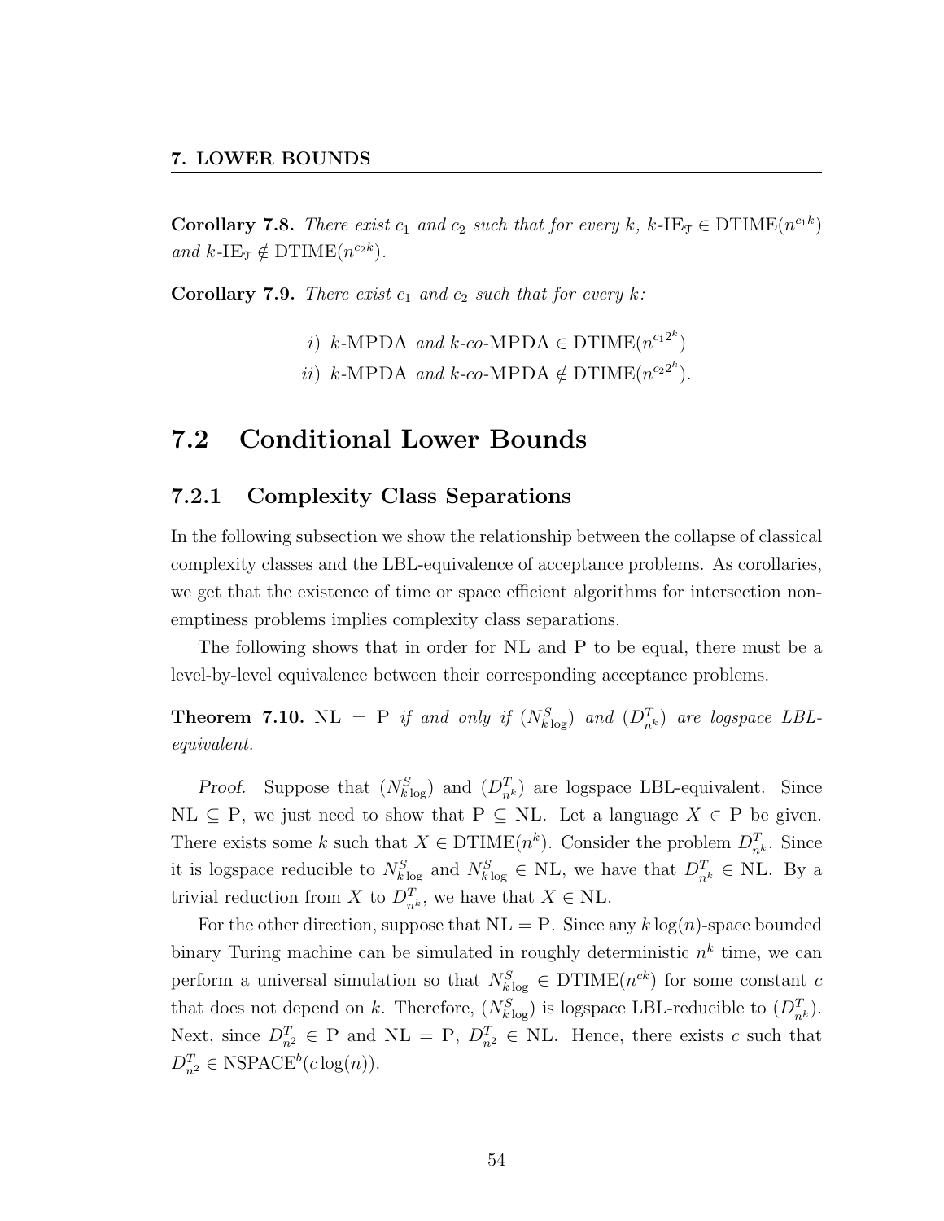**Corollary 7.8.** *There exist $c_1$ and $c_2$ such that for every $k$, $k$-$\text{IE}_{\mathcal{T}} \in \text{DTIME}(n^{c_1 k})$ and $k$-$\text{IE}_{\mathcal{T}} \notin \text{DTIME}(n^{c_2 k})$.*

**Corollary 7.9.** *There exist $c_1$ and $c_2$ such that for every $k$:*

*i) $k$-MPDA and $k$-co-MPDA $\in \text{DTIME}(n^{c_1 2^k})$*

*ii) $k$-MPDA and $k$-co-MPDA $\notin \text{DTIME}(n^{c_2 2^k})$.*

## 7.2 Conditional Lower Bounds

### 7.2.1 Complexity Class Separations

In the following subsection we show the relationship between the collapse of classical complexity classes and the LBL-equivalence of acceptance problems. As corollaries, we get that the existence of time or space efficient algorithms for intersection non-emptiness problems implies complexity class separations.

The following shows that in order for NL and P to be equal, there must be a level-by-level equivalence between their corresponding acceptance problems.

**Theorem 7.10.** NL $=$ P *if and only if* $(N^S_{k\log})$ *and* $(D^T_{n^k})$ *are logspace LBL-equivalent.*

*Proof.* Suppose that $(N^S_{k\log})$ and $(D^T_{n^k})$ are logspace LBL-equivalent. Since NL $\subseteq$ P, we just need to show that P $\subseteq$ NL. Let a language $X \in$ P be given. There exists some $k$ such that $X \in \text{DTIME}(n^k)$. Consider the problem $D^T_{n^k}$. Since it is logspace reducible to $N^S_{k\log}$ and $N^S_{k\log} \in$ NL, we have that $D^T_{n^k} \in$ NL. By a trivial reduction from $X$ to $D^T_{n^k}$, we have that $X \in$ NL.

For the other direction, suppose that NL $=$ P. Since any $k\log(n)$-space bounded binary Turing machine can be simulated in roughly deterministic $n^k$ time, we can perform a universal simulation so that $N^S_{k\log} \in \text{DTIME}(n^{ck})$ for some constant $c$ that does not depend on $k$. Therefore, $(N^S_{k\log})$ is logspace LBL-reducible to $(D^T_{n^k})$. Next, since $D^T_{n^2} \in$ P and NL $=$ P, $D^T_{n^2} \in$ NL. Hence, there exists $c$ such that $D^T_{n^2} \in \text{NSPACE}^b(c\log(n))$.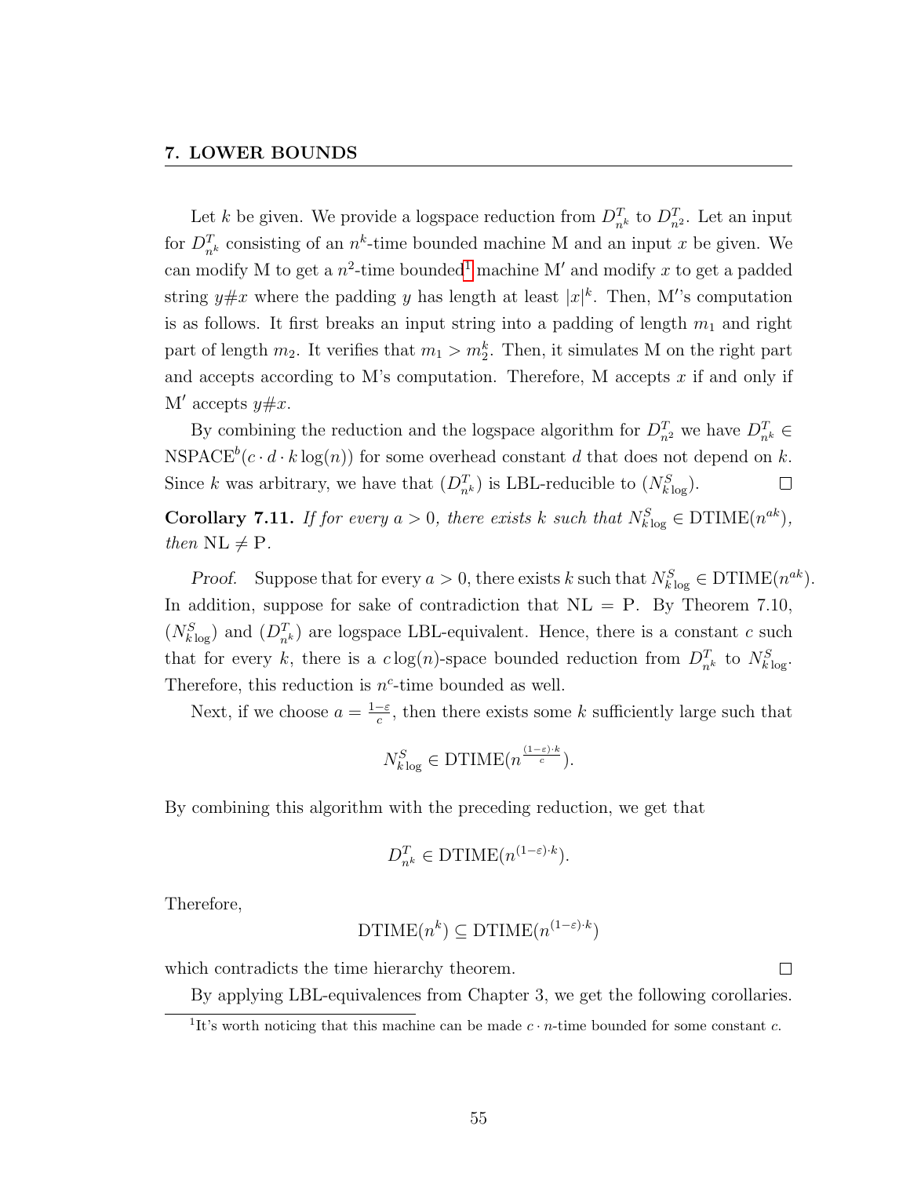Let $k$ be given. We provide a logspace reduction from $D^T_{n^k}$ to $D^T_{n^2}$. Let an input for $D^T_{n^k}$ consisting of an $n^k$-time bounded machine M and an input $x$ be given. We can modify M to get a $n^2$-time bounded[1] machine M′ and modify $x$ to get a padded string $y\#x$ where the padding $y$ has length at least $|x|^k$. Then, M′'s computation is as follows. It first breaks an input string into a padding of length $m_1$ and right part of length $m_2$. It verifies that $m_1 > m_2^k$. Then, it simulates M on the right part and accepts according to M's computation. Therefore, M accepts $x$ if and only if M′ accepts $y\#x$.

By combining the reduction and the logspace algorithm for $D^T_{n^2}$ we have $D^T_{n^k} \in \mathrm{NSPACE}^b(c \cdot d \cdot k \log(n))$ for some overhead constant $d$ that does not depend on $k$. Since $k$ was arbitrary, we have that $(D^T_{n^k})$ is LBL-reducible to $(N^S_{k \log})$. □

**Corollary 7.11.** *If for every $a > 0$, there exists $k$ such that $N^S_{k \log} \in \mathrm{DTIME}(n^{ak})$, then $\mathrm{NL} \neq \mathrm{P}$.*

*Proof.* Suppose that for every $a > 0$, there exists $k$ such that $N^S_{k \log} \in \mathrm{DTIME}(n^{ak})$. In addition, suppose for sake of contradiction that $\mathrm{NL} = \mathrm{P}$. By Theorem 7.10, $(N^S_{k \log})$ and $(D^T_{n^k})$ are logspace LBL-equivalent. Hence, there is a constant $c$ such that for every $k$, there is a $c \log(n)$-space bounded reduction from $D^T_{n^k}$ to $N^S_{k \log}$. Therefore, this reduction is $n^c$-time bounded as well.

Next, if we choose $a = \frac{1-\varepsilon}{c}$, then there exists some $k$ sufficiently large such that

$$N^S_{k \log} \in \mathrm{DTIME}(n^{\frac{(1-\varepsilon) \cdot k}{c}}).$$

By combining this algorithm with the preceding reduction, we get that

$$D^T_{n^k} \in \mathrm{DTIME}(n^{(1-\varepsilon) \cdot k}).$$

Therefore,

$$\mathrm{DTIME}(n^k) \subseteq \mathrm{DTIME}(n^{(1-\varepsilon) \cdot k})$$

which contradicts the time hierarchy theorem. □

By applying LBL-equivalences from Chapter 3, we get the following corollaries.

[1] It's worth noticing that this machine can be made $c \cdot n$-time bounded for some constant $c$.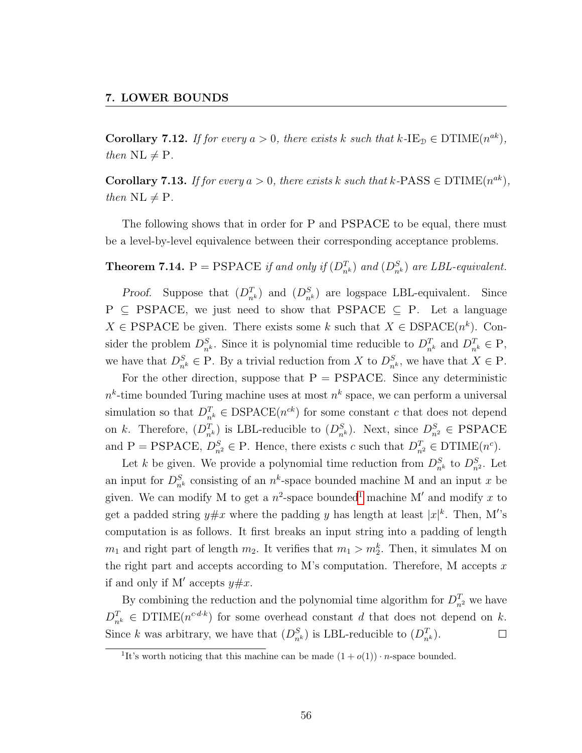**Corollary 7.12.** *If for every $a > 0$, there exists $k$ such that $k$-$\mathrm{IE}_{\mathfrak{D}} \in \mathrm{DTIME}(n^{ak})$, then $\mathrm{NL} \neq \mathrm{P}$.*

**Corollary 7.13.** *If for every $a > 0$, there exists $k$ such that $k$-PASS $\in \mathrm{DTIME}(n^{ak})$, then $\mathrm{NL} \neq \mathrm{P}$.*

The following shows that in order for P and PSPACE to be equal, there must be a level-by-level equivalence between their corresponding acceptance problems.

**Theorem 7.14.** $\mathrm{P} = \mathrm{PSPACE}$ *if and only if* $(D^T_{n^k})$ *and* $(D^S_{n^k})$ *are LBL-equivalent.*

*Proof.* Suppose that $(D^T_{n^k})$ and $(D^S_{n^k})$ are logspace LBL-equivalent. Since $\mathrm{P} \subseteq \mathrm{PSPACE}$, we just need to show that $\mathrm{PSPACE} \subseteq \mathrm{P}$. Let a language $X \in \mathrm{PSPACE}$ be given. There exists some $k$ such that $X \in \mathrm{DSPACE}(n^k)$. Consider the problem $D^S_{n^k}$. Since it is polynomial time reducible to $D^T_{n^k}$ and $D^T_{n^k} \in \mathrm{P}$, we have that $D^S_{n^k} \in \mathrm{P}$. By a trivial reduction from $X$ to $D^S_{n^k}$, we have that $X \in \mathrm{P}$.

For the other direction, suppose that $\mathrm{P} = \mathrm{PSPACE}$. Since any deterministic $n^k$-time bounded Turing machine uses at most $n^k$ space, we can perform a universal simulation so that $D^T_{n^k} \in \mathrm{DSPACE}(n^{ck})$ for some constant $c$ that does not depend on $k$. Therefore, $(D^T_{n^k})$ is LBL-reducible to $(D^S_{n^k})$. Next, since $D^S_{n^2} \in \mathrm{PSPACE}$ and $\mathrm{P} = \mathrm{PSPACE}$, $D^S_{n^2} \in \mathrm{P}$. Hence, there exists $c$ such that $D^T_{n^2} \in \mathrm{DTIME}(n^c)$.

Let $k$ be given. We provide a polynomial time reduction from $D^S_{n^k}$ to $D^S_{n^2}$. Let an input for $D^S_{n^k}$ consisting of an $n^k$-space bounded machine M and an input $x$ be given. We can modify M to get a $n^2$-space bounded[1] machine M′ and modify $x$ to get a padded string $y\#x$ where the padding $y$ has length at least $|x|^k$. Then, M′'s computation is as follows. It first breaks an input string into a padding of length $m_1$ and right part of length $m_2$. It verifies that $m_1 > m_2^k$. Then, it simulates M on the right part and accepts according to M's computation. Therefore, M accepts $x$ if and only if M′ accepts $y\#x$.

By combining the reduction and the polynomial time algorithm for $D^T_{n^2}$ we have $D^T_{n^k} \in \mathrm{DTIME}(n^{c \cdot d \cdot k})$ for some overhead constant $d$ that does not depend on $k$. Since $k$ was arbitrary, we have that $(D^S_{n^k})$ is LBL-reducible to $(D^T_{n^k})$. ∎

[1] It's worth noticing that this machine can be made $(1 + o(1)) \cdot n$-space bounded.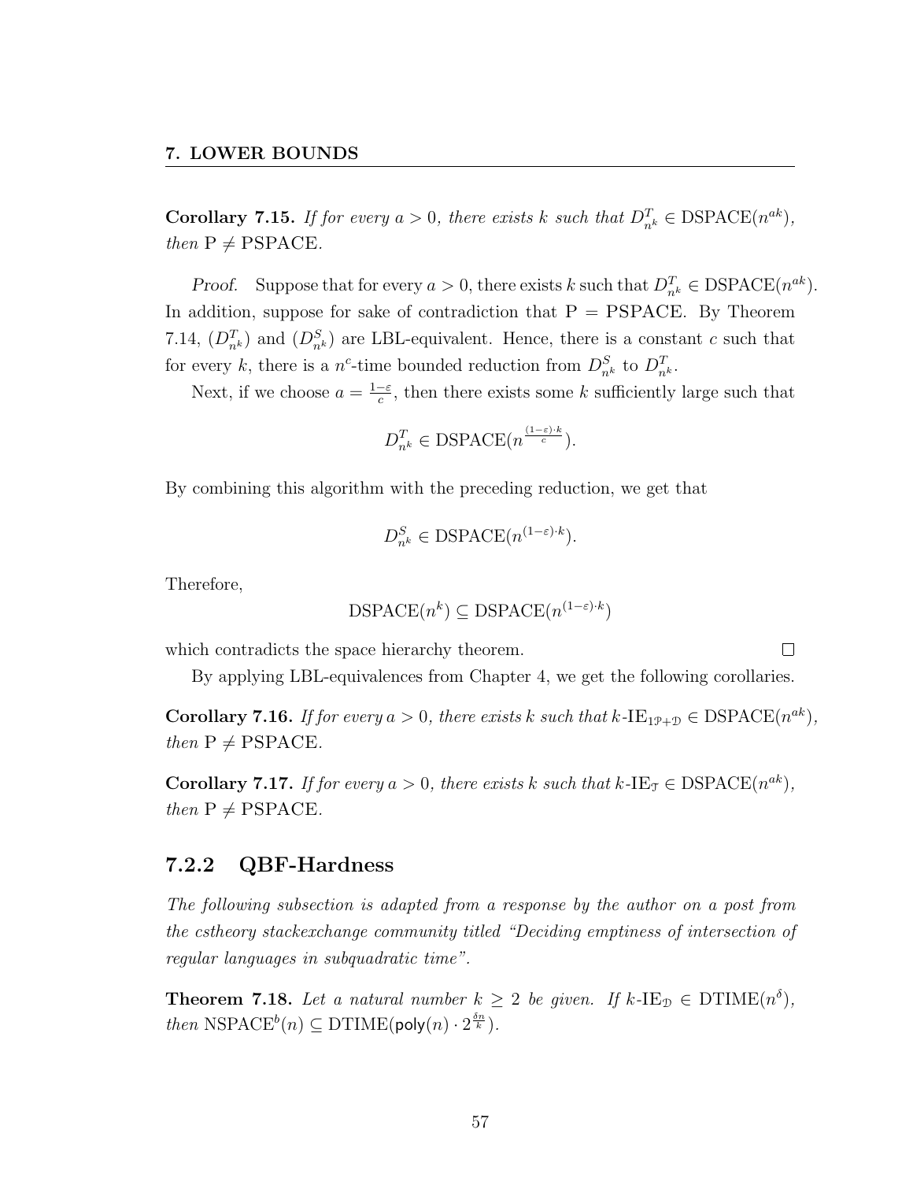**Corollary 7.15.** *If for every $a > 0$, there exists $k$ such that $D^T_{n^k} \in \text{DSPACE}(n^{ak})$, then $\text{P} \neq \text{PSPACE}$.*

*Proof.* Suppose that for every $a > 0$, there exists $k$ such that $D^T_{n^k} \in \text{DSPACE}(n^{ak})$. In addition, suppose for sake of contradiction that $\text{P} = \text{PSPACE}$. By Theorem 7.14, $(D^T_{n^k})$ and $(D^S_{n^k})$ are LBL-equivalent. Hence, there is a constant $c$ such that for every $k$, there is a $n^c$-time bounded reduction from $D^S_{n^k}$ to $D^T_{n^k}$.

Next, if we choose $a = \frac{1-\varepsilon}{c}$, then there exists some $k$ sufficiently large such that

$$D^T_{n^k} \in \text{DSPACE}(n^{\frac{(1-\varepsilon)\cdot k}{c}}).$$

By combining this algorithm with the preceding reduction, we get that

$$D^S_{n^k} \in \text{DSPACE}(n^{(1-\varepsilon)\cdot k}).$$

Therefore,

$$\text{DSPACE}(n^k) \subseteq \text{DSPACE}(n^{(1-\varepsilon)\cdot k})$$

which contradicts the space hierarchy theorem. □

By applying LBL-equivalences from Chapter 4, we get the following corollaries.

**Corollary 7.16.** *If for every $a > 0$, there exists $k$ such that $k\text{-IE}_{1\mathcal{P}+\mathcal{D}} \in \text{DSPACE}(n^{ak})$, then $\text{P} \neq \text{PSPACE}$.*

**Corollary 7.17.** *If for every $a > 0$, there exists $k$ such that $k\text{-IE}_{\mathcal{T}} \in \text{DSPACE}(n^{ak})$, then $\text{P} \neq \text{PSPACE}$.*

### 7.2.2 QBF-Hardness

*The following subsection is adapted from a response by the author on a post from the cstheory stackexchange community titled "Deciding emptiness of intersection of regular languages in subquadratic time".*

**Theorem 7.18.** *Let a natural number $k \geq 2$ be given. If $k\text{-IE}_{\mathcal{D}} \in \text{DTIME}(n^{\delta})$, then $\text{NSPACE}^b(n) \subseteq \text{DTIME}(\mathsf{poly}(n) \cdot 2^{\frac{\delta n}{k}})$.*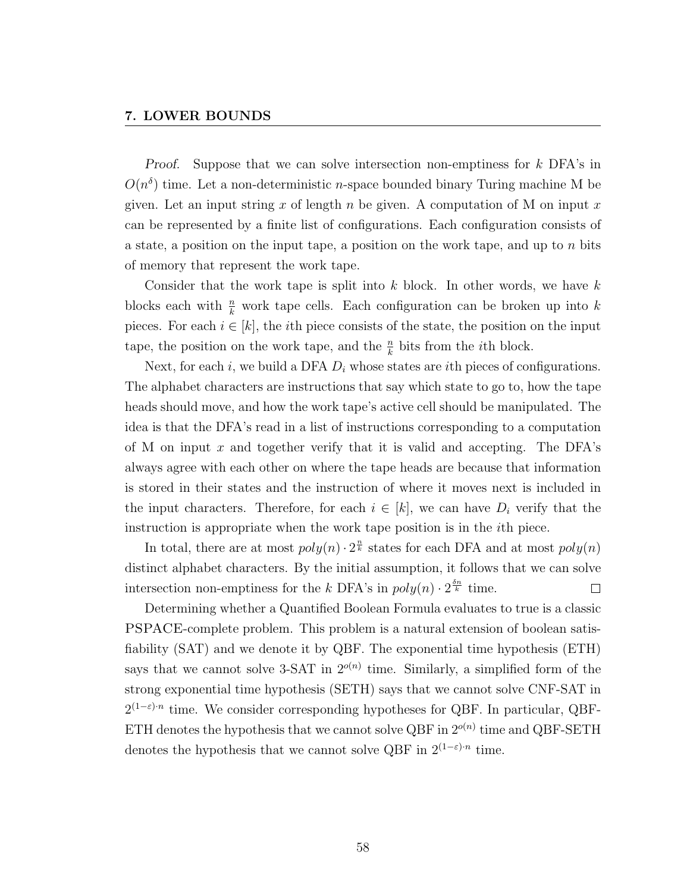*Proof.* Suppose that we can solve intersection non-emptiness for $k$ DFA's in $O(n^\delta)$ time. Let a non-deterministic $n$-space bounded binary Turing machine M be given. Let an input string $x$ of length $n$ be given. A computation of M on input $x$ can be represented by a finite list of configurations. Each configuration consists of a state, a position on the input tape, a position on the work tape, and up to $n$ bits of memory that represent the work tape.

Consider that the work tape is split into $k$ block. In other words, we have $k$ blocks each with $\frac{n}{k}$ work tape cells. Each configuration can be broken up into $k$ pieces. For each $i \in [k]$, the $i$th piece consists of the state, the position on the input tape, the position on the work tape, and the $\frac{n}{k}$ bits from the $i$th block.

Next, for each $i$, we build a DFA $D_i$ whose states are $i$th pieces of configurations. The alphabet characters are instructions that say which state to go to, how the tape heads should move, and how the work tape's active cell should be manipulated. The idea is that the DFA's read in a list of instructions corresponding to a computation of M on input $x$ and together verify that it is valid and accepting. The DFA's always agree with each other on where the tape heads are because that information is stored in their states and the instruction of where it moves next is included in the input characters. Therefore, for each $i \in [k]$, we can have $D_i$ verify that the instruction is appropriate when the work tape position is in the $i$th piece.

In total, there are at most $poly(n) \cdot 2^{\frac{n}{k}}$ states for each DFA and at most $poly(n)$ distinct alphabet characters. By the initial assumption, it follows that we can solve intersection non-emptiness for the $k$ DFA's in $poly(n) \cdot 2^{\frac{\delta n}{k}}$ time. $\square$

Determining whether a Quantified Boolean Formula evaluates to true is a classic PSPACE-complete problem. This problem is a natural extension of boolean satisfiability (SAT) and we denote it by QBF. The exponential time hypothesis (ETH) says that we cannot solve 3-SAT in $2^{o(n)}$ time. Similarly, a simplified form of the strong exponential time hypothesis (SETH) says that we cannot solve CNF-SAT in $2^{(1-\varepsilon)\cdot n}$ time. We consider corresponding hypotheses for QBF. In particular, QBF-ETH denotes the hypothesis that we cannot solve QBF in $2^{o(n)}$ time and QBF-SETH denotes the hypothesis that we cannot solve QBF in $2^{(1-\varepsilon)\cdot n}$ time.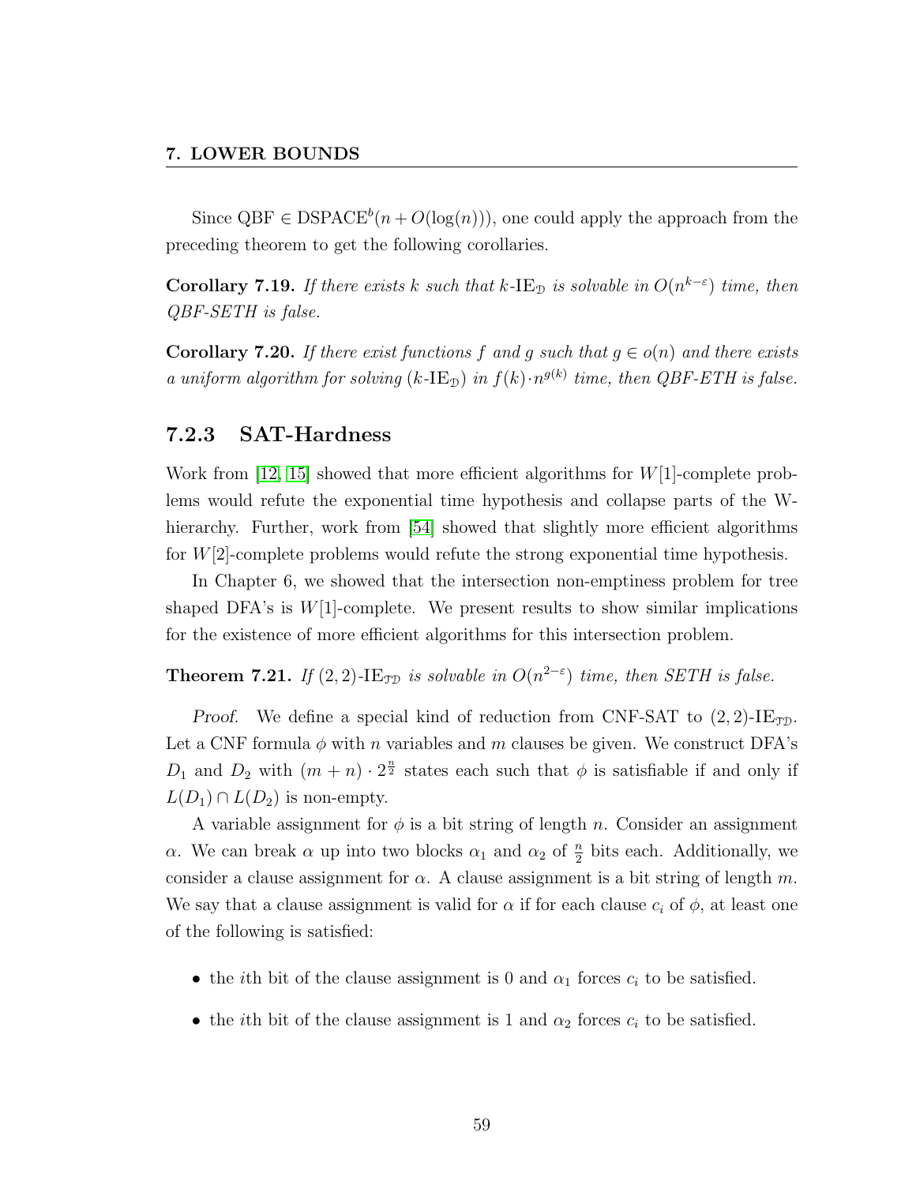Since QBF $\in$ DSPACE$^b(n + O(\log(n)))$, one could apply the approach from the preceding theorem to get the following corollaries.

**Corollary 7.19.** *If there exists $k$ such that $k$-IE$_{\mathcal{D}}$ is solvable in $O(n^{k-\varepsilon})$ time, then QBF-SETH is false.*

**Corollary 7.20.** *If there exist functions $f$ and $g$ such that $g \in o(n)$ and there exists a uniform algorithm for solving ($k$-IE$_{\mathcal{D}}$) in $f(k) \cdot n^{g(k)}$ time, then QBF-ETH is false.*

### 7.2.3 SAT-Hardness

Work from [12, 15] showed that more efficient algorithms for $W[1]$-complete problems would refute the exponential time hypothesis and collapse parts of the W-hierarchy. Further, work from [54] showed that slightly more efficient algorithms for $W[2]$-complete problems would refute the strong exponential time hypothesis.

In Chapter 6, we showed that the intersection non-emptiness problem for tree shaped DFA's is $W[1]$-complete. We present results to show similar implications for the existence of more efficient algorithms for this intersection problem.

**Theorem 7.21.** *If $(2, 2)$-IE$_{\mathcal{TD}}$ is solvable in $O(n^{2-\varepsilon})$ time, then SETH is false.*

*Proof.* We define a special kind of reduction from CNF-SAT to $(2, 2)$-IE$_{\mathcal{TD}}$. Let a CNF formula $\phi$ with $n$ variables and $m$ clauses be given. We construct DFA's $D_1$ and $D_2$ with $(m + n) \cdot 2^{\frac{n}{2}}$ states each such that $\phi$ is satisfiable if and only if $L(D_1) \cap L(D_2)$ is non-empty.

A variable assignment for $\phi$ is a bit string of length $n$. Consider an assignment $\alpha$. We can break $\alpha$ up into two blocks $\alpha_1$ and $\alpha_2$ of $\frac{n}{2}$ bits each. Additionally, we consider a clause assignment for $\alpha$. A clause assignment is a bit string of length $m$. We say that a clause assignment is valid for $\alpha$ if for each clause $c_i$ of $\phi$, at least one of the following is satisfied:

- the $i$th bit of the clause assignment is 0 and $\alpha_1$ forces $c_i$ to be satisfied.
- the $i$th bit of the clause assignment is 1 and $\alpha_2$ forces $c_i$ to be satisfied.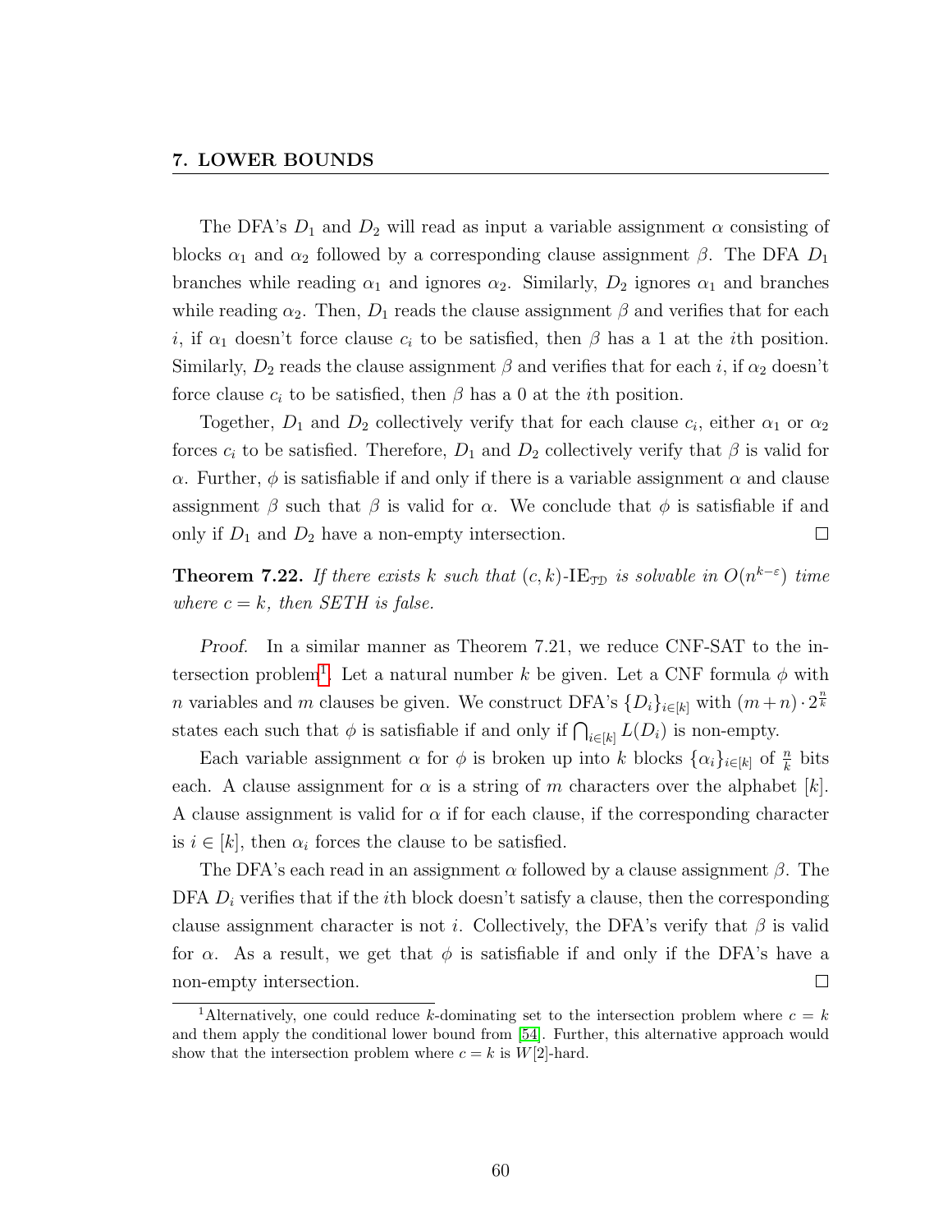The DFA's $D_1$ and $D_2$ will read as input a variable assignment $\alpha$ consisting of blocks $\alpha_1$ and $\alpha_2$ followed by a corresponding clause assignment $\beta$. The DFA $D_1$ branches while reading $\alpha_1$ and ignores $\alpha_2$. Similarly, $D_2$ ignores $\alpha_1$ and branches while reading $\alpha_2$. Then, $D_1$ reads the clause assignment $\beta$ and verifies that for each $i$, if $\alpha_1$ doesn't force clause $c_i$ to be satisfied, then $\beta$ has a 1 at the $i$th position. Similarly, $D_2$ reads the clause assignment $\beta$ and verifies that for each $i$, if $\alpha_2$ doesn't force clause $c_i$ to be satisfied, then $\beta$ has a 0 at the $i$th position.

Together, $D_1$ and $D_2$ collectively verify that for each clause $c_i$, either $\alpha_1$ or $\alpha_2$ forces $c_i$ to be satisfied. Therefore, $D_1$ and $D_2$ collectively verify that $\beta$ is valid for $\alpha$. Further, $\phi$ is satisfiable if and only if there is a variable assignment $\alpha$ and clause assignment $\beta$ such that $\beta$ is valid for $\alpha$. We conclude that $\phi$ is satisfiable if and only if $D_1$ and $D_2$ have a non-empty intersection. ☐

**Theorem 7.22.** *If there exists $k$ such that $(c, k)$-$\text{IE}_{\mathcal{TD}}$ is solvable in $O(n^{k-\varepsilon})$ time where $c = k$, then SETH is false.*

*Proof.* In a similar manner as Theorem 7.21, we reduce CNF-SAT to the intersection problem[1]. Let a natural number $k$ be given. Let a CNF formula $\phi$ with $n$ variables and $m$ clauses be given. We construct DFA's $\{D_i\}_{i\in[k]}$ with $(m+n)\cdot 2^{\frac{n}{k}}$ states each such that $\phi$ is satisfiable if and only if $\bigcap_{i\in[k]} L(D_i)$ is non-empty.

Each variable assignment $\alpha$ for $\phi$ is broken up into $k$ blocks $\{\alpha_i\}_{i\in[k]}$ of $\frac{n}{k}$ bits each. A clause assignment for $\alpha$ is a string of $m$ characters over the alphabet $[k]$. A clause assignment is valid for $\alpha$ if for each clause, if the corresponding character is $i \in [k]$, then $\alpha_i$ forces the clause to be satisfied.

The DFA's each read in an assignment $\alpha$ followed by a clause assignment $\beta$. The DFA $D_i$ verifies that if the $i$th block doesn't satisfy a clause, then the corresponding clause assignment character is not $i$. Collectively, the DFA's verify that $\beta$ is valid for $\alpha$. As a result, we get that $\phi$ is satisfiable if and only if the DFA's have a non-empty intersection. ☐

---

[1] Alternatively, one could reduce $k$-dominating set to the intersection problem where $c = k$ and them apply the conditional lower bound from [54]. Further, this alternative approach would show that the intersection problem where $c = k$ is $W[2]$-hard.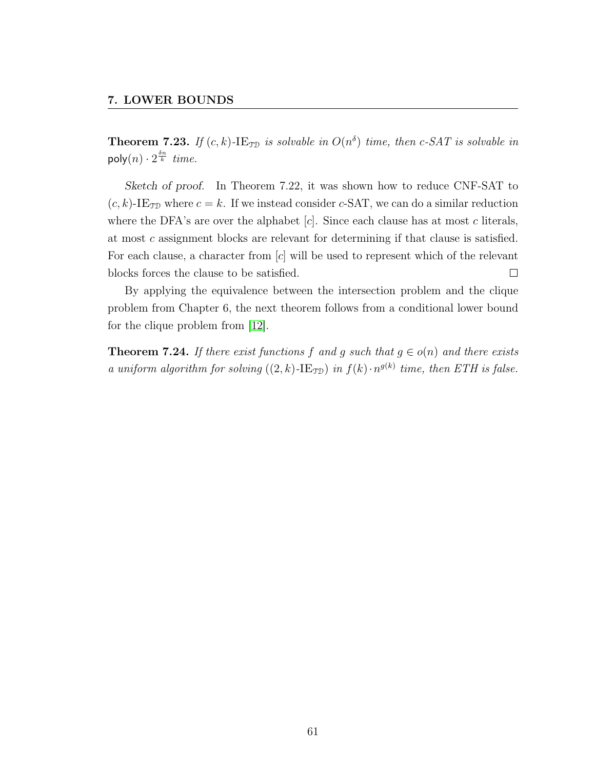**Theorem 7.23.** *If $(c, k)$-$\text{IE}_{\mathcal{TD}}$ is solvable in $O(n^{\delta})$ time, then c-SAT is solvable in $\mathsf{poly}(n) \cdot 2^{\frac{\delta n}{k}}$ time.*

*Sketch of proof.* In Theorem 7.22, it was shown how to reduce CNF-SAT to $(c, k)$-$\text{IE}_{\mathcal{TD}}$ where $c = k$. If we instead consider $c$-SAT, we can do a similar reduction where the DFA's are over the alphabet $[c]$. Since each clause has at most $c$ literals, at most $c$ assignment blocks are relevant for determining if that clause is satisfied. For each clause, a character from $[c]$ will be used to represent which of the relevant blocks forces the clause to be satisfied. □

By applying the equivalence between the intersection problem and the clique problem from Chapter 6, the next theorem follows from a conditional lower bound for the clique problem from [12].

**Theorem 7.24.** *If there exist functions $f$ and $g$ such that $g \in o(n)$ and there exists a uniform algorithm for solving ($(2, k)$-$\text{IE}_{\mathcal{TD}}$) in $f(k) \cdot n^{g(k)}$ time, then ETH is false.*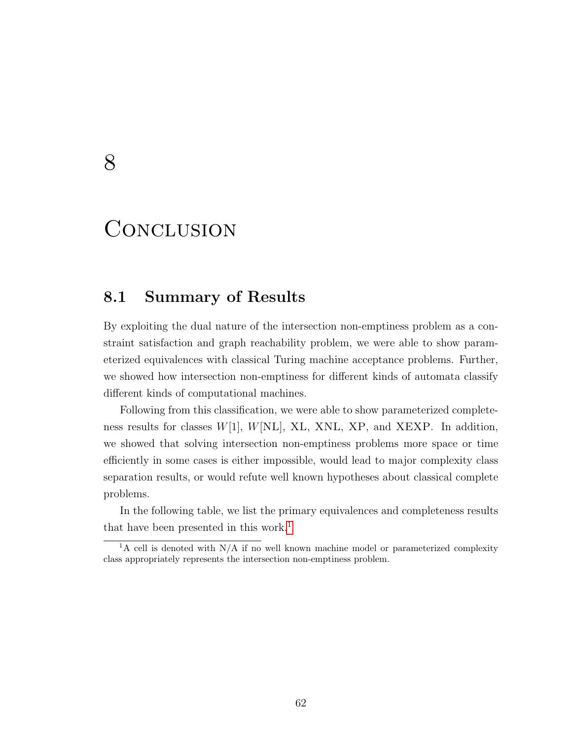# 8

# Conclusion

## 8.1 Summary of Results

By exploiting the dual nature of the intersection non-emptiness problem as a constraint satisfaction and graph reachability problem, we were able to show parameterized equivalences with classical Turing machine acceptance problems. Further, we showed how intersection non-emptiness for different kinds of automata classify different kinds of computational machines.

Following from this classification, we were able to show parameterized completeness results for classes $W[1]$, $W[\text{NL}]$, XL, XNL, XP, and XEXP. In addition, we showed that solving intersection non-emptiness problems more space or time efficiently in some cases is either impossible, would lead to major complexity class separation results, or would refute well known hypotheses about classical complete problems.

In the following table, we list the primary equivalences and completeness results that have been presented in this work.[1]

[1] A cell is denoted with N/A if no well known machine model or parameterized complexity class appropriately represents the intersection non-emptiness problem.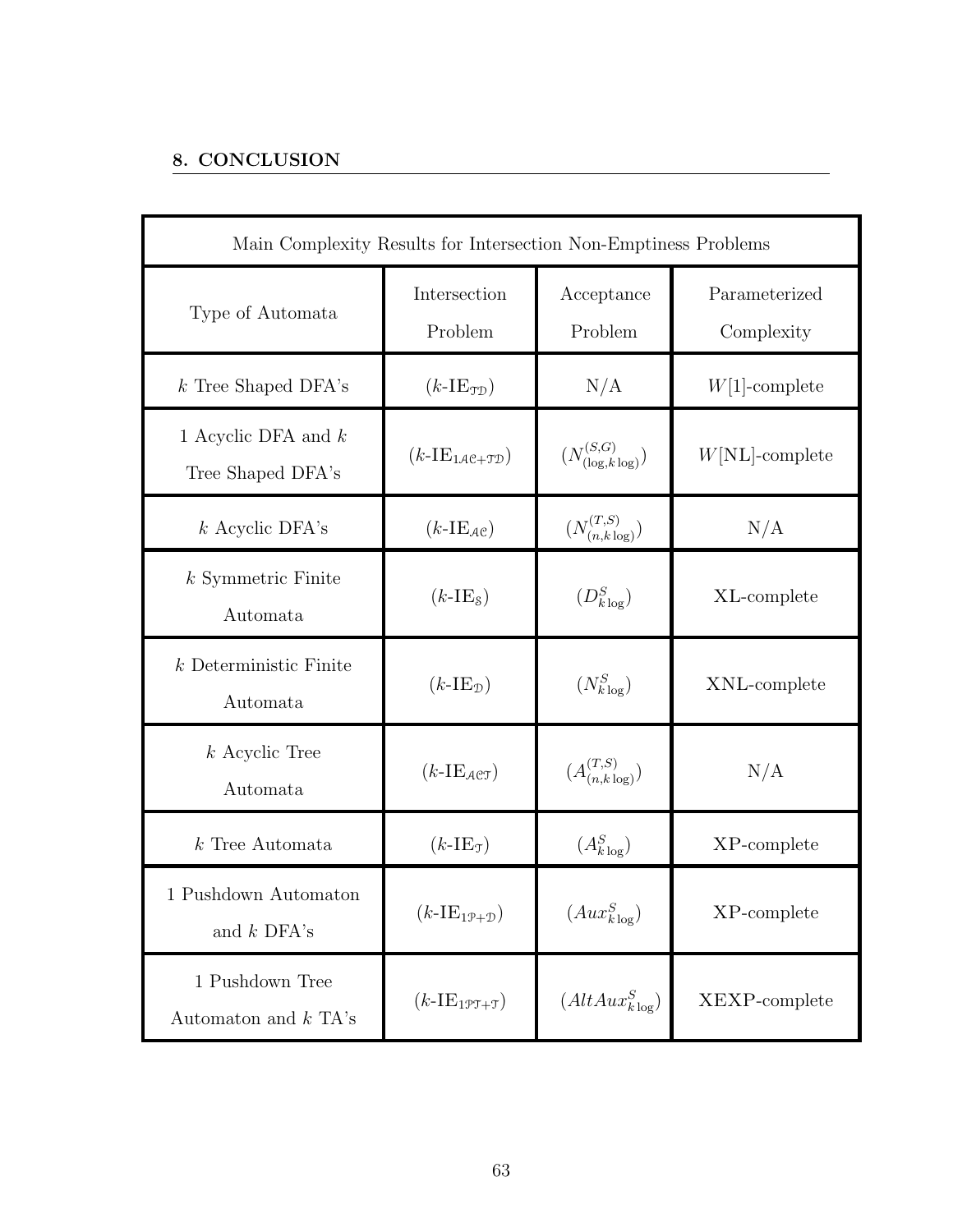## 8. CONCLUSION

| Main Complexity Results for Intersection Non-Emptiness Problems | | | |
|---|---|---|---|
| Type of Automata | Intersection Problem | Acceptance Problem | Parameterized Complexity |
| $k$ Tree Shaped DFA's | ($k$-IE$_{\mathcal{TD}}$) | N/A | $W[1]$-complete |
| 1 Acyclic DFA and $k$ Tree Shaped DFA's | ($k$-IE$_{1\mathcal{AC}+\mathcal{TD}}$) | ($N^{(S,G)}_{(\log,k\log)}$) | $W[\text{NL}]$-complete |
| $k$ Acyclic DFA's | ($k$-IE$_{\mathcal{AC}}$) | ($N^{(T,S)}_{(n,k\log)}$) | N/A |
| $k$ Symmetric Finite Automata | ($k$-IE$_{\mathcal{S}}$) | ($D^{S}_{k\log}$) | XL-complete |
| $k$ Deterministic Finite Automata | ($k$-IE$_{\mathcal{D}}$) | ($N^{S}_{k\log}$) | XNL-complete |
| $k$ Acyclic Tree Automata | ($k$-IE$_{\mathcal{ACT}}$) | ($A^{(T,S)}_{(n,k\log)}$) | N/A |
| $k$ Tree Automata | ($k$-IE$_{\mathcal{T}}$) | ($A^{S}_{k\log}$) | XP-complete |
| 1 Pushdown Automaton and $k$ DFA's | ($k$-IE$_{1\mathcal{P}+\mathcal{D}}$) | ($Aux^{S}_{k\log}$) | XP-complete |
| 1 Pushdown Tree Automaton and $k$ TA's | ($k$-IE$_{1\mathcal{PT}+\mathcal{T}}$) | ($AltAux^{S}_{k\log}$) | XEXP-complete |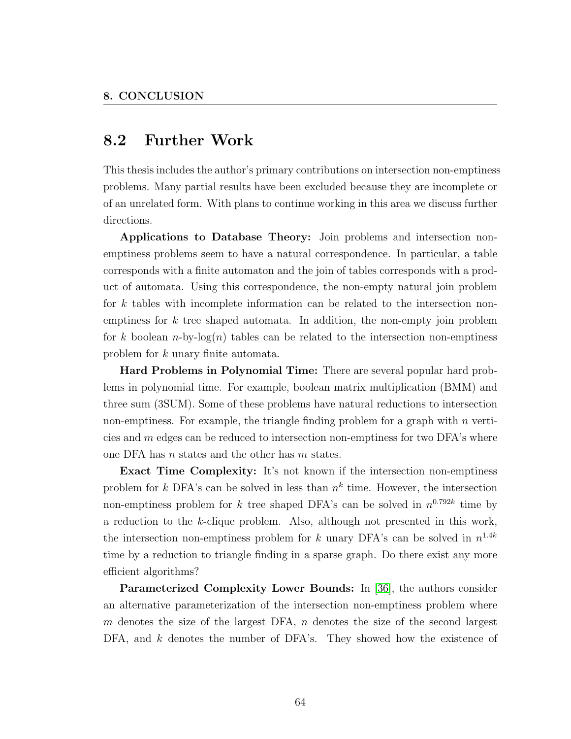## 8.2 Further Work

This thesis includes the author's primary contributions on intersection non-emptiness problems. Many partial results have been excluded because they are incomplete or of an unrelated form. With plans to continue working in this area we discuss further directions.

**Applications to Database Theory:** Join problems and intersection non-emptiness problems seem to have a natural correspondence. In particular, a table corresponds with a finite automaton and the join of tables corresponds with a product of automata. Using this correspondence, the non-empty natural join problem for $k$ tables with incomplete information can be related to the intersection non-emptiness for $k$ tree shaped automata. In addition, the non-empty join problem for $k$ boolean $n$-by-$\log(n)$ tables can be related to the intersection non-emptiness problem for $k$ unary finite automata.

**Hard Problems in Polynomial Time:** There are several popular hard problems in polynomial time. For example, boolean matrix multiplication (BMM) and three sum (3SUM). Some of these problems have natural reductions to intersection non-emptiness. For example, the triangle finding problem for a graph with $n$ verticies and $m$ edges can be reduced to intersection non-emptiness for two DFA's where one DFA has $n$ states and the other has $m$ states.

**Exact Time Complexity:** It's not known if the intersection non-emptiness problem for $k$ DFA's can be solved in less than $n^k$ time. However, the intersection non-emptiness problem for $k$ tree shaped DFA's can be solved in $n^{0.792k}$ time by a reduction to the $k$-clique problem. Also, although not presented in this work, the intersection non-emptiness problem for $k$ unary DFA's can be solved in $n^{1.4k}$ time by a reduction to triangle finding in a sparse graph. Do there exist any more efficient algorithms?

**Parameterized Complexity Lower Bounds:** In [36], the authors consider an alternative parameterization of the intersection non-emptiness problem where $m$ denotes the size of the largest DFA, $n$ denotes the size of the second largest DFA, and $k$ denotes the number of DFA's. They showed how the existence of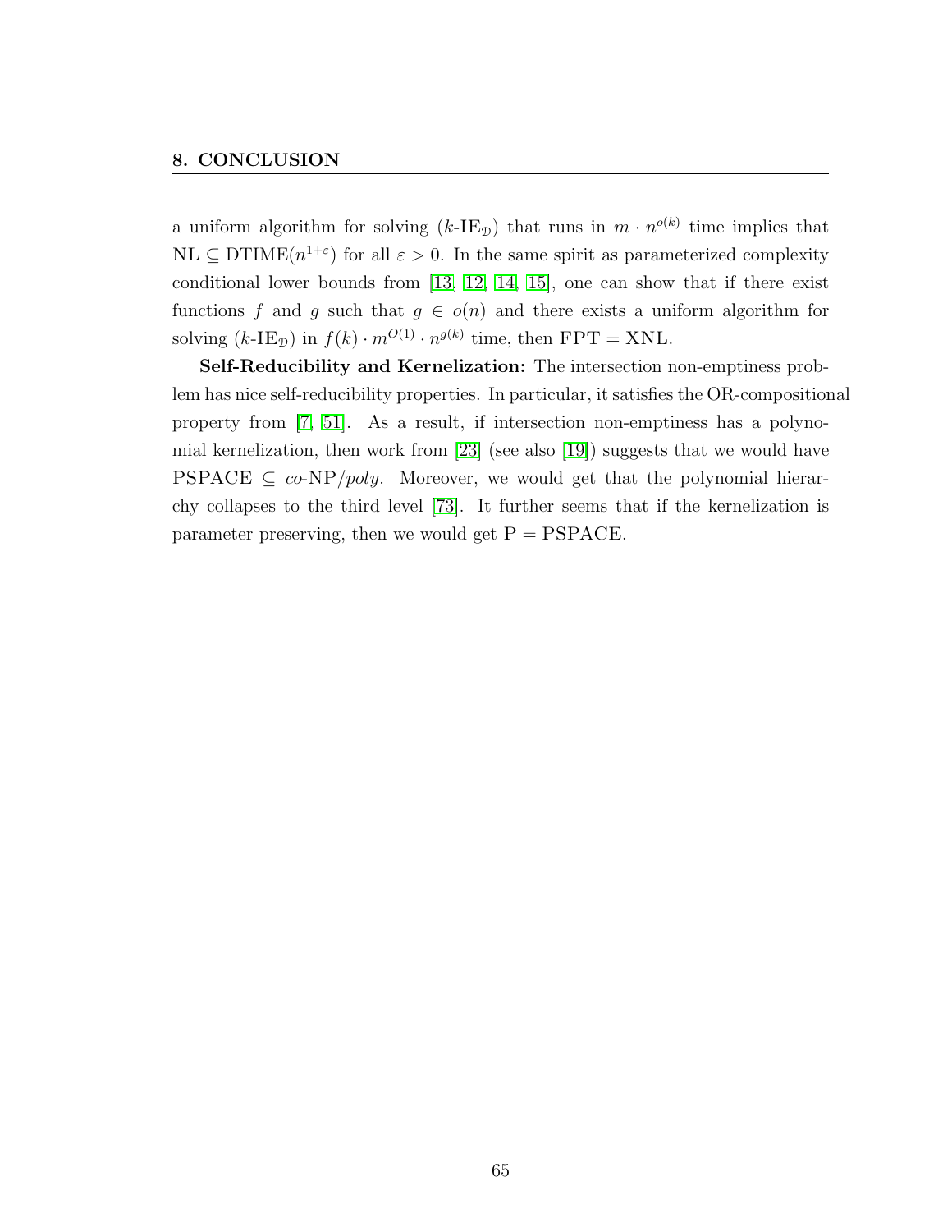a uniform algorithm for solving ($k$-IE$_{\mathfrak{D}}$) that runs in $m \cdot n^{o(k)}$ time implies that $\text{NL} \subseteq \text{DTIME}(n^{1+\varepsilon})$ for all $\varepsilon > 0$. In the same spirit as parameterized complexity conditional lower bounds from [13, 12, 14, 15], one can show that if there exist functions $f$ and $g$ such that $g \in o(n)$ and there exists a uniform algorithm for solving ($k$-IE$_{\mathfrak{D}}$) in $f(k) \cdot m^{O(1)} \cdot n^{g(k)}$ time, then $\text{FPT} = \text{XNL}$.

**Self-Reducibility and Kernelization:** The intersection non-emptiness problem has nice self-reducibility properties. In particular, it satisfies the OR-compositional property from [7, 51]. As a result, if intersection non-emptiness has a polynomial kernelization, then work from [23] (see also [19]) suggests that we would have $\text{PSPACE} \subseteq co\text{-NP}/poly$. Moreover, we would get that the polynomial hierarchy collapses to the third level [73]. It further seems that if the kernelization is parameter preserving, then we would get $\text{P} = \text{PSPACE}$.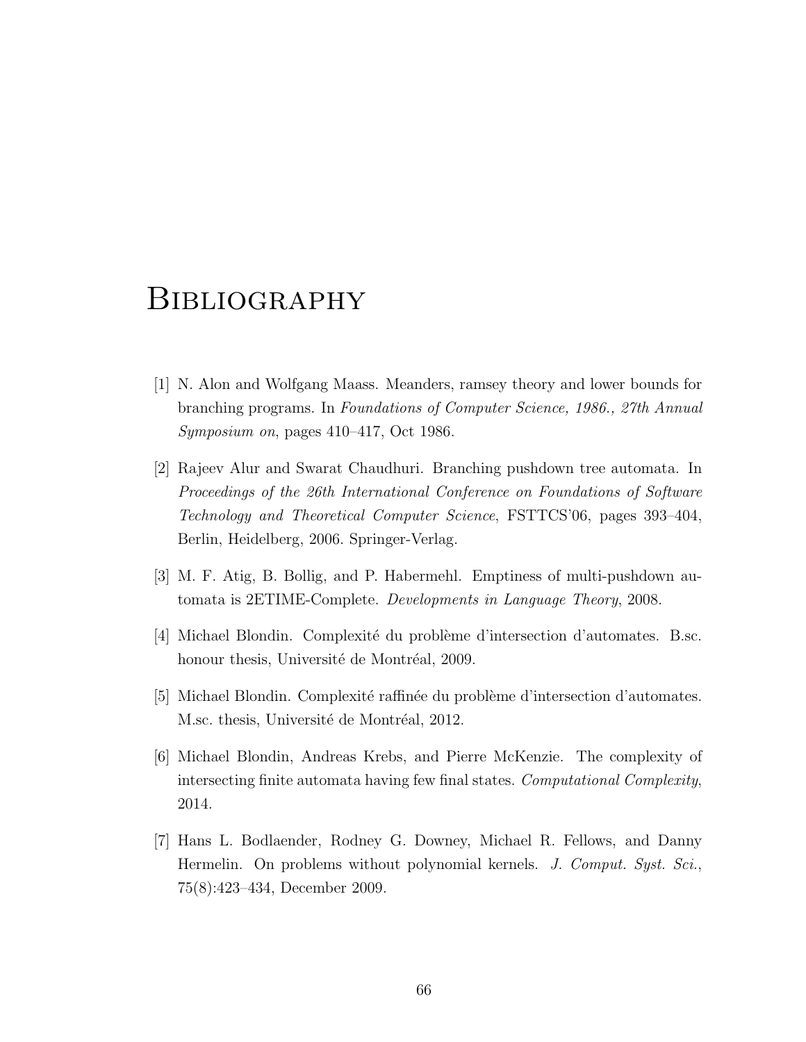# Bibliography

[1] N. Alon and Wolfgang Maass. Meanders, ramsey theory and lower bounds for branching programs. In *Foundations of Computer Science, 1986., 27th Annual Symposium on*, pages 410–417, Oct 1986.

[2] Rajeev Alur and Swarat Chaudhuri. Branching pushdown tree automata. In *Proceedings of the 26th International Conference on Foundations of Software Technology and Theoretical Computer Science*, FSTTCS'06, pages 393–404, Berlin, Heidelberg, 2006. Springer-Verlag.

[3] M. F. Atig, B. Bollig, and P. Habermehl. Emptiness of multi-pushdown automata is 2ETIME-Complete. *Developments in Language Theory*, 2008.

[4] Michael Blondin. Complexité du problème d'intersection d'automates. B.sc. honour thesis, Université de Montréal, 2009.

[5] Michael Blondin. Complexité raffinée du problème d'intersection d'automates. M.sc. thesis, Université de Montréal, 2012.

[6] Michael Blondin, Andreas Krebs, and Pierre McKenzie. The complexity of intersecting finite automata having few final states. *Computational Complexity*, 2014.

[7] Hans L. Bodlaender, Rodney G. Downey, Michael R. Fellows, and Danny Hermelin. On problems without polynomial kernels. *J. Comput. Syst. Sci.*, 75(8):423–434, December 2009.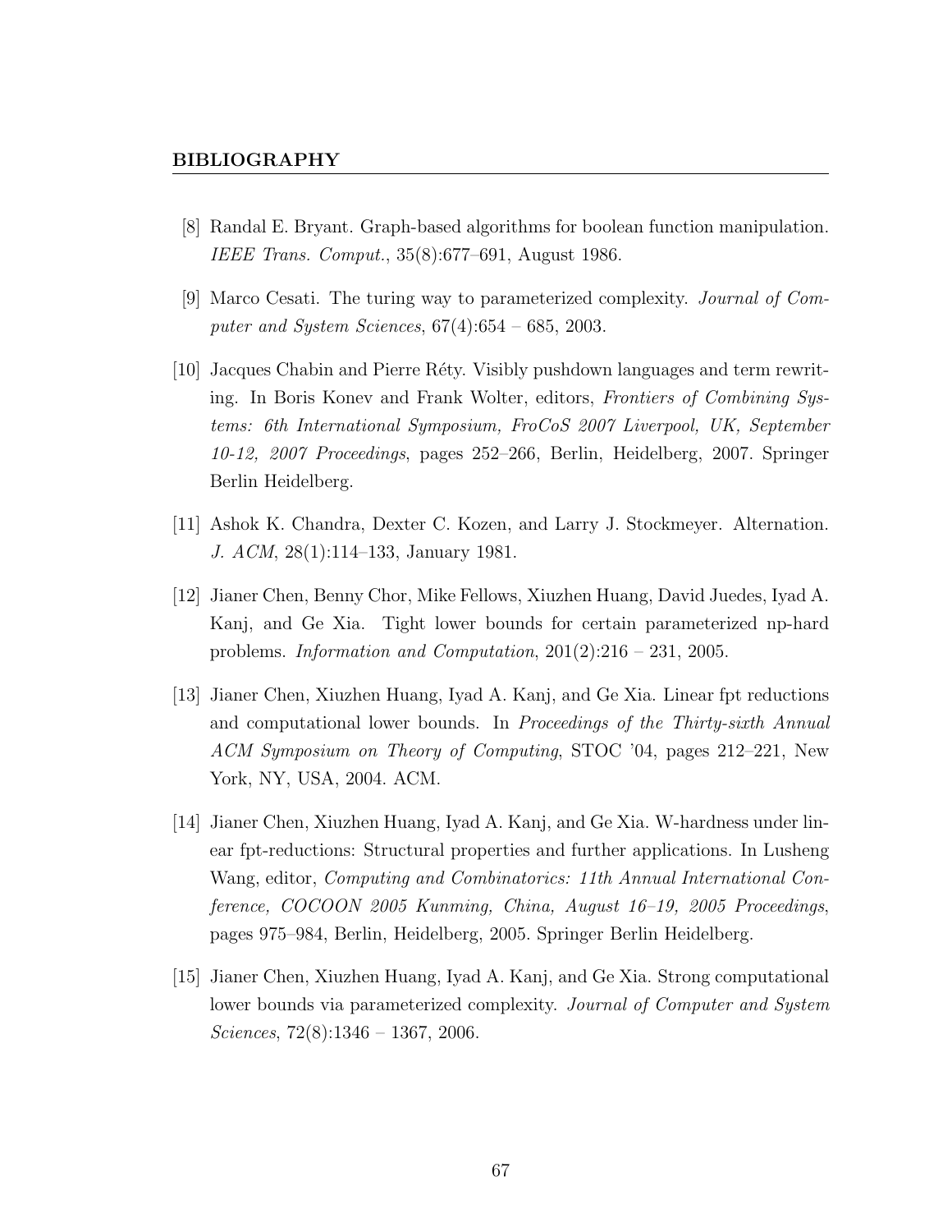[8] Randal E. Bryant. Graph-based algorithms for boolean function manipulation. *IEEE Trans. Comput.*, 35(8):677–691, August 1986.

[9] Marco Cesati. The turing way to parameterized complexity. *Journal of Computer and System Sciences*, 67(4):654 – 685, 2003.

[10] Jacques Chabin and Pierre Réty. Visibly pushdown languages and term rewriting. In Boris Konev and Frank Wolter, editors, *Frontiers of Combining Systems: 6th International Symposium, FroCoS 2007 Liverpool, UK, September 10-12, 2007 Proceedings*, pages 252–266, Berlin, Heidelberg, 2007. Springer Berlin Heidelberg.

[11] Ashok K. Chandra, Dexter C. Kozen, and Larry J. Stockmeyer. Alternation. *J. ACM*, 28(1):114–133, January 1981.

[12] Jianer Chen, Benny Chor, Mike Fellows, Xiuzhen Huang, David Juedes, Iyad A. Kanj, and Ge Xia. Tight lower bounds for certain parameterized np-hard problems. *Information and Computation*, 201(2):216 – 231, 2005.

[13] Jianer Chen, Xiuzhen Huang, Iyad A. Kanj, and Ge Xia. Linear fpt reductions and computational lower bounds. In *Proceedings of the Thirty-sixth Annual ACM Symposium on Theory of Computing*, STOC '04, pages 212–221, New York, NY, USA, 2004. ACM.

[14] Jianer Chen, Xiuzhen Huang, Iyad A. Kanj, and Ge Xia. W-hardness under linear fpt-reductions: Structural properties and further applications. In Lusheng Wang, editor, *Computing and Combinatorics: 11th Annual International Conference, COCOON 2005 Kunming, China, August 16–19, 2005 Proceedings*, pages 975–984, Berlin, Heidelberg, 2005. Springer Berlin Heidelberg.

[15] Jianer Chen, Xiuzhen Huang, Iyad A. Kanj, and Ge Xia. Strong computational lower bounds via parameterized complexity. *Journal of Computer and System Sciences*, 72(8):1346 – 1367, 2006.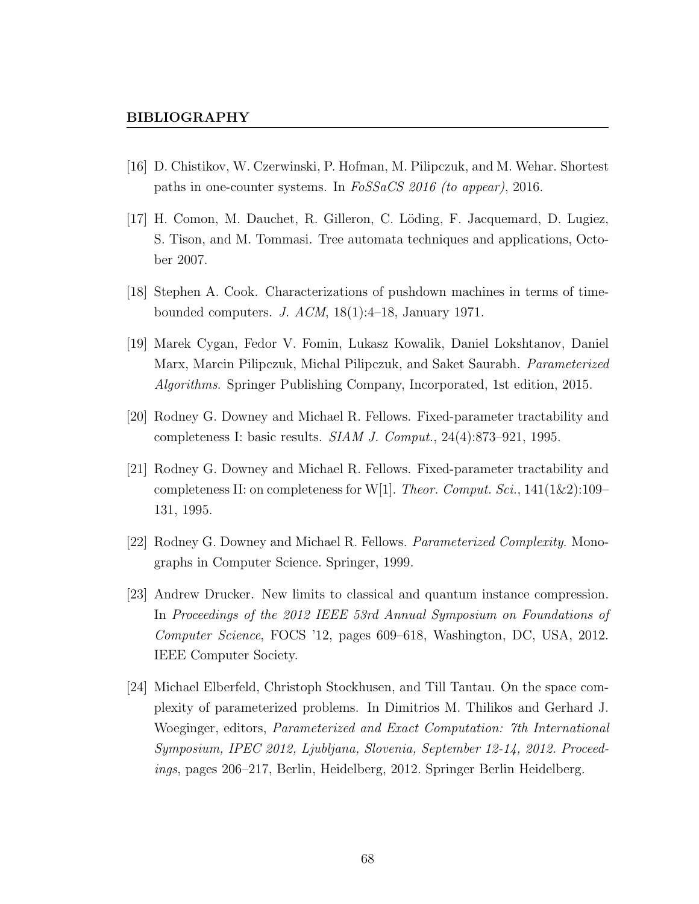[16] D. Chistikov, W. Czerwinski, P. Hofman, M. Pilipczuk, and M. Wehar. Shortest paths in one-counter systems. In *FoSSaCS 2016 (to appear)*, 2016.

[17] H. Comon, M. Dauchet, R. Gilleron, C. Löding, F. Jacquemard, D. Lugiez, S. Tison, and M. Tommasi. Tree automata techniques and applications, October 2007.

[18] Stephen A. Cook. Characterizations of pushdown machines in terms of time-bounded computers. *J. ACM*, 18(1):4–18, January 1971.

[19] Marek Cygan, Fedor V. Fomin, Lukasz Kowalik, Daniel Lokshtanov, Daniel Marx, Marcin Pilipczuk, Michal Pilipczuk, and Saket Saurabh. *Parameterized Algorithms*. Springer Publishing Company, Incorporated, 1st edition, 2015.

[20] Rodney G. Downey and Michael R. Fellows. Fixed-parameter tractability and completeness I: basic results. *SIAM J. Comput.*, 24(4):873–921, 1995.

[21] Rodney G. Downey and Michael R. Fellows. Fixed-parameter tractability and completeness II: on completeness for W[1]. *Theor. Comput. Sci.*, 141(1&2):109–131, 1995.

[22] Rodney G. Downey and Michael R. Fellows. *Parameterized Complexity*. Monographs in Computer Science. Springer, 1999.

[23] Andrew Drucker. New limits to classical and quantum instance compression. In *Proceedings of the 2012 IEEE 53rd Annual Symposium on Foundations of Computer Science*, FOCS '12, pages 609–618, Washington, DC, USA, 2012. IEEE Computer Society.

[24] Michael Elberfeld, Christoph Stockhusen, and Till Tantau. On the space complexity of parameterized problems. In Dimitrios M. Thilikos and Gerhard J. Woeginger, editors, *Parameterized and Exact Computation: 7th International Symposium, IPEC 2012, Ljubljana, Slovenia, September 12-14, 2012. Proceedings*, pages 206–217, Berlin, Heidelberg, 2012. Springer Berlin Heidelberg.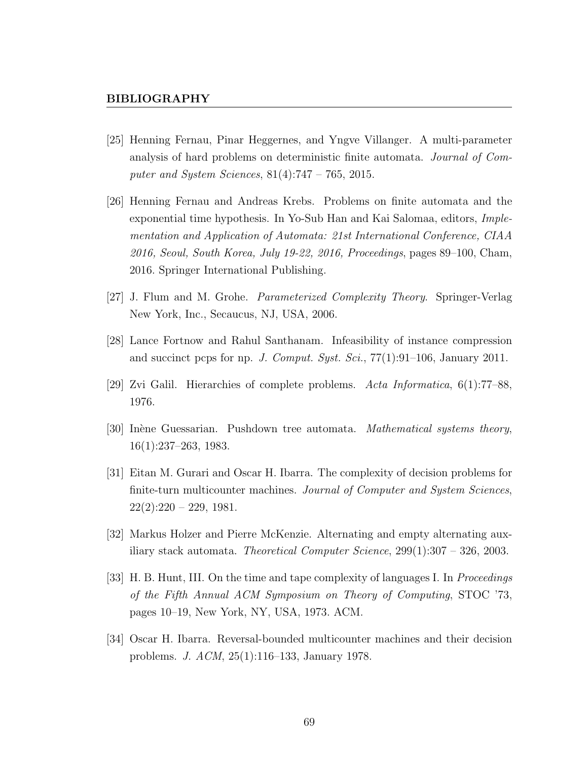[25] Henning Fernau, Pinar Heggernes, and Yngve Villanger. A multi-parameter analysis of hard problems on deterministic finite automata. *Journal of Computer and System Sciences*, 81(4):747 – 765, 2015.

[26] Henning Fernau and Andreas Krebs. Problems on finite automata and the exponential time hypothesis. In Yo-Sub Han and Kai Salomaa, editors, *Implementation and Application of Automata: 21st International Conference, CIAA 2016, Seoul, South Korea, July 19-22, 2016, Proceedings*, pages 89–100, Cham, 2016. Springer International Publishing.

[27] J. Flum and M. Grohe. *Parameterized Complexity Theory*. Springer-Verlag New York, Inc., Secaucus, NJ, USA, 2006.

[28] Lance Fortnow and Rahul Santhanam. Infeasibility of instance compression and succinct pcps for np. *J. Comput. Syst. Sci.*, 77(1):91–106, January 2011.

[29] Zvi Galil. Hierarchies of complete problems. *Acta Informatica*, 6(1):77–88, 1976.

[30] Inène Guessarian. Pushdown tree automata. *Mathematical systems theory*, 16(1):237–263, 1983.

[31] Eitan M. Gurari and Oscar H. Ibarra. The complexity of decision problems for finite-turn multicounter machines. *Journal of Computer and System Sciences*, 22(2):220 – 229, 1981.

[32] Markus Holzer and Pierre McKenzie. Alternating and empty alternating auxiliary stack automata. *Theoretical Computer Science*, 299(1):307 – 326, 2003.

[33] H. B. Hunt, III. On the time and tape complexity of languages I. In *Proceedings of the Fifth Annual ACM Symposium on Theory of Computing*, STOC '73, pages 10–19, New York, NY, USA, 1973. ACM.

[34] Oscar H. Ibarra. Reversal-bounded multicounter machines and their decision problems. *J. ACM*, 25(1):116–133, January 1978.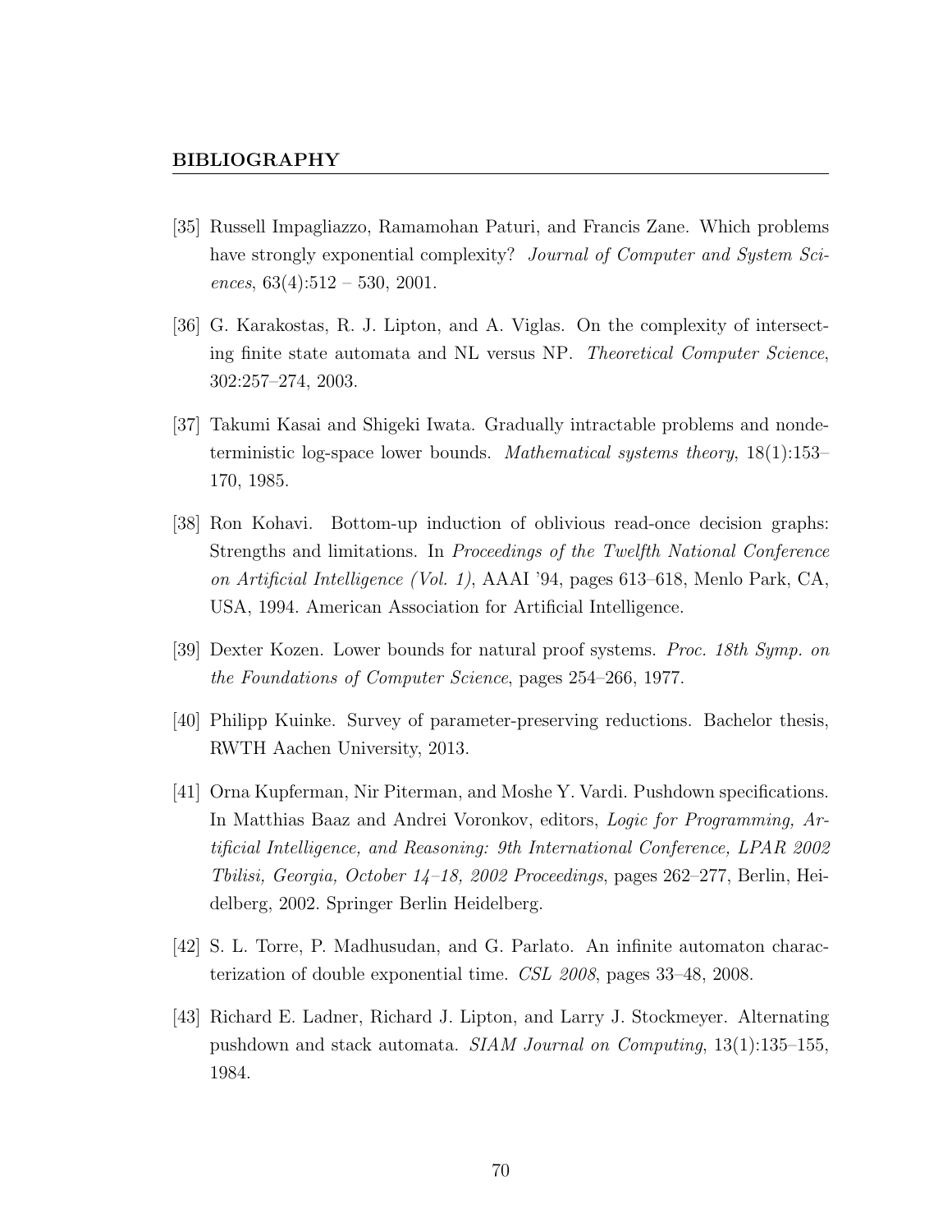## BIBLIOGRAPHY

[35] Russell Impagliazzo, Ramamohan Paturi, and Francis Zane. Which problems have strongly exponential complexity? *Journal of Computer and System Sciences*, 63(4):512 – 530, 2001.

[36] G. Karakostas, R. J. Lipton, and A. Viglas. On the complexity of intersecting finite state automata and NL versus NP. *Theoretical Computer Science*, 302:257–274, 2003.

[37] Takumi Kasai and Shigeki Iwata. Gradually intractable problems and nondeterministic log-space lower bounds. *Mathematical systems theory*, 18(1):153–170, 1985.

[38] Ron Kohavi. Bottom-up induction of oblivious read-once decision graphs: Strengths and limitations. In *Proceedings of the Twelfth National Conference on Artificial Intelligence (Vol. 1)*, AAAI '94, pages 613–618, Menlo Park, CA, USA, 1994. American Association for Artificial Intelligence.

[39] Dexter Kozen. Lower bounds for natural proof systems. *Proc. 18th Symp. on the Foundations of Computer Science*, pages 254–266, 1977.

[40] Philipp Kuinke. Survey of parameter-preserving reductions. Bachelor thesis, RWTH Aachen University, 2013.

[41] Orna Kupferman, Nir Piterman, and Moshe Y. Vardi. Pushdown specifications. In Matthias Baaz and Andrei Voronkov, editors, *Logic for Programming, Artificial Intelligence, and Reasoning: 9th International Conference, LPAR 2002 Tbilisi, Georgia, October 14–18, 2002 Proceedings*, pages 262–277, Berlin, Heidelberg, 2002. Springer Berlin Heidelberg.

[42] S. L. Torre, P. Madhusudan, and G. Parlato. An infinite automaton characterization of double exponential time. *CSL 2008*, pages 33–48, 2008.

[43] Richard E. Ladner, Richard J. Lipton, and Larry J. Stockmeyer. Alternating pushdown and stack automata. *SIAM Journal on Computing*, 13(1):135–155, 1984.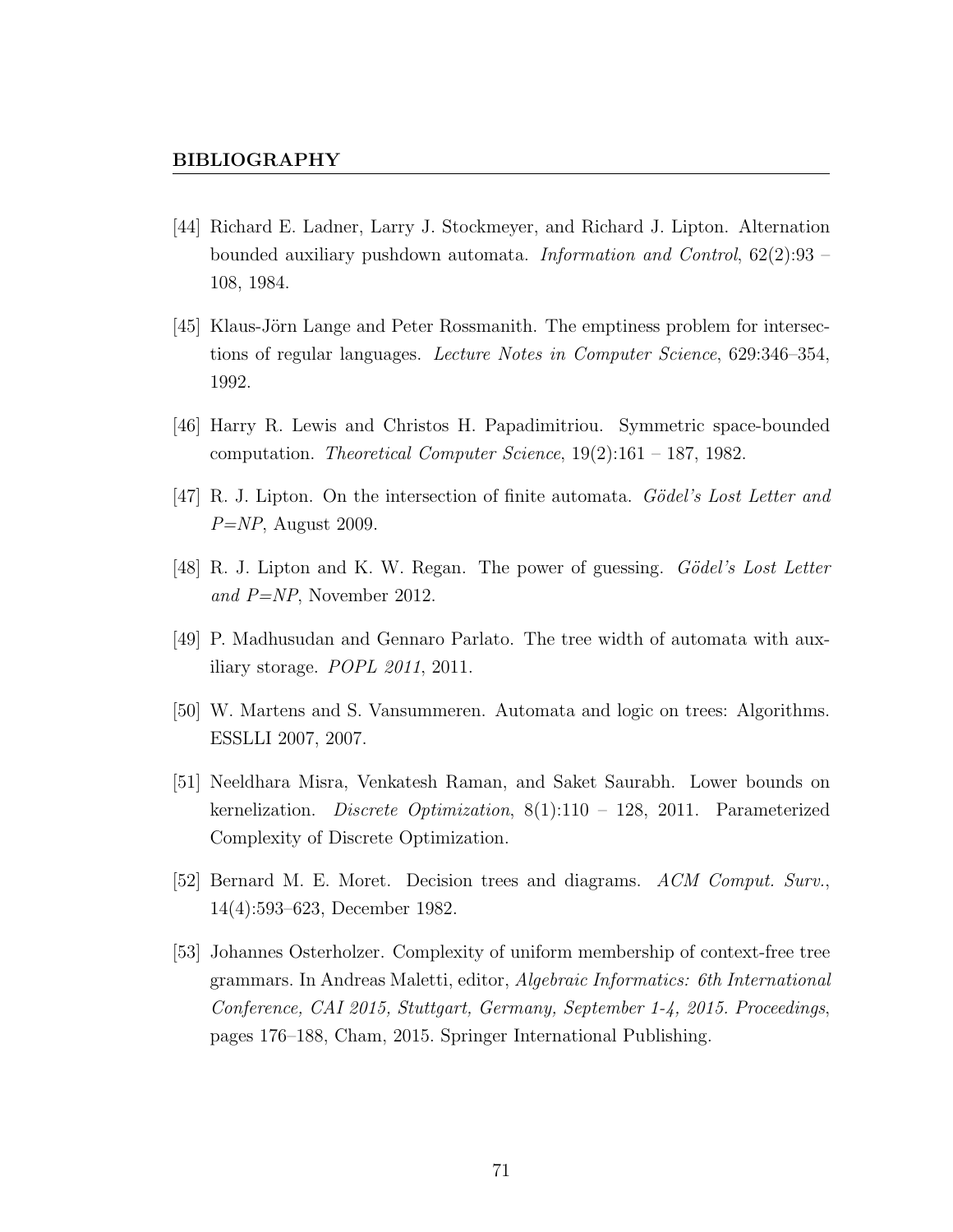**BIBLIOGRAPHY**

[44] Richard E. Ladner, Larry J. Stockmeyer, and Richard J. Lipton. Alternation bounded auxiliary pushdown automata. *Information and Control*, 62(2):93 – 108, 1984.

[45] Klaus-Jörn Lange and Peter Rossmanith. The emptiness problem for intersections of regular languages. *Lecture Notes in Computer Science*, 629:346–354, 1992.

[46] Harry R. Lewis and Christos H. Papadimitriou. Symmetric space-bounded computation. *Theoretical Computer Science*, 19(2):161 – 187, 1982.

[47] R. J. Lipton. On the intersection of finite automata. *Gödel's Lost Letter and P=NP*, August 2009.

[48] R. J. Lipton and K. W. Regan. The power of guessing. *Gödel's Lost Letter and P=NP*, November 2012.

[49] P. Madhusudan and Gennaro Parlato. The tree width of automata with auxiliary storage. *POPL 2011*, 2011.

[50] W. Martens and S. Vansummeren. Automata and logic on trees: Algorithms. ESSLLI 2007, 2007.

[51] Neeldhara Misra, Venkatesh Raman, and Saket Saurabh. Lower bounds on kernelization. *Discrete Optimization*, 8(1):110 – 128, 2011. Parameterized Complexity of Discrete Optimization.

[52] Bernard M. E. Moret. Decision trees and diagrams. *ACM Comput. Surv.*, 14(4):593–623, December 1982.

[53] Johannes Osterholzer. Complexity of uniform membership of context-free tree grammars. In Andreas Maletti, editor, *Algebraic Informatics: 6th International Conference, CAI 2015, Stuttgart, Germany, September 1-4, 2015. Proceedings*, pages 176–188, Cham, 2015. Springer International Publishing.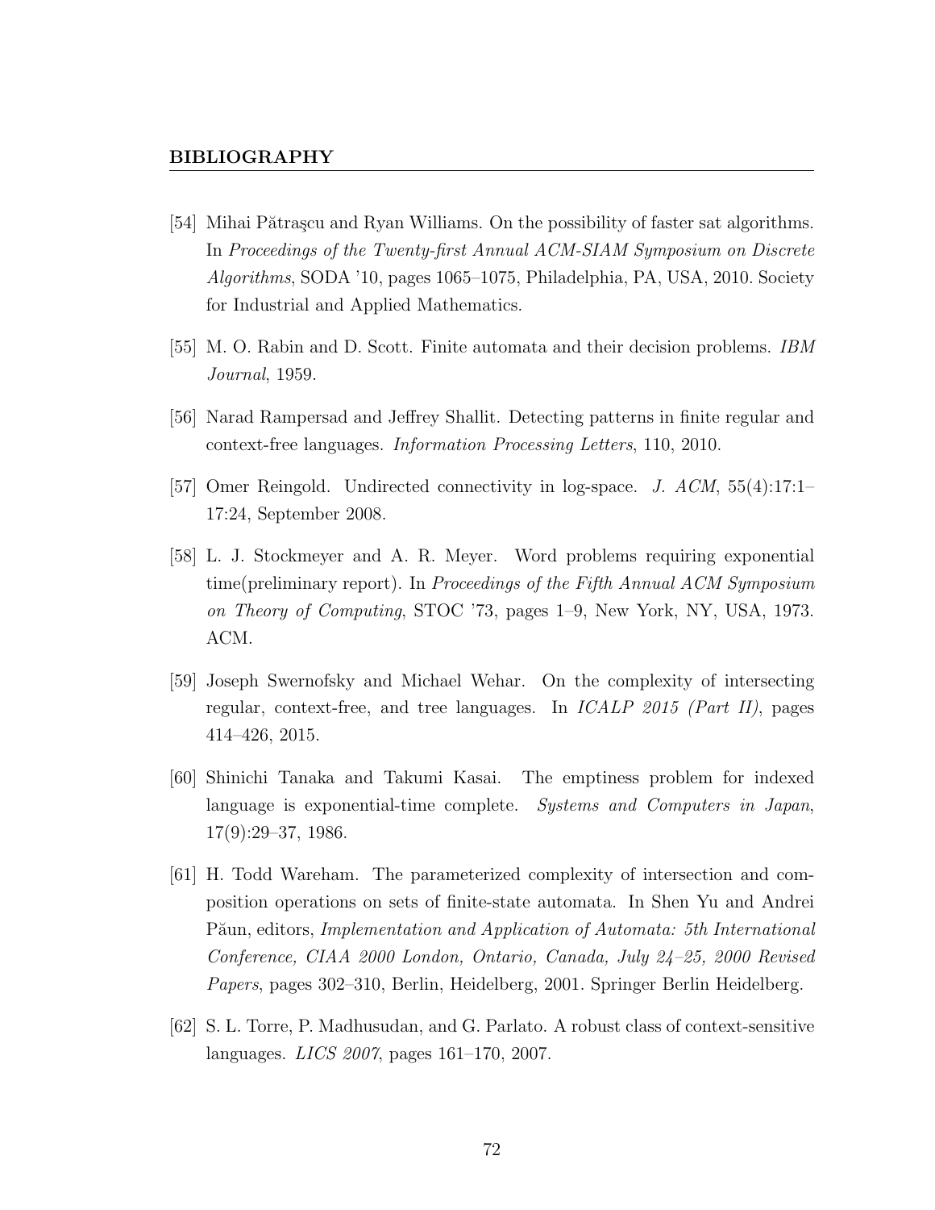## BIBLIOGRAPHY

[54] Mihai Pătraşcu and Ryan Williams. On the possibility of faster sat algorithms. In *Proceedings of the Twenty-first Annual ACM-SIAM Symposium on Discrete Algorithms*, SODA '10, pages 1065–1075, Philadelphia, PA, USA, 2010. Society for Industrial and Applied Mathematics.

[55] M. O. Rabin and D. Scott. Finite automata and their decision problems. *IBM Journal*, 1959.

[56] Narad Rampersad and Jeffrey Shallit. Detecting patterns in finite regular and context-free languages. *Information Processing Letters*, 110, 2010.

[57] Omer Reingold. Undirected connectivity in log-space. *J. ACM*, 55(4):17:1–17:24, September 2008.

[58] L. J. Stockmeyer and A. R. Meyer. Word problems requiring exponential time(preliminary report). In *Proceedings of the Fifth Annual ACM Symposium on Theory of Computing*, STOC '73, pages 1–9, New York, NY, USA, 1973. ACM.

[59] Joseph Swernofsky and Michael Wehar. On the complexity of intersecting regular, context-free, and tree languages. In *ICALP 2015 (Part II)*, pages 414–426, 2015.

[60] Shinichi Tanaka and Takumi Kasai. The emptiness problem for indexed language is exponential-time complete. *Systems and Computers in Japan*, 17(9):29–37, 1986.

[61] H. Todd Wareham. The parameterized complexity of intersection and composition operations on sets of finite-state automata. In Shen Yu and Andrei Păun, editors, *Implementation and Application of Automata: 5th International Conference, CIAA 2000 London, Ontario, Canada, July 24–25, 2000 Revised Papers*, pages 302–310, Berlin, Heidelberg, 2001. Springer Berlin Heidelberg.

[62] S. L. Torre, P. Madhusudan, and G. Parlato. A robust class of context-sensitive languages. *LICS 2007*, pages 161–170, 2007.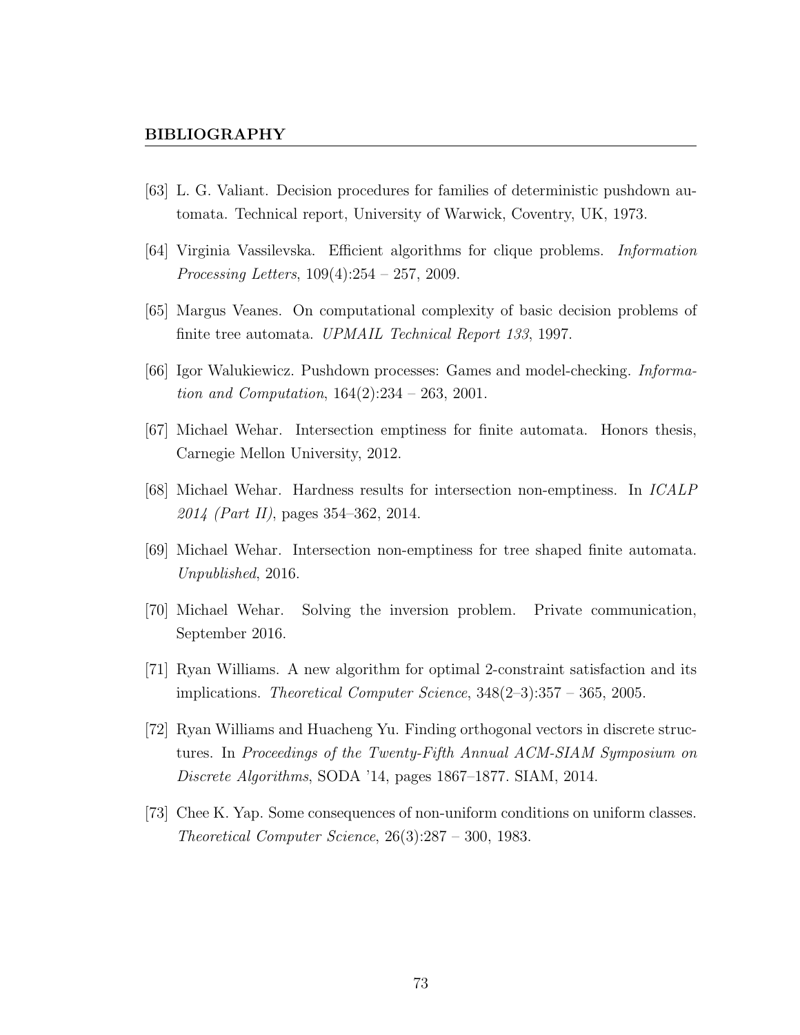[63] L. G. Valiant. Decision procedures for families of deterministic pushdown automata. Technical report, University of Warwick, Coventry, UK, 1973.

[64] Virginia Vassilevska. Efficient algorithms for clique problems. *Information Processing Letters*, 109(4):254 – 257, 2009.

[65] Margus Veanes. On computational complexity of basic decision problems of finite tree automata. *UPMAIL Technical Report 133*, 1997.

[66] Igor Walukiewicz. Pushdown processes: Games and model-checking. *Information and Computation*, 164(2):234 – 263, 2001.

[67] Michael Wehar. Intersection emptiness for finite automata. Honors thesis, Carnegie Mellon University, 2012.

[68] Michael Wehar. Hardness results for intersection non-emptiness. In *ICALP 2014 (Part II)*, pages 354–362, 2014.

[69] Michael Wehar. Intersection non-emptiness for tree shaped finite automata. *Unpublished*, 2016.

[70] Michael Wehar. Solving the inversion problem. Private communication, September 2016.

[71] Ryan Williams. A new algorithm for optimal 2-constraint satisfaction and its implications. *Theoretical Computer Science*, 348(2–3):357 – 365, 2005.

[72] Ryan Williams and Huacheng Yu. Finding orthogonal vectors in discrete structures. In *Proceedings of the Twenty-Fifth Annual ACM-SIAM Symposium on Discrete Algorithms*, SODA '14, pages 1867–1877. SIAM, 2014.

[73] Chee K. Yap. Some consequences of non-uniform conditions on uniform classes. *Theoretical Computer Science*, 26(3):287 – 300, 1983.